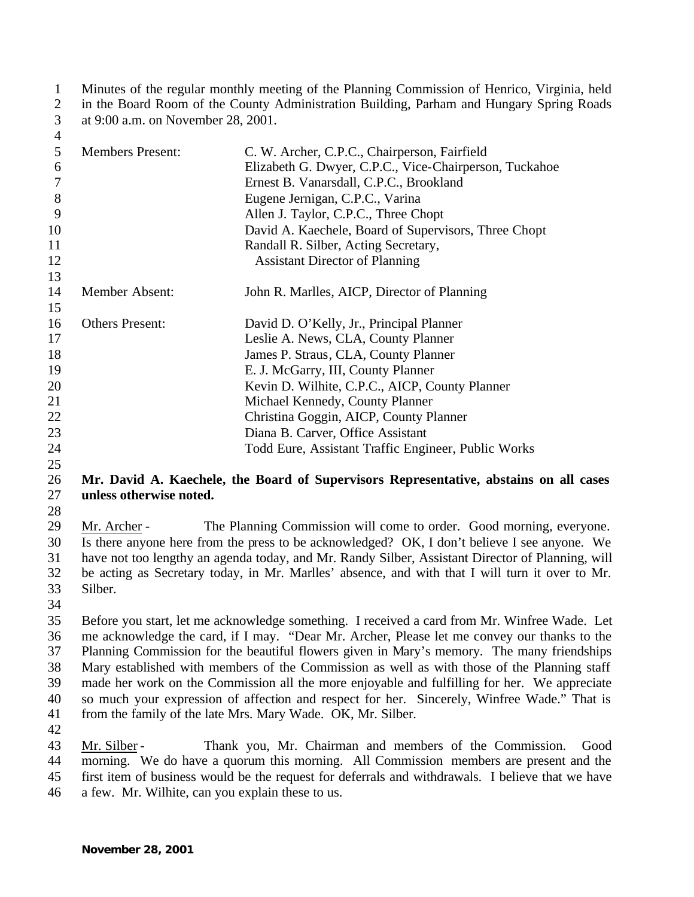Minutes of the regular monthly meeting of the Planning Commission of Henrico, Virginia, held in the Board Room of the County Administration Building, Parham and Hungary Spring Roads at 9:00 a.m. on November 28, 2001.

| | |
|---|---|
| Members Present: | C. W. Archer, C.P.C., Chairperson, Fairfield |
| | Elizabeth G. Dwyer, C.P.C., Vice-Chairperson, Tuckahoe |
| | Ernest B. Vanarsdall, C.P.C., Brookland |
| | Eugene Jernigan, C.P.C., Varina |
| | Allen J. Taylor, C.P.C., Three Chopt |
| | David A. Kaechele, Board of Supervisors, Three Chopt |
| | Randall R. Silber, Acting Secretary, Assistant Director of Planning |
| Member Absent: | John R. Marlles, AICP, Director of Planning |
| Others Present: | David D. O'Kelly, Jr., Principal Planner |
| | Leslie A. News, CLA, County Planner |
| | James P. Straus, CLA, County Planner |
| | E. J. McGarry, III, County Planner |
| | Kevin D. Wilhite, C.P.C., AICP, County Planner |
| | Michael Kennedy, County Planner |
| | Christina Goggin, AICP, County Planner |
| | Diana B. Carver, Office Assistant |
| | Todd Eure, Assistant Traffic Engineer, Public Works |

**Mr. David A. Kaechele, the Board of Supervisors Representative, abstains on all cases unless otherwise noted.**

Mr. Archer - The Planning Commission will come to order. Good morning, everyone. Is there anyone here from the press to be acknowledged? OK, I don't believe I see anyone. We have not too lengthy an agenda today, and Mr. Randy Silber, Assistant Director of Planning, will be acting as Secretary today, in Mr. Marlles' absence, and with that I will turn it over to Mr. Silber.

Before you start, let me acknowledge something. I received a card from Mr. Winfree Wade. Let me acknowledge the card, if I may. "Dear Mr. Archer, Please let me convey our thanks to the Planning Commission for the beautiful flowers given in Mary's memory. The many friendships Mary established with members of the Commission as well as with those of the Planning staff made her work on the Commission all the more enjoyable and fulfilling for her. We appreciate so much your expression of affection and respect for her. Sincerely, Winfree Wade." That is from the family of the late Mrs. Mary Wade. OK, Mr. Silber.

Mr. Silber - Thank you, Mr. Chairman and members of the Commission. Good morning. We do have a quorum this morning. All Commission members are present and the first item of business would be the request for deferrals and withdrawals. I believe that we have a few. Mr. Wilhite, can you explain these to us.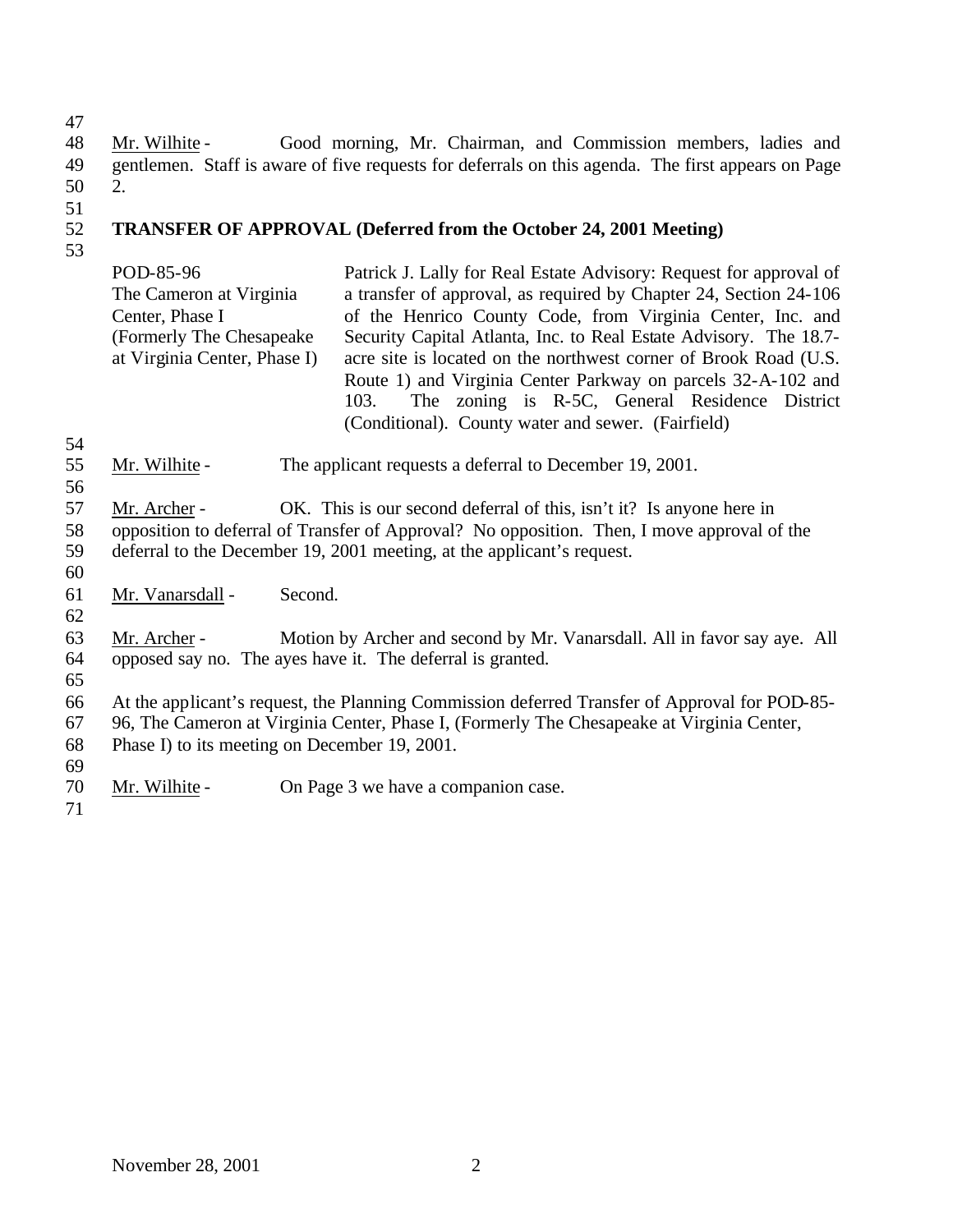Mr. Wilhite - Good morning, Mr. Chairman, and Commission members, ladies and gentlemen. Staff is aware of five requests for deferrals on this agenda. The first appears on Page 2.

**TRANSFER OF APPROVAL (Deferred from the October 24, 2001 Meeting)**

| | |
|---|---|
| POD-85-96<br>The Cameron at Virginia Center, Phase I<br>(Formerly The Chesapeake at Virginia Center, Phase I) | Patrick J. Lally for Real Estate Advisory: Request for approval of a transfer of approval, as required by Chapter 24, Section 24-106 of the Henrico County Code, from Virginia Center, Inc. and Security Capital Atlanta, Inc. to Real Estate Advisory. The 18.7-acre site is located on the northwest corner of Brook Road (U.S. Route 1) and Virginia Center Parkway on parcels 32-A-102 and 103. The zoning is R-5C, General Residence District (Conditional). County water and sewer. (Fairfield) |

Mr. Wilhite - The applicant requests a deferral to December 19, 2001.

Mr. Archer - OK. This is our second deferral of this, isn't it? Is anyone here in opposition to deferral of Transfer of Approval? No opposition. Then, I move approval of the deferral to the December 19, 2001 meeting, at the applicant's request.

Mr. Vanarsdall - Second.

Mr. Archer - Motion by Archer and second by Mr. Vanarsdall. All in favor say aye. All opposed say no. The ayes have it. The deferral is granted.

At the applicant's request, the Planning Commission deferred Transfer of Approval for POD-85-96, The Cameron at Virginia Center, Phase I, (Formerly The Chesapeake at Virginia Center, Phase I) to its meeting on December 19, 2001.

Mr. Wilhite - On Page 3 we have a companion case.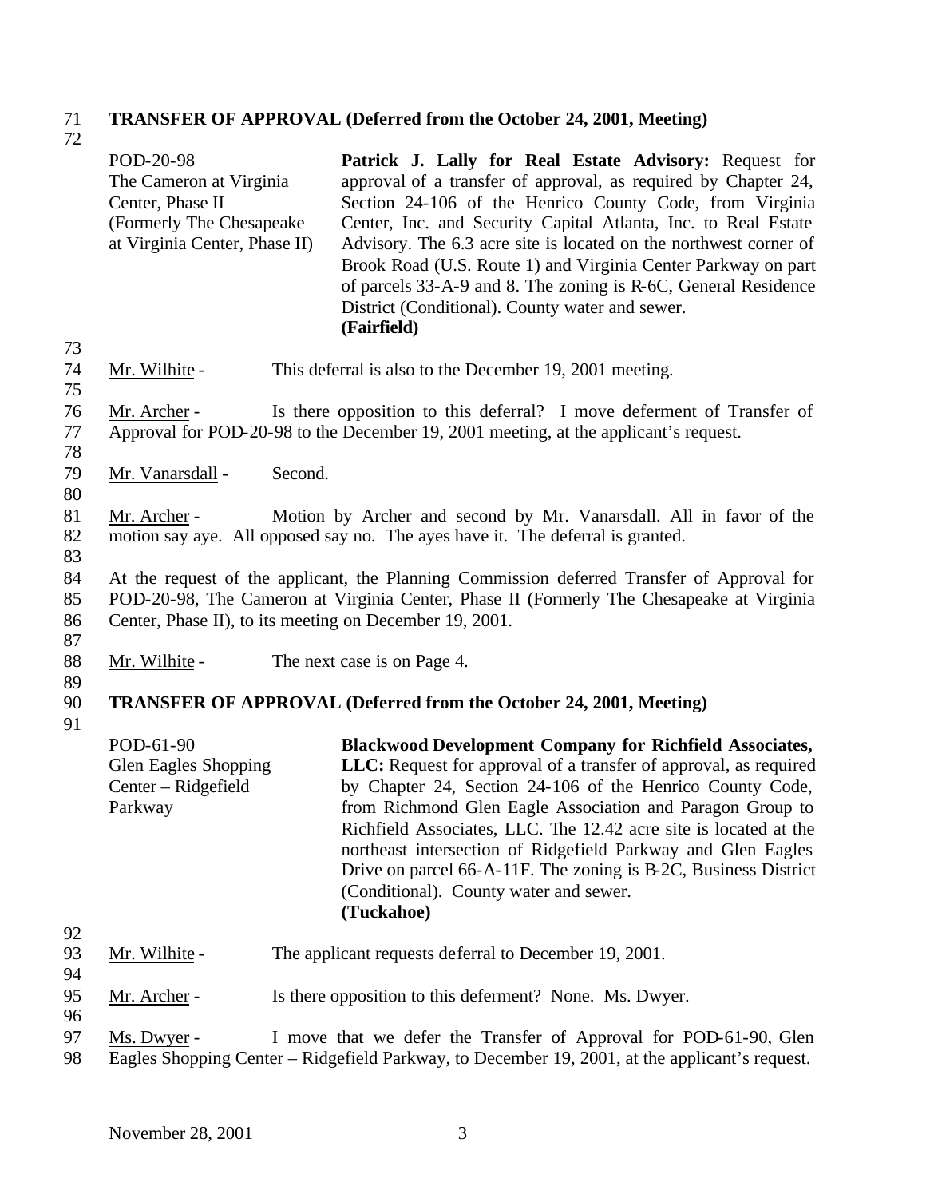**TRANSFER OF APPROVAL (Deferred from the October 24, 2001, Meeting)**

| | |
|---|---|
| POD-20-98<br>The Cameron at Virginia Center, Phase II<br>(Formerly The Chesapeake at Virginia Center, Phase II) | **Patrick J. Lally for Real Estate Advisory:** Request for approval of a transfer of approval, as required by Chapter 24, Section 24-106 of the Henrico County Code, from Virginia Center, Inc. and Security Capital Atlanta, Inc. to Real Estate Advisory. The 6.3 acre site is located on the northwest corner of Brook Road (U.S. Route 1) and Virginia Center Parkway on part of parcels 33-A-9 and 8. The zoning is R-6C, General Residence District (Conditional). County water and sewer.<br>**(Fairfield)** |

Mr. Wilhite - This deferral is also to the December 19, 2001 meeting.

Mr. Archer - Is there opposition to this deferral? I move deferment of Transfer of Approval for POD-20-98 to the December 19, 2001 meeting, at the applicant's request.

Mr. Vanarsdall - Second.

Mr. Archer - Motion by Archer and second by Mr. Vanarsdall. All in favor of the motion say aye. All opposed say no. The ayes have it. The deferral is granted.

At the request of the applicant, the Planning Commission deferred Transfer of Approval for POD-20-98, The Cameron at Virginia Center, Phase II (Formerly The Chesapeake at Virginia Center, Phase II), to its meeting on December 19, 2001.

Mr. Wilhite - The next case is on Page 4.

**TRANSFER OF APPROVAL (Deferred from the October 24, 2001, Meeting)**

| | |
|---|---|
| POD-61-90<br>Glen Eagles Shopping Center – Ridgefield Parkway | **Blackwood Development Company for Richfield Associates, LLC:** Request for approval of a transfer of approval, as required by Chapter 24, Section 24-106 of the Henrico County Code, from Richmond Glen Eagle Association and Paragon Group to Richfield Associates, LLC. The 12.42 acre site is located at the northeast intersection of Ridgefield Parkway and Glen Eagles Drive on parcel 66-A-11F. The zoning is B-2C, Business District (Conditional). County water and sewer.<br>**(Tuckahoe)** |

Mr. Wilhite - The applicant requests deferral to December 19, 2001.

Mr. Archer - Is there opposition to this deferment? None. Ms. Dwyer.

Ms. Dwyer - I move that we defer the Transfer of Approval for POD-61-90, Glen Eagles Shopping Center – Ridgefield Parkway, to December 19, 2001, at the applicant's request.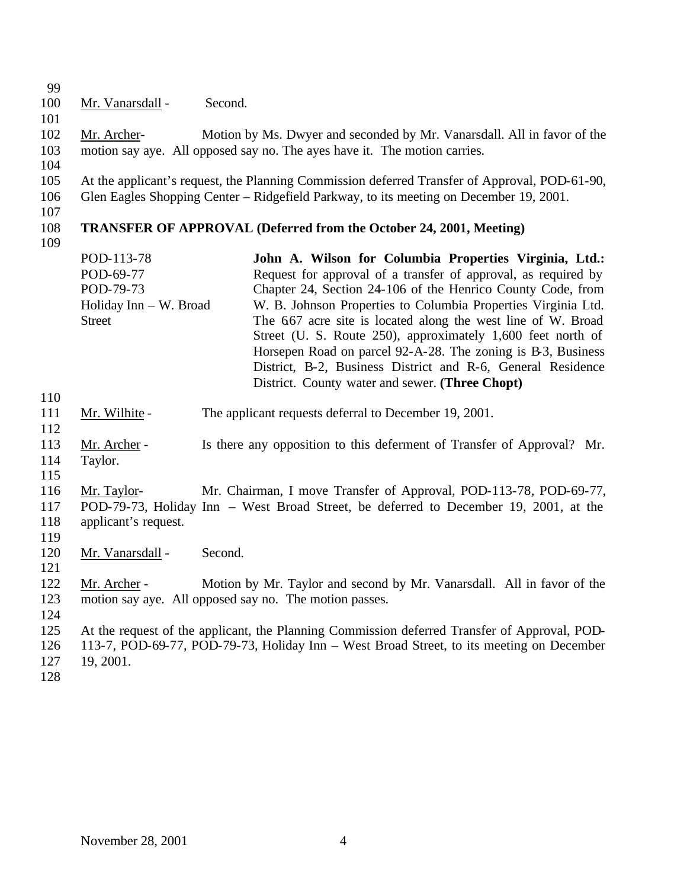Mr. Vanarsdall - Second.

Mr. Archer- Motion by Ms. Dwyer and seconded by Mr. Vanarsdall. All in favor of the motion say aye. All opposed say no. The ayes have it. The motion carries.

At the applicant's request, the Planning Commission deferred Transfer of Approval, POD-61-90, Glen Eagles Shopping Center – Ridgefield Parkway, to its meeting on December 19, 2001.

**TRANSFER OF APPROVAL (Deferred from the October 24, 2001, Meeting)**

| | |
|---|---|
| POD-113-78<br>POD-69-77<br>POD-79-73<br>Holiday Inn – W. Broad Street | **John A. Wilson for Columbia Properties Virginia, Ltd.:** Request for approval of a transfer of approval, as required by Chapter 24, Section 24-106 of the Henrico County Code, from W. B. Johnson Properties to Columbia Properties Virginia Ltd. The 6.67 acre site is located along the west line of W. Broad Street (U. S. Route 250), approximately 1,600 feet north of Horsepen Road on parcel 92-A-28. The zoning is B-3, Business District, B-2, Business District and R-6, General Residence District. County water and sewer. **(Three Chopt)** |

Mr. Wilhite - The applicant requests deferral to December 19, 2001.

Mr. Archer - Is there any opposition to this deferment of Transfer of Approval? Mr. Taylor.

Mr. Taylor- Mr. Chairman, I move Transfer of Approval, POD-113-78, POD-69-77, POD-79-73, Holiday Inn – West Broad Street, be deferred to December 19, 2001, at the applicant's request.

Mr. Vanarsdall - Second.

Mr. Archer - Motion by Mr. Taylor and second by Mr. Vanarsdall. All in favor of the motion say aye. All opposed say no. The motion passes.

At the request of the applicant, the Planning Commission deferred Transfer of Approval, POD-113-7, POD-69-77, POD-79-73, Holiday Inn – West Broad Street, to its meeting on December 19, 2001.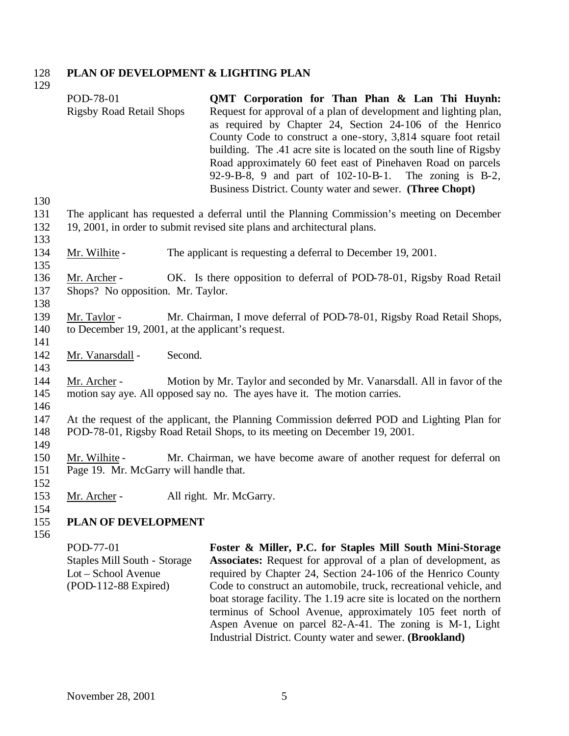## PLAN OF DEVELOPMENT & LIGHTING PLAN

| | |
|---|---|
| POD-78-01<br>Rigsby Road Retail Shops | **QMT Corporation for Than Phan & Lan Thi Huynh:** Request for approval of a plan of development and lighting plan, as required by Chapter 24, Section 24-106 of the Henrico County Code to construct a one-story, 3,814 square foot retail building. The .41 acre site is located on the south line of Rigsby Road approximately 60 feet east of Pinehaven Road on parcels 92-9-B-8, 9 and part of 102-10-B-1. The zoning is B-2, Business District. County water and sewer. **(Three Chopt)** |

The applicant has requested a deferral until the Planning Commission's meeting on December 19, 2001, in order to submit revised site plans and architectural plans.

Mr. Wilhite - The applicant is requesting a deferral to December 19, 2001.

Mr. Archer - OK. Is there opposition to deferral of POD-78-01, Rigsby Road Retail Shops? No opposition. Mr. Taylor.

Mr. Taylor - Mr. Chairman, I move deferral of POD-78-01, Rigsby Road Retail Shops, to December 19, 2001, at the applicant's request.

Mr. Vanarsdall - Second.

Mr. Archer - Motion by Mr. Taylor and seconded by Mr. Vanarsdall. All in favor of the motion say aye. All opposed say no. The ayes have it. The motion carries.

At the request of the applicant, the Planning Commission deferred POD and Lighting Plan for POD-78-01, Rigsby Road Retail Shops, to its meeting on December 19, 2001.

Mr. Wilhite - Mr. Chairman, we have become aware of another request for deferral on Page 19. Mr. McGarry will handle that.

Mr. Archer - All right. Mr. McGarry.

## PLAN OF DEVELOPMENT

| | |
|---|---|
| POD-77-01<br>Staples Mill South - Storage Lot – School Avenue<br>(POD-112-88 Expired) | **Foster & Miller, P.C. for Staples Mill South Mini-Storage Associates:** Request for approval of a plan of development, as required by Chapter 24, Section 24-106 of the Henrico County Code to construct an automobile, truck, recreational vehicle, and boat storage facility. The 1.19 acre site is located on the northern terminus of School Avenue, approximately 105 feet north of Aspen Avenue on parcel 82-A-41. The zoning is M-1, Light Industrial District. County water and sewer. **(Brookland)** |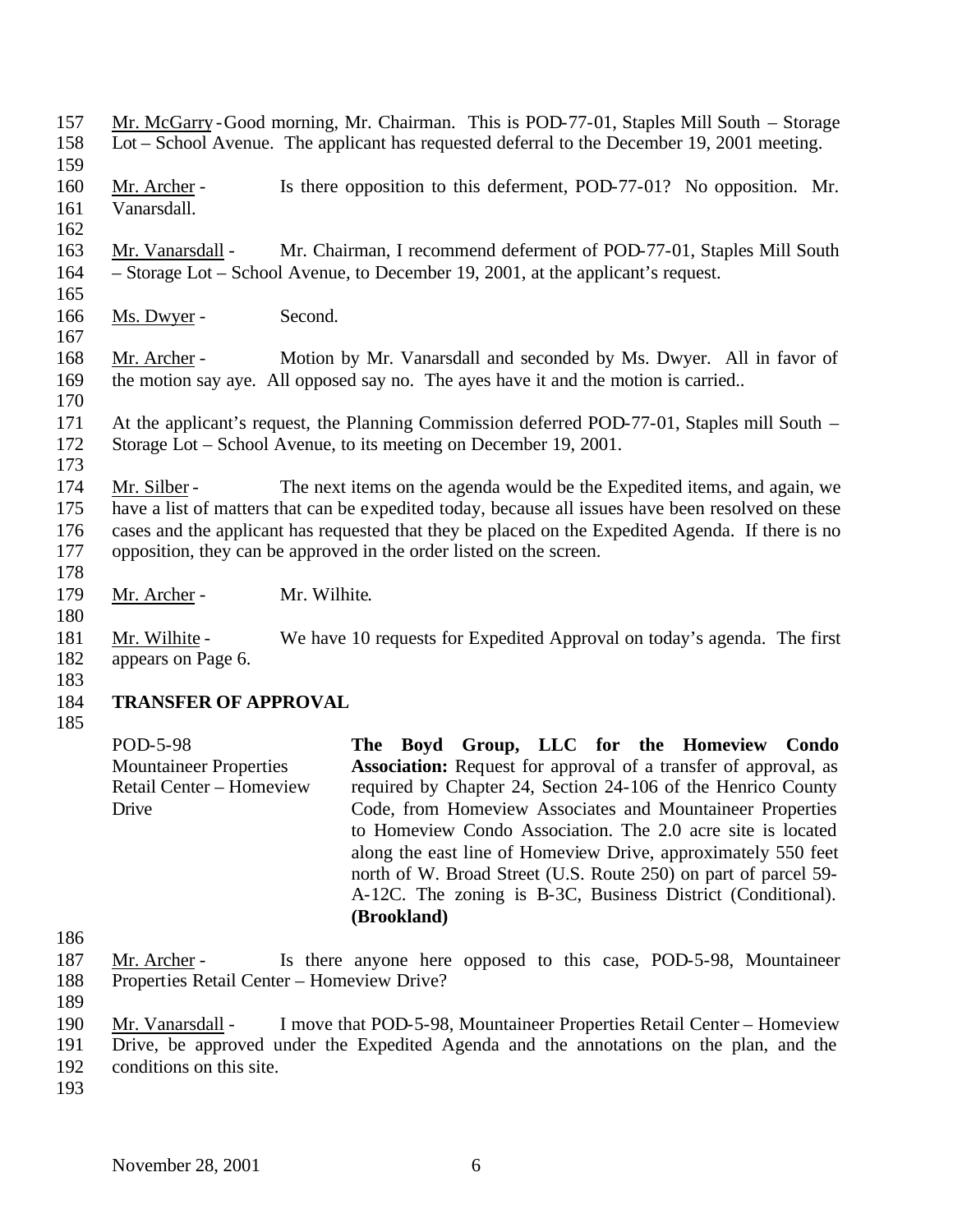Mr. McGarry - Good morning, Mr. Chairman. This is POD-77-01, Staples Mill South – Storage Lot – School Avenue. The applicant has requested deferral to the December 19, 2001 meeting.

Mr. Archer - Is there opposition to this deferment, POD-77-01? No opposition. Mr. Vanarsdall.

Mr. Vanarsdall - Mr. Chairman, I recommend deferment of POD-77-01, Staples Mill South – Storage Lot – School Avenue, to December 19, 2001, at the applicant's request.

Ms. Dwyer - Second.

Mr. Archer - Motion by Mr. Vanarsdall and seconded by Ms. Dwyer. All in favor of the motion say aye. All opposed say no. The ayes have it and the motion is carried..

At the applicant's request, the Planning Commission deferred POD-77-01, Staples mill South – Storage Lot – School Avenue, to its meeting on December 19, 2001.

Mr. Silber - The next items on the agenda would be the Expedited items, and again, we have a list of matters that can be expedited today, because all issues have been resolved on these cases and the applicant has requested that they be placed on the Expedited Agenda. If there is no opposition, they can be approved in the order listed on the screen.

Mr. Archer - Mr. Wilhite.

Mr. Wilhite - We have 10 requests for Expedited Approval on today's agenda. The first appears on Page 6.

**TRANSFER OF APPROVAL**

POD-5-98
Mountaineer Properties Retail Center – Homeview Drive

**The Boyd Group, LLC for the Homeview Condo Association:** Request for approval of a transfer of approval, as required by Chapter 24, Section 24-106 of the Henrico County Code, from Homeview Associates and Mountaineer Properties to Homeview Condo Association. The 2.0 acre site is located along the east line of Homeview Drive, approximately 550 feet north of W. Broad Street (U.S. Route 250) on part of parcel 59-A-12C. The zoning is B-3C, Business District (Conditional). **(Brookland)**

Mr. Archer - Is there anyone here opposed to this case, POD-5-98, Mountaineer Properties Retail Center – Homeview Drive?

Mr. Vanarsdall - I move that POD-5-98, Mountaineer Properties Retail Center – Homeview Drive, be approved under the Expedited Agenda and the annotations on the plan, and the conditions on this site.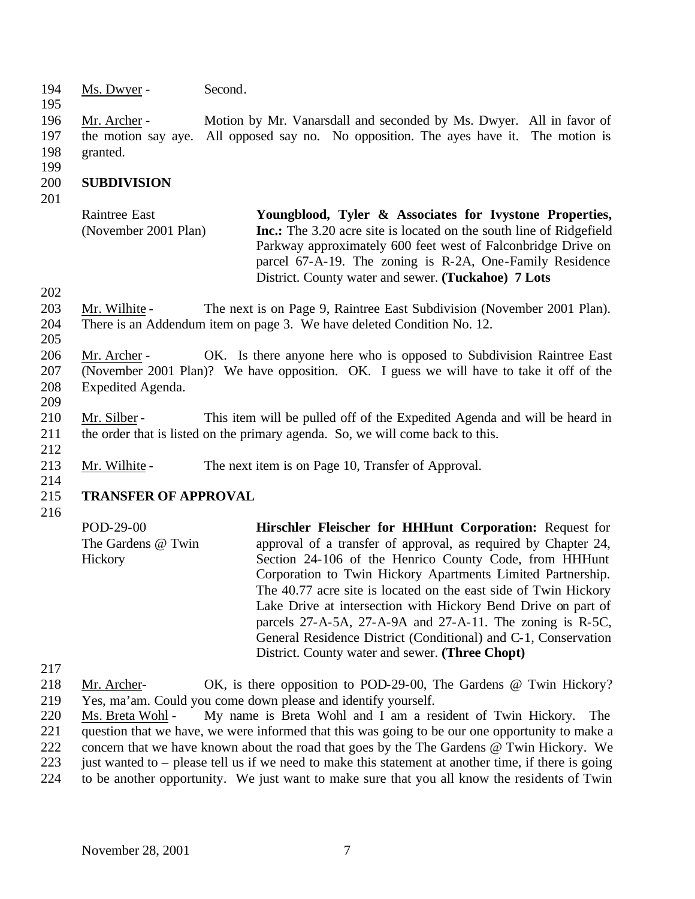Ms. Dwyer - Second.

Mr. Archer - Motion by Mr. Vanarsdall and seconded by Ms. Dwyer. All in favor of the motion say aye. All opposed say no. No opposition. The ayes have it. The motion is granted.

## SUBDIVISION

Raintree East (November 2001 Plan)

**Youngblood, Tyler & Associates for Ivystone Properties, Inc.:** The 3.20 acre site is located on the south line of Ridgefield Parkway approximately 600 feet west of Falconbridge Drive on parcel 67-A-19. The zoning is R-2A, One-Family Residence District. County water and sewer. **(Tuckahoe) 7 Lots**

Mr. Wilhite - The next is on Page 9, Raintree East Subdivision (November 2001 Plan). There is an Addendum item on page 3. We have deleted Condition No. 12.

Mr. Archer - OK. Is there anyone here who is opposed to Subdivision Raintree East (November 2001 Plan)? We have opposition. OK. I guess we will have to take it off of the Expedited Agenda.

Mr. Silber - This item will be pulled off of the Expedited Agenda and will be heard in the order that is listed on the primary agenda. So, we will come back to this.

Mr. Wilhite - The next item is on Page 10, Transfer of Approval.

## TRANSFER OF APPROVAL

POD-29-00 The Gardens @ Twin Hickory

**Hirschler Fleischer for HHHunt Corporation:** Request for approval of a transfer of approval, as required by Chapter 24, Section 24-106 of the Henrico County Code, from HHHunt Corporation to Twin Hickory Apartments Limited Partnership. The 40.77 acre site is located on the east side of Twin Hickory Lake Drive at intersection with Hickory Bend Drive on part of parcels 27-A-5A, 27-A-9A and 27-A-11. The zoning is R-5C, General Residence District (Conditional) and C-1, Conservation District. County water and sewer. **(Three Chopt)**

Mr. Archer- OK, is there opposition to POD-29-00, The Gardens @ Twin Hickory? Yes, ma'am. Could you come down please and identify yourself.

Ms. Breta Wohl - My name is Breta Wohl and I am a resident of Twin Hickory. The question that we have, we were informed that this was going to be our one opportunity to make a concern that we have known about the road that goes by the The Gardens @ Twin Hickory. We just wanted to – please tell us if we need to make this statement at another time, if there is going to be another opportunity. We just want to make sure that you all know the residents of Twin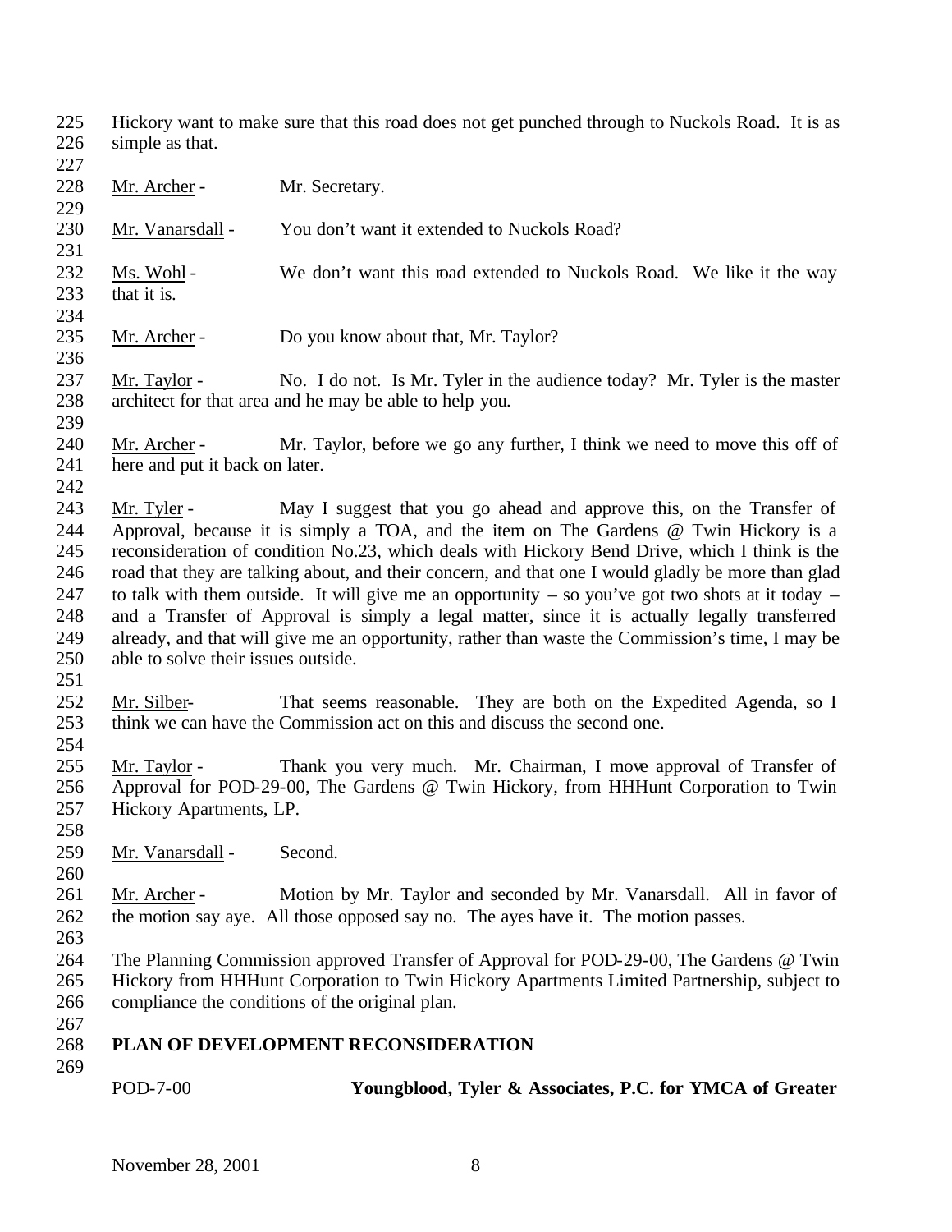Hickory want to make sure that this road does not get punched through to Nuckols Road. It is as simple as that.

Mr. Archer - Mr. Secretary.

Mr. Vanarsdall - You don't want it extended to Nuckols Road?

Ms. Wohl - We don't want this road extended to Nuckols Road. We like it the way that it is.

Mr. Archer - Do you know about that, Mr. Taylor?

Mr. Taylor - No. I do not. Is Mr. Tyler in the audience today? Mr. Tyler is the master architect for that area and he may be able to help you.

Mr. Archer - Mr. Taylor, before we go any further, I think we need to move this off of here and put it back on later.

Mr. Tyler - May I suggest that you go ahead and approve this, on the Transfer of Approval, because it is simply a TOA, and the item on The Gardens @ Twin Hickory is a reconsideration of condition No.23, which deals with Hickory Bend Drive, which I think is the road that they are talking about, and their concern, and that one I would gladly be more than glad to talk with them outside. It will give me an opportunity – so you've got two shots at it today – and a Transfer of Approval is simply a legal matter, since it is actually legally transferred already, and that will give me an opportunity, rather than waste the Commission's time, I may be able to solve their issues outside.

Mr. Silber- That seems reasonable. They are both on the Expedited Agenda, so I think we can have the Commission act on this and discuss the second one.

Mr. Taylor - Thank you very much. Mr. Chairman, I move approval of Transfer of Approval for POD-29-00, The Gardens @ Twin Hickory, from HHHunt Corporation to Twin Hickory Apartments, LP.

Mr. Vanarsdall - Second.

Mr. Archer - Motion by Mr. Taylor and seconded by Mr. Vanarsdall. All in favor of the motion say aye. All those opposed say no. The ayes have it. The motion passes.

The Planning Commission approved Transfer of Approval for POD-29-00, The Gardens @ Twin Hickory from HHHunt Corporation to Twin Hickory Apartments Limited Partnership, subject to compliance the conditions of the original plan.

## PLAN OF DEVELOPMENT RECONSIDERATION

POD-7-00 **Youngblood, Tyler & Associates, P.C. for YMCA of Greater**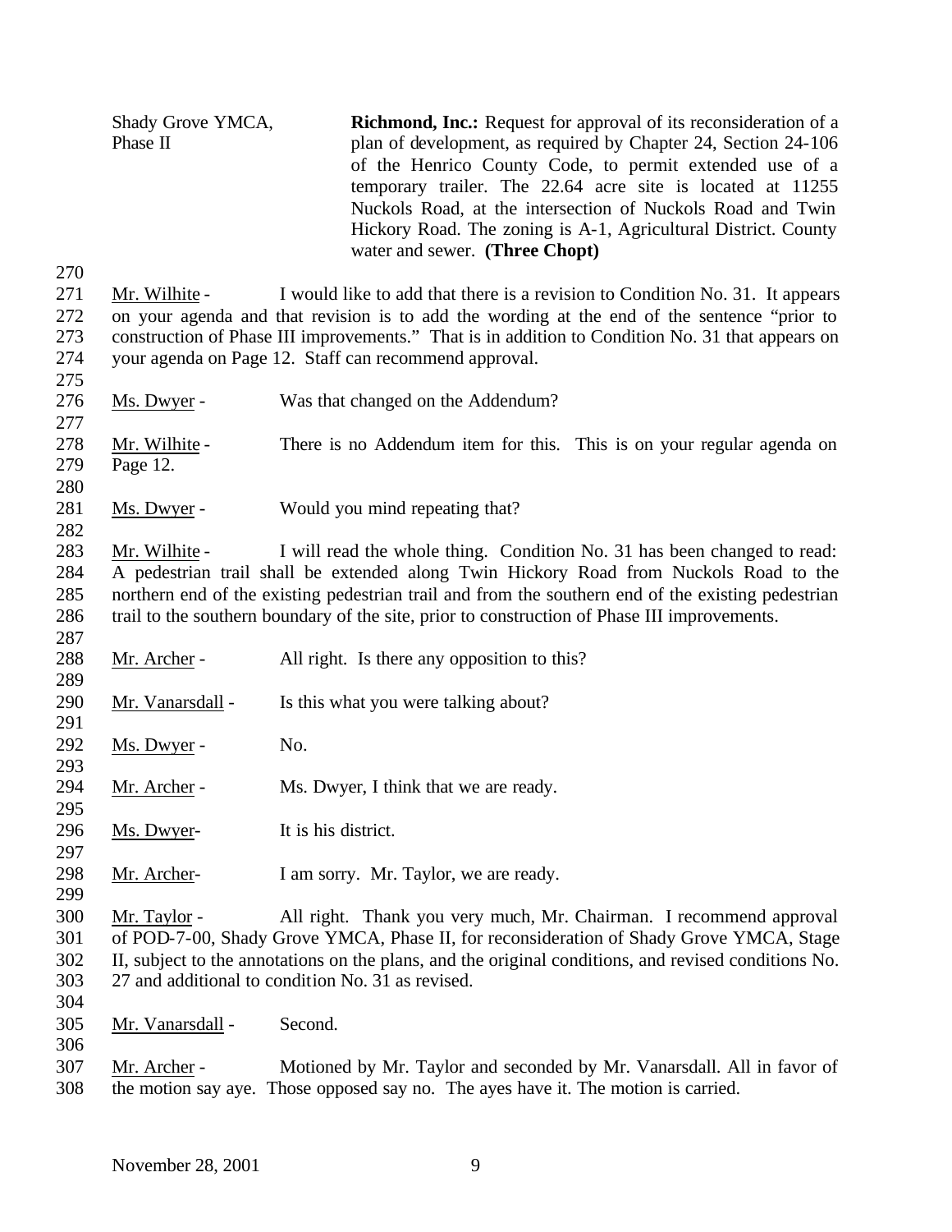Shady Grove YMCA, Phase II — **Richmond, Inc.:** Request for approval of its reconsideration of a plan of development, as required by Chapter 24, Section 24-106 of the Henrico County Code, to permit extended use of a temporary trailer. The 22.64 acre site is located at 11255 Nuckols Road, at the intersection of Nuckols Road and Twin Hickory Road. The zoning is A-1, Agricultural District. County water and sewer. **(Three Chopt)**

Mr. Wilhite - I would like to add that there is a revision to Condition No. 31. It appears on your agenda and that revision is to add the wording at the end of the sentence "prior to construction of Phase III improvements." That is in addition to Condition No. 31 that appears on your agenda on Page 12. Staff can recommend approval.

Ms. Dwyer - Was that changed on the Addendum?

Mr. Wilhite - There is no Addendum item for this. This is on your regular agenda on Page 12.

Ms. Dwyer - Would you mind repeating that?

Mr. Wilhite - I will read the whole thing. Condition No. 31 has been changed to read: A pedestrian trail shall be extended along Twin Hickory Road from Nuckols Road to the northern end of the existing pedestrian trail and from the southern end of the existing pedestrian trail to the southern boundary of the site, prior to construction of Phase III improvements.

Mr. Archer - All right. Is there any opposition to this?

Mr. Vanarsdall - Is this what you were talking about?

Ms. Dwyer - No.

Mr. Archer - Ms. Dwyer, I think that we are ready.

Ms. Dwyer- It is his district.

Mr. Archer- I am sorry. Mr. Taylor, we are ready.

Mr. Taylor - All right. Thank you very much, Mr. Chairman. I recommend approval of POD-7-00, Shady Grove YMCA, Phase II, for reconsideration of Shady Grove YMCA, Stage II, subject to the annotations on the plans, and the original conditions, and revised conditions No. 27 and additional to condition No. 31 as revised.

Mr. Vanarsdall - Second.

Mr. Archer - Motioned by Mr. Taylor and seconded by Mr. Vanarsdall. All in favor of the motion say aye. Those opposed say no. The ayes have it. The motion is carried.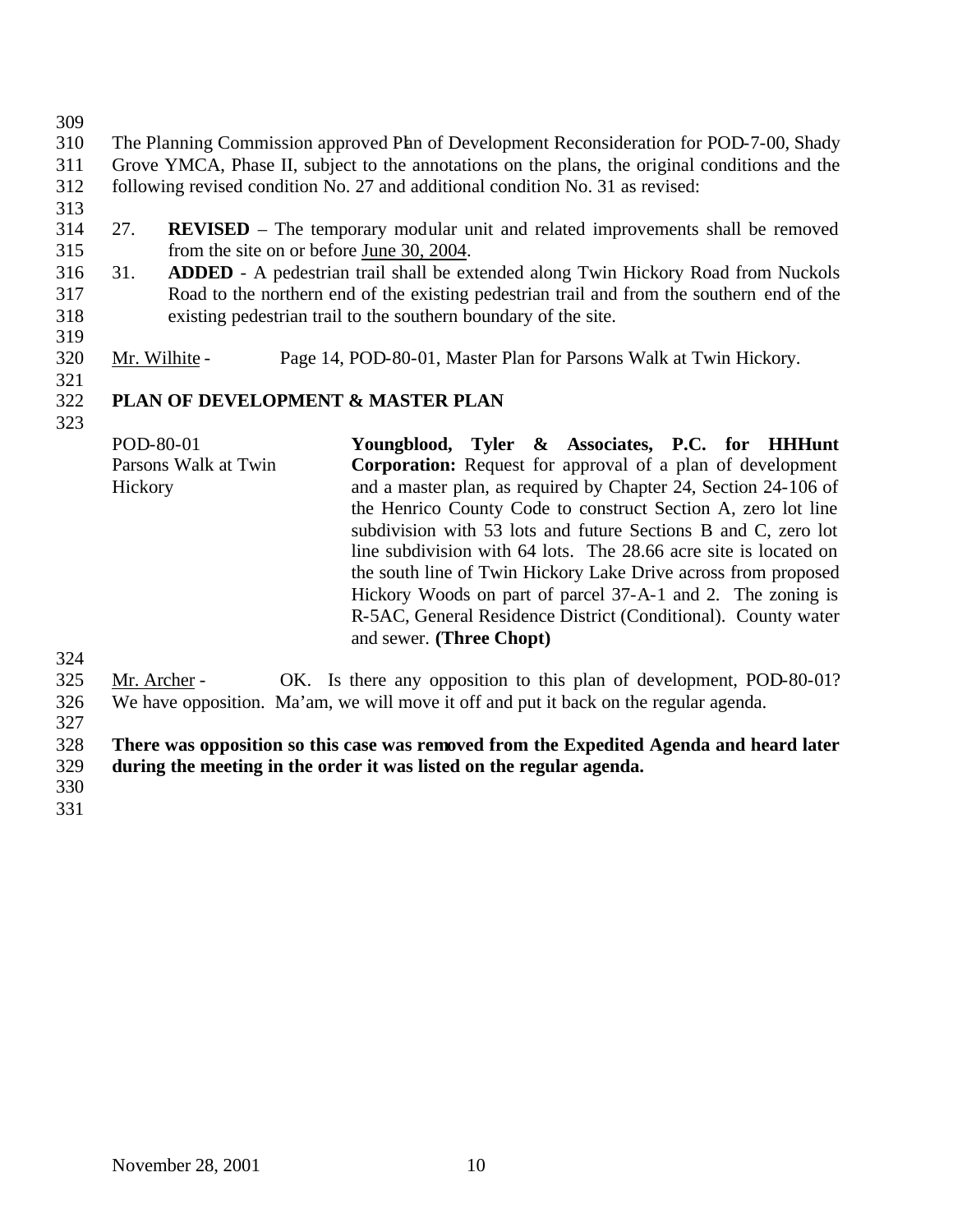The Planning Commission approved Plan of Development Reconsideration for POD-7-00, Shady Grove YMCA, Phase II, subject to the annotations on the plans, the original conditions and the following revised condition No. 27 and additional condition No. 31 as revised:

27. **REVISED** – The temporary modular unit and related improvements shall be removed from the site on or before June 30, 2004.

31. **ADDED** - A pedestrian trail shall be extended along Twin Hickory Road from Nuckols Road to the northern end of the existing pedestrian trail and from the southern end of the existing pedestrian trail to the southern boundary of the site.

Mr. Wilhite - Page 14, POD-80-01, Master Plan for Parsons Walk at Twin Hickory.

## PLAN OF DEVELOPMENT & MASTER PLAN

POD-80-01
Parsons Walk at Twin Hickory

**Youngblood, Tyler & Associates, P.C. for HHHunt Corporation:** Request for approval of a plan of development and a master plan, as required by Chapter 24, Section 24-106 of the Henrico County Code to construct Section A, zero lot line subdivision with 53 lots and future Sections B and C, zero lot line subdivision with 64 lots. The 28.66 acre site is located on the south line of Twin Hickory Lake Drive across from proposed Hickory Woods on part of parcel 37-A-1 and 2. The zoning is R-5AC, General Residence District (Conditional). County water and sewer. **(Three Chopt)**

Mr. Archer - OK. Is there any opposition to this plan of development, POD-80-01? We have opposition. Ma'am, we will move it off and put it back on the regular agenda.

**There was opposition so this case was removed from the Expedited Agenda and heard later during the meeting in the order it was listed on the regular agenda.**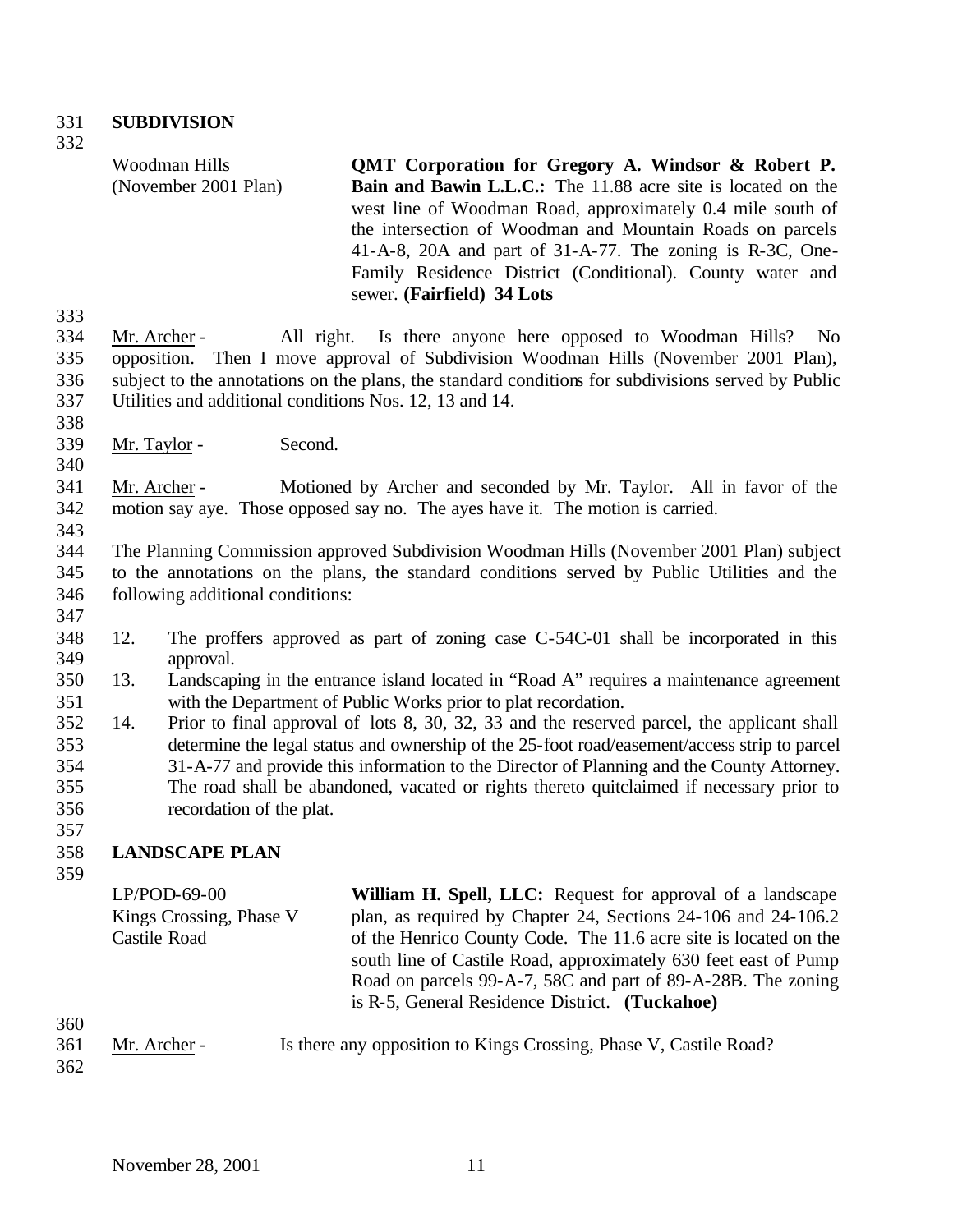## SUBDIVISION

| | |
|---|---|
| Woodman Hills (November 2001 Plan) | **QMT Corporation for Gregory A. Windsor & Robert P. Bain and Bawin L.L.C.:** The 11.88 acre site is located on the west line of Woodman Road, approximately 0.4 mile south of the intersection of Woodman and Mountain Roads on parcels 41-A-8, 20A and part of 31-A-77. The zoning is R-3C, One-Family Residence District (Conditional). County water and sewer. **(Fairfield) 34 Lots** |

Mr. Archer - All right. Is there anyone here opposed to Woodman Hills? No opposition. Then I move approval of Subdivision Woodman Hills (November 2001 Plan), subject to the annotations on the plans, the standard conditions for subdivisions served by Public Utilities and additional conditions Nos. 12, 13 and 14.

Mr. Taylor - Second.

Mr. Archer - Motioned by Archer and seconded by Mr. Taylor. All in favor of the motion say aye. Those opposed say no. The ayes have it. The motion is carried.

The Planning Commission approved Subdivision Woodman Hills (November 2001 Plan) subject to the annotations on the plans, the standard conditions served by Public Utilities and the following additional conditions:

12. The proffers approved as part of zoning case C-54C-01 shall be incorporated in this approval.
13. Landscaping in the entrance island located in "Road A" requires a maintenance agreement with the Department of Public Works prior to plat recordation.
14. Prior to final approval of lots 8, 30, 32, 33 and the reserved parcel, the applicant shall determine the legal status and ownership of the 25-foot road/easement/access strip to parcel 31-A-77 and provide this information to the Director of Planning and the County Attorney. The road shall be abandoned, vacated or rights thereto quitclaimed if necessary prior to recordation of the plat.

## LANDSCAPE PLAN

| | |
|---|---|
| LP/POD-69-00 Kings Crossing, Phase V Castile Road | **William H. Spell, LLC:** Request for approval of a landscape plan, as required by Chapter 24, Sections 24-106 and 24-106.2 of the Henrico County Code. The 11.6 acre site is located on the south line of Castile Road, approximately 630 feet east of Pump Road on parcels 99-A-7, 58C and part of 89-A-28B. The zoning is R-5, General Residence District. **(Tuckahoe)** |

Mr. Archer - Is there any opposition to Kings Crossing, Phase V, Castile Road?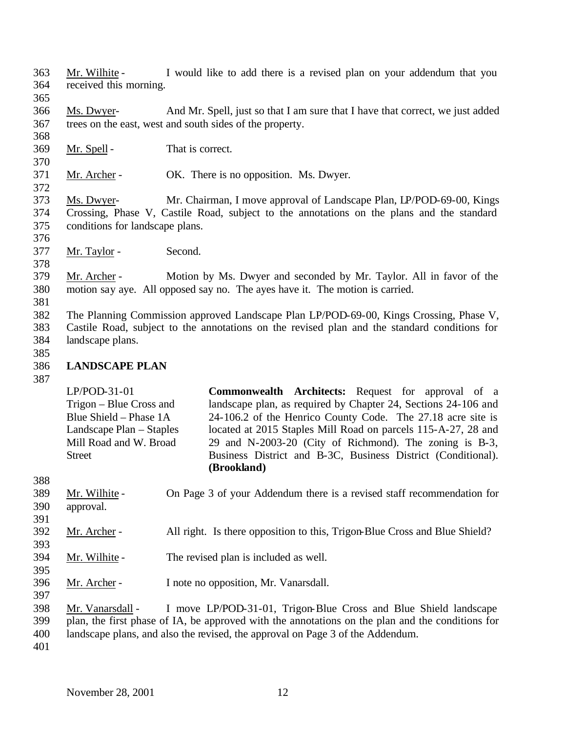Mr. Wilhite - I would like to add there is a revised plan on your addendum that you received this morning.

Ms. Dwyer- And Mr. Spell, just so that I am sure that I have that correct, we just added trees on the east, west and south sides of the property.

Mr. Spell - That is correct.

Mr. Archer - OK. There is no opposition. Ms. Dwyer.

Ms. Dwyer- Mr. Chairman, I move approval of Landscape Plan, LP/POD-69-00, Kings Crossing, Phase V, Castile Road, subject to the annotations on the plans and the standard conditions for landscape plans.

Mr. Taylor - Second.

Mr. Archer - Motion by Ms. Dwyer and seconded by Mr. Taylor. All in favor of the motion say aye. All opposed say no. The ayes have it. The motion is carried.

The Planning Commission approved Landscape Plan LP/POD-69-00, Kings Crossing, Phase V, Castile Road, subject to the annotations on the revised plan and the standard conditions for landscape plans.

## LANDSCAPE PLAN

LP/POD-31-01
Trigon – Blue Cross and Blue Shield – Phase 1A Landscape Plan – Staples Mill Road and W. Broad Street

**Commonwealth Architects:** Request for approval of a landscape plan, as required by Chapter 24, Sections 24-106 and 24-106.2 of the Henrico County Code. The 27.18 acre site is located at 2015 Staples Mill Road on parcels 115-A-27, 28 and 29 and N-2003-20 (City of Richmond). The zoning is B-3, Business District and B-3C, Business District (Conditional). **(Brookland)**

Mr. Wilhite - On Page 3 of your Addendum there is a revised staff recommendation for approval.

Mr. Archer - All right. Is there opposition to this, Trigon-Blue Cross and Blue Shield?

Mr. Wilhite - The revised plan is included as well.

Mr. Archer - I note no opposition, Mr. Vanarsdall.

Mr. Vanarsdall - I move LP/POD-31-01, Trigon-Blue Cross and Blue Shield landscape plan, the first phase of IA, be approved with the annotations on the plan and the conditions for landscape plans, and also the revised, the approval on Page 3 of the Addendum.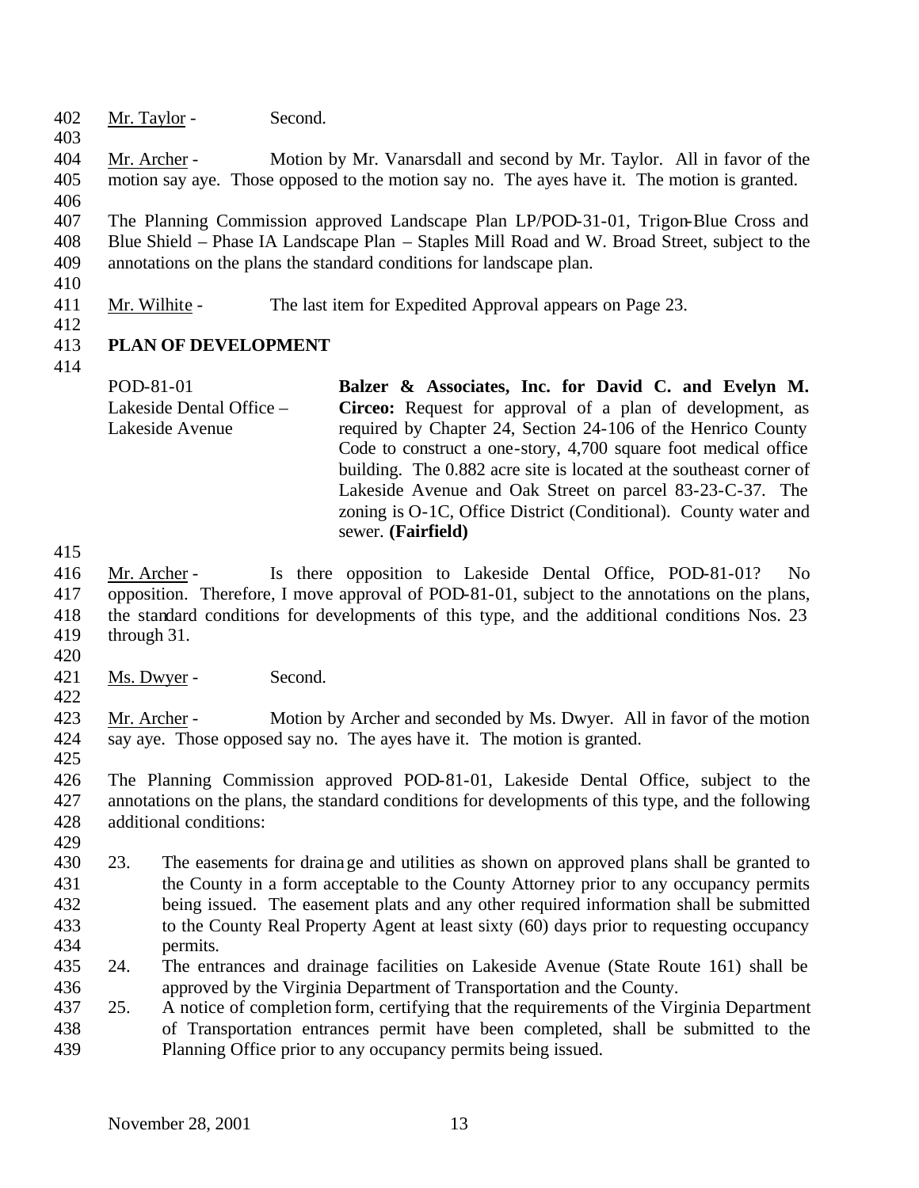Mr. Taylor - Second.

Mr. Archer - Motion by Mr. Vanarsdall and second by Mr. Taylor. All in favor of the motion say aye. Those opposed to the motion say no. The ayes have it. The motion is granted.

The Planning Commission approved Landscape Plan LP/POD-31-01, Trigon-Blue Cross and Blue Shield – Phase IA Landscape Plan – Staples Mill Road and W. Broad Street, subject to the annotations on the plans the standard conditions for landscape plan.

Mr. Wilhite - The last item for Expedited Approval appears on Page 23.

## PLAN OF DEVELOPMENT

POD-81-01
Lakeside Dental Office – Lakeside Avenue

**Balzer & Associates, Inc. for David C. and Evelyn M. Circeo:** Request for approval of a plan of development, as required by Chapter 24, Section 24-106 of the Henrico County Code to construct a one-story, 4,700 square foot medical office building. The 0.882 acre site is located at the southeast corner of Lakeside Avenue and Oak Street on parcel 83-23-C-37. The zoning is O-1C, Office District (Conditional). County water and sewer. **(Fairfield)**

Mr. Archer - Is there opposition to Lakeside Dental Office, POD-81-01? No opposition. Therefore, I move approval of POD-81-01, subject to the annotations on the plans, the standard conditions for developments of this type, and the additional conditions Nos. 23 through 31.

Ms. Dwyer - Second.

Mr. Archer - Motion by Archer and seconded by Ms. Dwyer. All in favor of the motion say aye. Those opposed say no. The ayes have it. The motion is granted.

The Planning Commission approved POD-81-01, Lakeside Dental Office, subject to the annotations on the plans, the standard conditions for developments of this type, and the following additional conditions:

23. The easements for drainage and utilities as shown on approved plans shall be granted to the County in a form acceptable to the County Attorney prior to any occupancy permits being issued. The easement plats and any other required information shall be submitted to the County Real Property Agent at least sixty (60) days prior to requesting occupancy permits.
24. The entrances and drainage facilities on Lakeside Avenue (State Route 161) shall be approved by the Virginia Department of Transportation and the County.
25. A notice of completion form, certifying that the requirements of the Virginia Department of Transportation entrances permit have been completed, shall be submitted to the Planning Office prior to any occupancy permits being issued.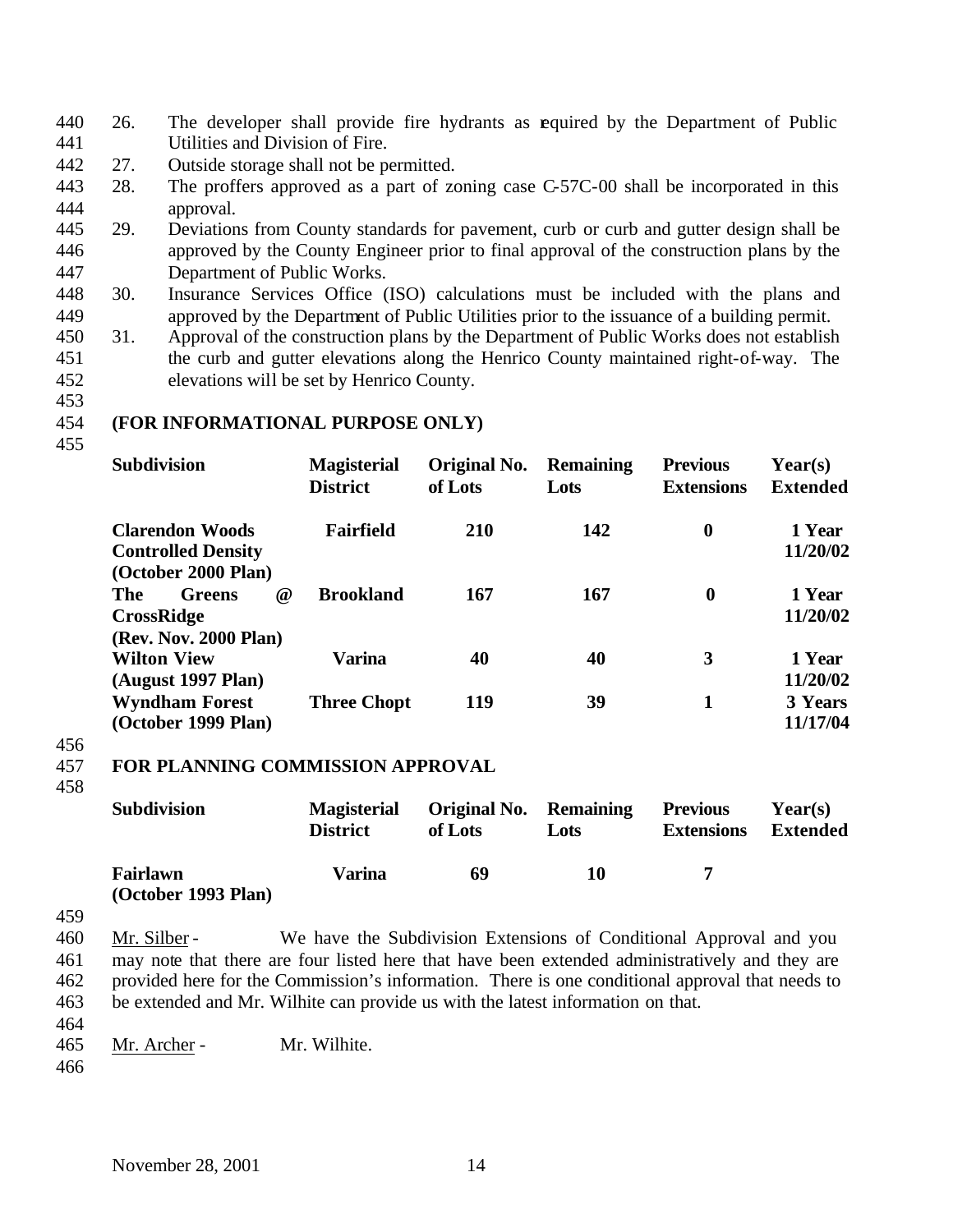26. The developer shall provide fire hydrants as required by the Department of Public Utilities and Division of Fire.
27. Outside storage shall not be permitted.
28. The proffers approved as a part of zoning case C-57C-00 shall be incorporated in this approval.
29. Deviations from County standards for pavement, curb or curb and gutter design shall be approved by the County Engineer prior to final approval of the construction plans by the Department of Public Works.
30. Insurance Services Office (ISO) calculations must be included with the plans and approved by the Department of Public Utilities prior to the issuance of a building permit.
31. Approval of the construction plans by the Department of Public Works does not establish the curb and gutter elevations along the Henrico County maintained right-of-way. The elevations will be set by Henrico County.

**(FOR INFORMATIONAL PURPOSE ONLY)**

| Subdivision | Magisterial District | Original No. of Lots | Remaining Lots | Previous Extensions | Year(s) Extended |
|---|---|---|---|---|---|
| **Clarendon Woods Controlled Density (October 2000 Plan)** | **Fairfield** | **210** | **142** | **0** | **1 Year 11/20/02** |
| **The Greens @ CrossRidge (Rev. Nov. 2000 Plan)** | **Brookland** | **167** | **167** | **0** | **1 Year 11/20/02** |
| **Wilton View (August 1997 Plan)** | **Varina** | **40** | **40** | **3** | **1 Year 11/20/02** |
| **Wyndham Forest (October 1999 Plan)** | **Three Chopt** | **119** | **39** | **1** | **3 Years 11/17/04** |

**FOR PLANNING COMMISSION APPROVAL**

| Subdivision | Magisterial District | Original No. of Lots | Remaining Lots | Previous Extensions | Year(s) Extended |
|---|---|---|---|---|---|
| **Fairlawn (October 1993 Plan)** | **Varina** | **69** | **10** | **7** | |

Mr. Silber - We have the Subdivision Extensions of Conditional Approval and you may note that there are four listed here that have been extended administratively and they are provided here for the Commission's information. There is one conditional approval that needs to be extended and Mr. Wilhite can provide us with the latest information on that.

Mr. Archer - Mr. Wilhite.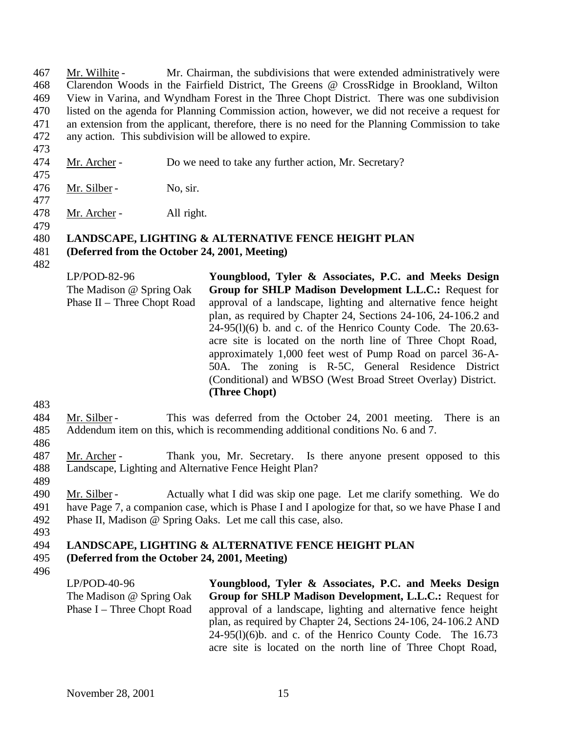Mr. Wilhite - Mr. Chairman, the subdivisions that were extended administratively were Clarendon Woods in the Fairfield District, The Greens @ CrossRidge in Brookland, Wilton View in Varina, and Wyndham Forest in the Three Chopt District. There was one subdivision listed on the agenda for Planning Commission action, however, we did not receive a request for an extension from the applicant, therefore, there is no need for the Planning Commission to take any action. This subdivision will be allowed to expire.

Mr. Archer - Do we need to take any further action, Mr. Secretary?

Mr. Silber - No, sir.

Mr. Archer - All right.

**LANDSCAPE, LIGHTING & ALTERNATIVE FENCE HEIGHT PLAN**
**(Deferred from the October 24, 2001, Meeting)**

LP/POD-82-96
The Madison @ Spring Oak
Phase II – Three Chopt Road

**Youngblood, Tyler & Associates, P.C. and Meeks Design Group for SHLP Madison Development L.L.C.:** Request for approval of a landscape, lighting and alternative fence height plan, as required by Chapter 24, Sections 24-106, 24-106.2 and 24-95(l)(6) b. and c. of the Henrico County Code. The 20.63-acre site is located on the north line of Three Chopt Road, approximately 1,000 feet west of Pump Road on parcel 36-A-50A. The zoning is R-5C, General Residence District (Conditional) and WBSO (West Broad Street Overlay) District. **(Three Chopt)**

Mr. Silber - This was deferred from the October 24, 2001 meeting. There is an Addendum item on this, which is recommending additional conditions No. 6 and 7.

Mr. Archer - Thank you, Mr. Secretary. Is there anyone present opposed to this Landscape, Lighting and Alternative Fence Height Plan?

Mr. Silber - Actually what I did was skip one page. Let me clarify something. We do have Page 7, a companion case, which is Phase I and I apologize for that, so we have Phase I and Phase II, Madison @ Spring Oaks. Let me call this case, also.

**LANDSCAPE, LIGHTING & ALTERNATIVE FENCE HEIGHT PLAN**
**(Deferred from the October 24, 2001, Meeting)**

LP/POD-40-96
The Madison @ Spring Oak
Phase I – Three Chopt Road

**Youngblood, Tyler & Associates, P.C. and Meeks Design Group for SHLP Madison Development, L.L.C.:** Request for approval of a landscape, lighting and alternative fence height plan, as required by Chapter 24, Sections 24-106, 24-106.2 AND 24-95(l)(6)b. and c. of the Henrico County Code. The 16.73 acre site is located on the north line of Three Chopt Road,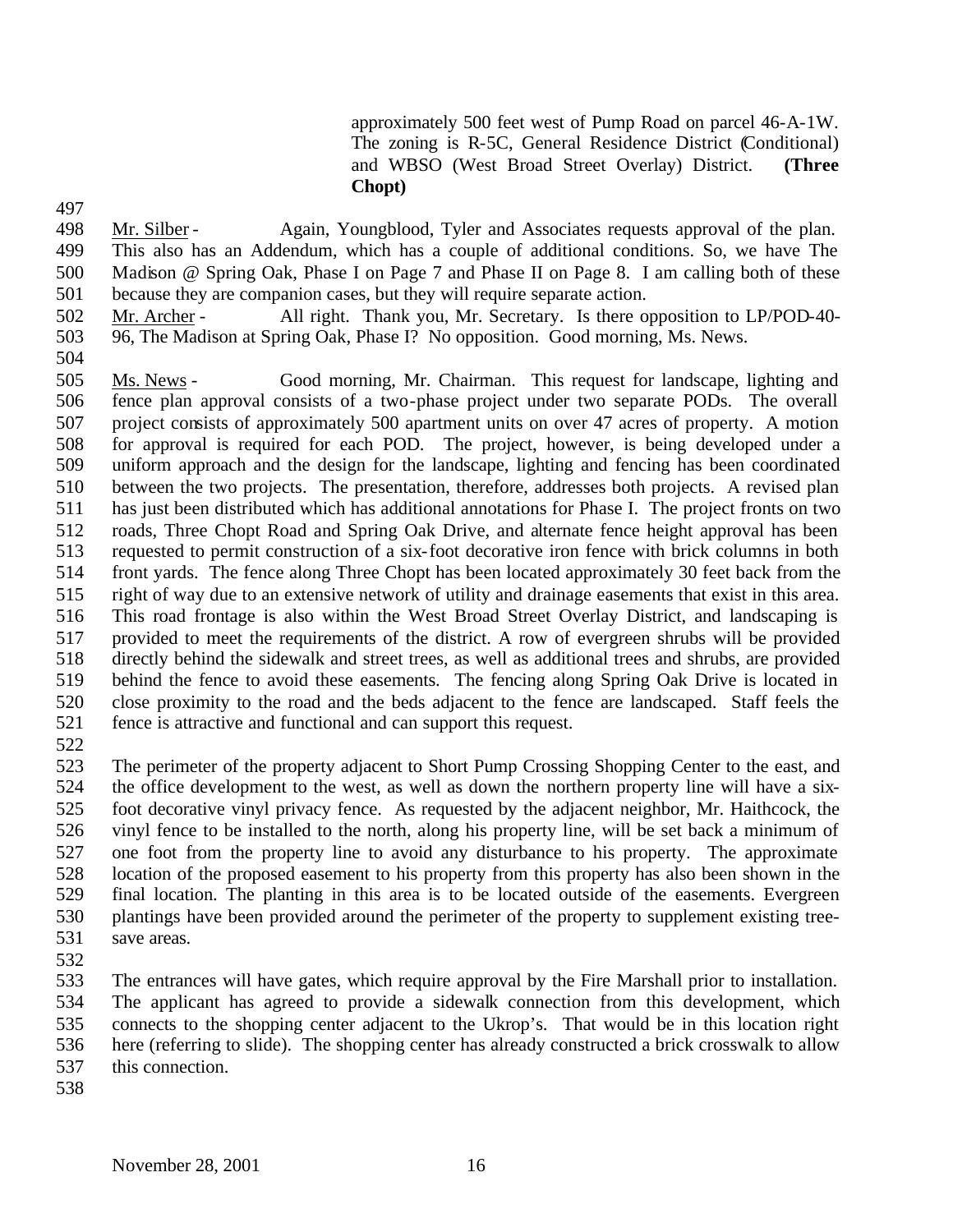approximately 500 feet west of Pump Road on parcel 46-A-1W. The zoning is R-5C, General Residence District (Conditional) and WBSO (West Broad Street Overlay) District. **(Three Chopt)**

Mr. Silber - Again, Youngblood, Tyler and Associates requests approval of the plan. This also has an Addendum, which has a couple of additional conditions. So, we have The Madison @ Spring Oak, Phase I on Page 7 and Phase II on Page 8. I am calling both of these because they are companion cases, but they will require separate action.

Mr. Archer - All right. Thank you, Mr. Secretary. Is there opposition to LP/POD-40-96, The Madison at Spring Oak, Phase I? No opposition. Good morning, Ms. News.

Ms. News - Good morning, Mr. Chairman. This request for landscape, lighting and fence plan approval consists of a two-phase project under two separate PODs. The overall project consists of approximately 500 apartment units on over 47 acres of property. A motion for approval is required for each POD. The project, however, is being developed under a uniform approach and the design for the landscape, lighting and fencing has been coordinated between the two projects. The presentation, therefore, addresses both projects. A revised plan has just been distributed which has additional annotations for Phase I. The project fronts on two roads, Three Chopt Road and Spring Oak Drive, and alternate fence height approval has been requested to permit construction of a six-foot decorative iron fence with brick columns in both front yards. The fence along Three Chopt has been located approximately 30 feet back from the right of way due to an extensive network of utility and drainage easements that exist in this area. This road frontage is also within the West Broad Street Overlay District, and landscaping is provided to meet the requirements of the district. A row of evergreen shrubs will be provided directly behind the sidewalk and street trees, as well as additional trees and shrubs, are provided behind the fence to avoid these easements. The fencing along Spring Oak Drive is located in close proximity to the road and the beds adjacent to the fence are landscaped. Staff feels the fence is attractive and functional and can support this request.

The perimeter of the property adjacent to Short Pump Crossing Shopping Center to the east, and the office development to the west, as well as down the northern property line will have a six-foot decorative vinyl privacy fence. As requested by the adjacent neighbor, Mr. Haithcock, the vinyl fence to be installed to the north, along his property line, will be set back a minimum of one foot from the property line to avoid any disturbance to his property. The approximate location of the proposed easement to his property from this property has also been shown in the final location. The planting in this area is to be located outside of the easements. Evergreen plantings have been provided around the perimeter of the property to supplement existing tree-save areas.

The entrances will have gates, which require approval by the Fire Marshall prior to installation. The applicant has agreed to provide a sidewalk connection from this development, which connects to the shopping center adjacent to the Ukrop's. That would be in this location right here (referring to slide). The shopping center has already constructed a brick crosswalk to allow this connection.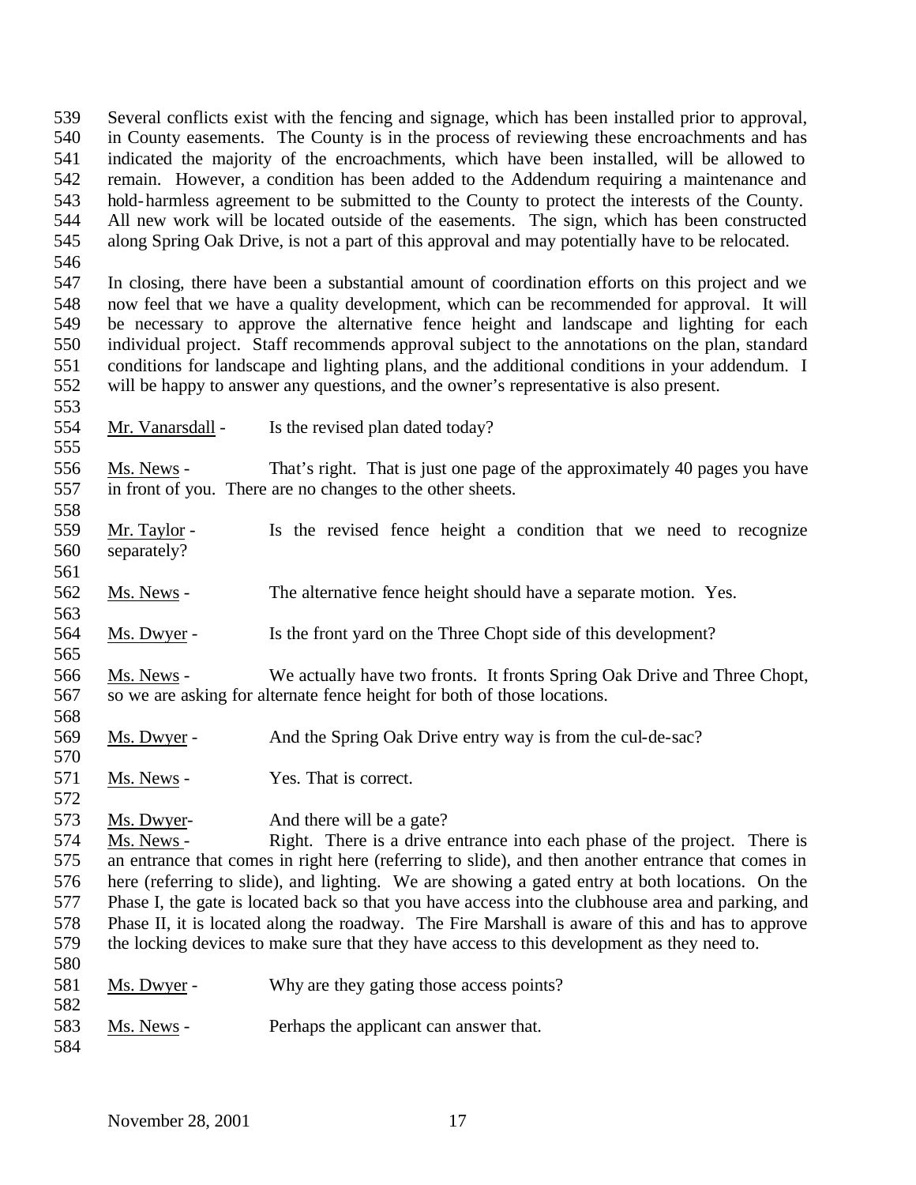Several conflicts exist with the fencing and signage, which has been installed prior to approval, in County easements. The County is in the process of reviewing these encroachments and has indicated the majority of the encroachments, which have been installed, will be allowed to remain. However, a condition has been added to the Addendum requiring a maintenance and hold-harmless agreement to be submitted to the County to protect the interests of the County. All new work will be located outside of the easements. The sign, which has been constructed along Spring Oak Drive, is not a part of this approval and may potentially have to be relocated.

In closing, there have been a substantial amount of coordination efforts on this project and we now feel that we have a quality development, which can be recommended for approval. It will be necessary to approve the alternative fence height and landscape and lighting for each individual project. Staff recommends approval subject to the annotations on the plan, standard conditions for landscape and lighting plans, and the additional conditions in your addendum. I will be happy to answer any questions, and the owner's representative is also present.

Mr. Vanarsdall - Is the revised plan dated today?

Ms. News - That's right. That is just one page of the approximately 40 pages you have in front of you. There are no changes to the other sheets.

Mr. Taylor - Is the revised fence height a condition that we need to recognize separately?

Ms. News - The alternative fence height should have a separate motion. Yes.

Ms. Dwyer - Is the front yard on the Three Chopt side of this development?

Ms. News - We actually have two fronts. It fronts Spring Oak Drive and Three Chopt, so we are asking for alternate fence height for both of those locations.

Ms. Dwyer - And the Spring Oak Drive entry way is from the cul-de-sac?

Ms. News - Yes. That is correct.

Ms. Dwyer- And there will be a gate?

Ms. News - Right. There is a drive entrance into each phase of the project. There is an entrance that comes in right here (referring to slide), and then another entrance that comes in here (referring to slide), and lighting. We are showing a gated entry at both locations. On the Phase I, the gate is located back so that you have access into the clubhouse area and parking, and Phase II, it is located along the roadway. The Fire Marshall is aware of this and has to approve the locking devices to make sure that they have access to this development as they need to.

Ms. Dwyer - Why are they gating those access points?

Ms. News - Perhaps the applicant can answer that.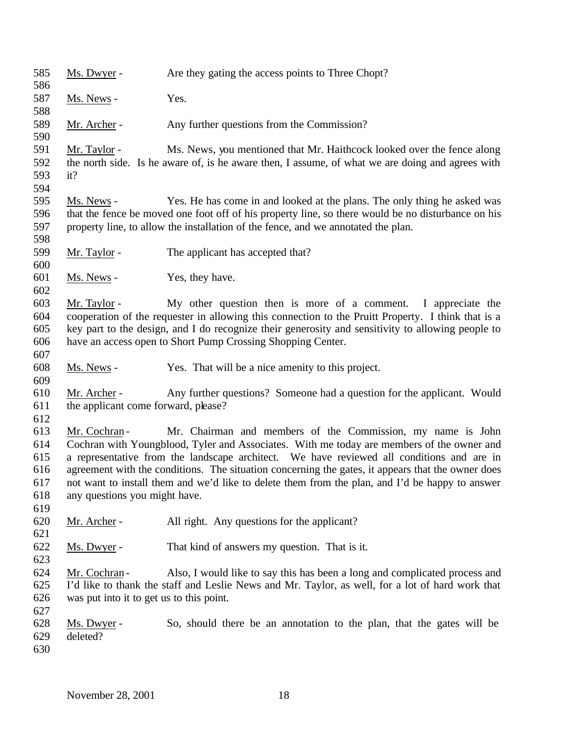Ms. Dwyer - Are they gating the access points to Three Chopt?

Ms. News - Yes.

Mr. Archer - Any further questions from the Commission?

Mr. Taylor - Ms. News, you mentioned that Mr. Haithcock looked over the fence along the north side. Is he aware of, is he aware then, I assume, of what we are doing and agrees with it?

Ms. News - Yes. He has come in and looked at the plans. The only thing he asked was that the fence be moved one foot off of his property line, so there would be no disturbance on his property line, to allow the installation of the fence, and we annotated the plan.

Mr. Taylor - The applicant has accepted that?

Ms. News - Yes, they have.

Mr. Taylor - My other question then is more of a comment. I appreciate the cooperation of the requester in allowing this connection to the Pruitt Property. I think that is a key part to the design, and I do recognize their generosity and sensitivity to allowing people to have an access open to Short Pump Crossing Shopping Center.

Ms. News - Yes. That will be a nice amenity to this project.

Mr. Archer - Any further questions? Someone had a question for the applicant. Would the applicant come forward, please?

Mr. Cochran - Mr. Chairman and members of the Commission, my name is John Cochran with Youngblood, Tyler and Associates. With me today are members of the owner and a representative from the landscape architect. We have reviewed all conditions and are in agreement with the conditions. The situation concerning the gates, it appears that the owner does not want to install them and we'd like to delete them from the plan, and I'd be happy to answer any questions you might have.

Mr. Archer - All right. Any questions for the applicant?

Ms. Dwyer - That kind of answers my question. That is it.

Mr. Cochran - Also, I would like to say this has been a long and complicated process and I'd like to thank the staff and Leslie News and Mr. Taylor, as well, for a lot of hard work that was put into it to get us to this point.

Ms. Dwyer - So, should there be an annotation to the plan, that the gates will be deleted?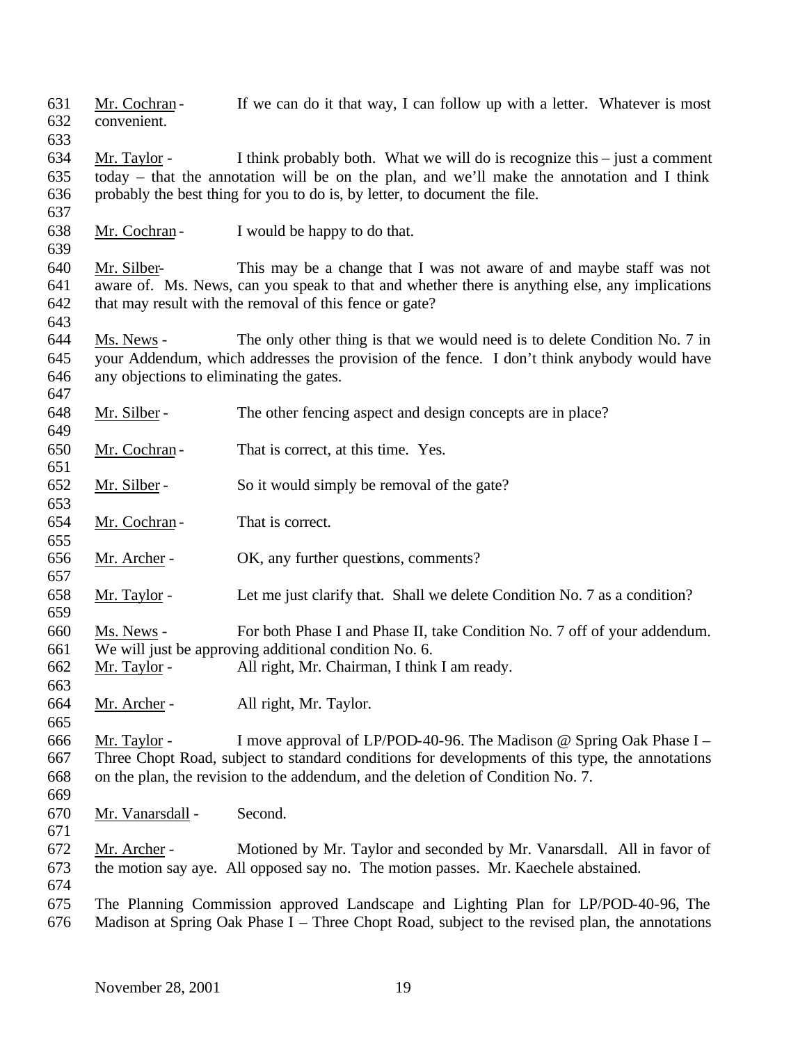Mr. Cochran - If we can do it that way, I can follow up with a letter. Whatever is most convenient.

Mr. Taylor - I think probably both. What we will do is recognize this – just a comment today – that the annotation will be on the plan, and we'll make the annotation and I think probably the best thing for you to do is, by letter, to document the file.

Mr. Cochran - I would be happy to do that.

Mr. Silber- This may be a change that I was not aware of and maybe staff was not aware of. Ms. News, can you speak to that and whether there is anything else, any implications that may result with the removal of this fence or gate?

Ms. News - The only other thing is that we would need is to delete Condition No. 7 in your Addendum, which addresses the provision of the fence. I don't think anybody would have any objections to eliminating the gates.

Mr. Silber - The other fencing aspect and design concepts are in place?

Mr. Cochran - That is correct, at this time. Yes.

Mr. Silber - So it would simply be removal of the gate?

Mr. Cochran - That is correct.

Mr. Archer - OK, any further questions, comments?

Mr. Taylor - Let me just clarify that. Shall we delete Condition No. 7 as a condition?

Ms. News - For both Phase I and Phase II, take Condition No. 7 off of your addendum. We will just be approving additional condition No. 6.

Mr. Taylor - All right, Mr. Chairman, I think I am ready.

Mr. Archer - All right, Mr. Taylor.

Mr. Taylor - I move approval of LP/POD-40-96. The Madison @ Spring Oak Phase I – Three Chopt Road, subject to standard conditions for developments of this type, the annotations on the plan, the revision to the addendum, and the deletion of Condition No. 7.

Mr. Vanarsdall - Second.

Mr. Archer - Motioned by Mr. Taylor and seconded by Mr. Vanarsdall. All in favor of the motion say aye. All opposed say no. The motion passes. Mr. Kaechele abstained.

The Planning Commission approved Landscape and Lighting Plan for LP/POD-40-96, The Madison at Spring Oak Phase I – Three Chopt Road, subject to the revised plan, the annotations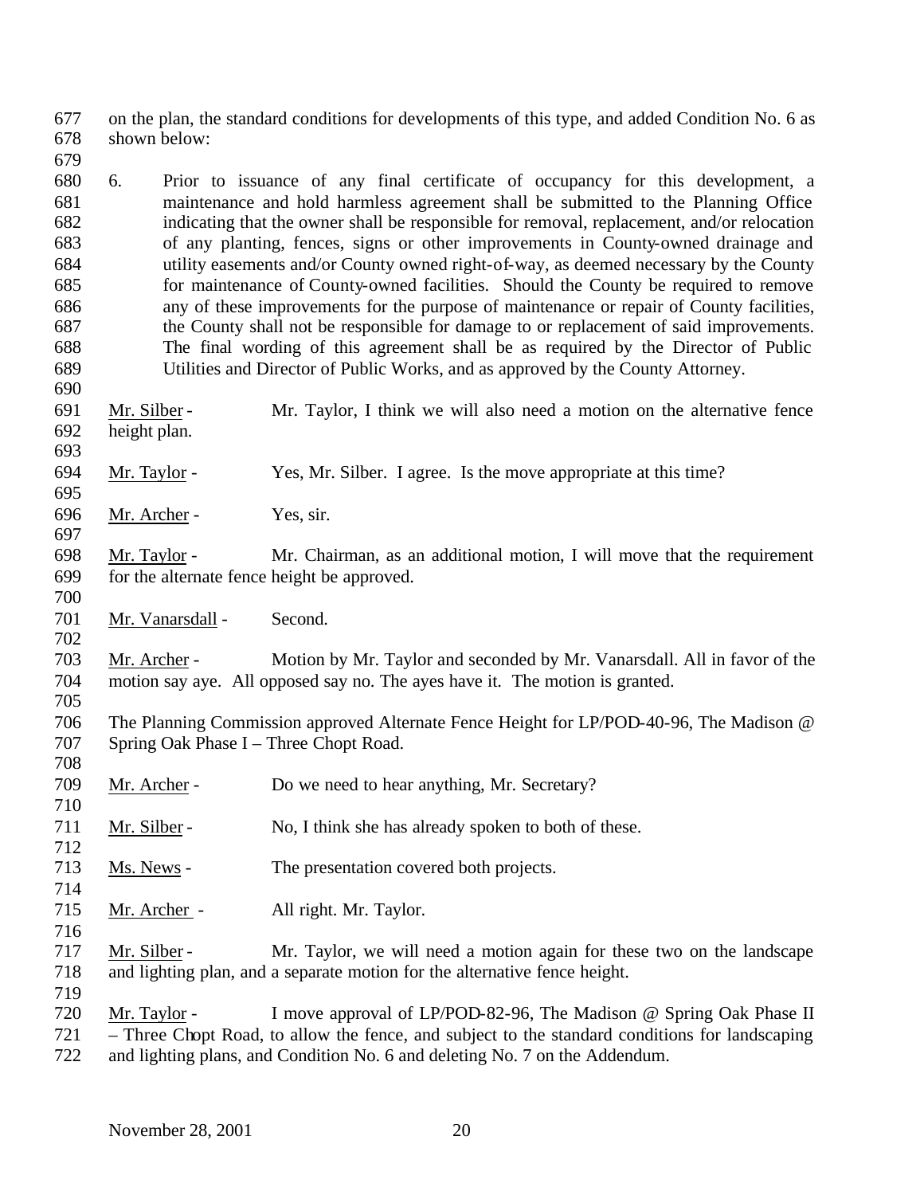on the plan, the standard conditions for developments of this type, and added Condition No. 6 as shown below:

6. Prior to issuance of any final certificate of occupancy for this development, a maintenance and hold harmless agreement shall be submitted to the Planning Office indicating that the owner shall be responsible for removal, replacement, and/or relocation of any planting, fences, signs or other improvements in County-owned drainage and utility easements and/or County owned right-of-way, as deemed necessary by the County for maintenance of County-owned facilities. Should the County be required to remove any of these improvements for the purpose of maintenance or repair of County facilities, the County shall not be responsible for damage to or replacement of said improvements. The final wording of this agreement shall be as required by the Director of Public Utilities and Director of Public Works, and as approved by the County Attorney.

Mr. Silber - Mr. Taylor, I think we will also need a motion on the alternative fence height plan.

Mr. Taylor - Yes, Mr. Silber. I agree. Is the move appropriate at this time?

Mr. Archer - Yes, sir.

Mr. Taylor - Mr. Chairman, as an additional motion, I will move that the requirement for the alternate fence height be approved.

Mr. Vanarsdall - Second.

Mr. Archer - Motion by Mr. Taylor and seconded by Mr. Vanarsdall. All in favor of the motion say aye. All opposed say no. The ayes have it. The motion is granted.

The Planning Commission approved Alternate Fence Height for LP/POD-40-96, The Madison @ Spring Oak Phase I – Three Chopt Road.

Mr. Archer - Do we need to hear anything, Mr. Secretary?

Mr. Silber - No, I think she has already spoken to both of these.

Ms. News - The presentation covered both projects.

Mr. Archer - All right. Mr. Taylor.

Mr. Silber - Mr. Taylor, we will need a motion again for these two on the landscape and lighting plan, and a separate motion for the alternative fence height.

Mr. Taylor - I move approval of LP/POD-82-96, The Madison @ Spring Oak Phase II – Three Chopt Road, to allow the fence, and subject to the standard conditions for landscaping and lighting plans, and Condition No. 6 and deleting No. 7 on the Addendum.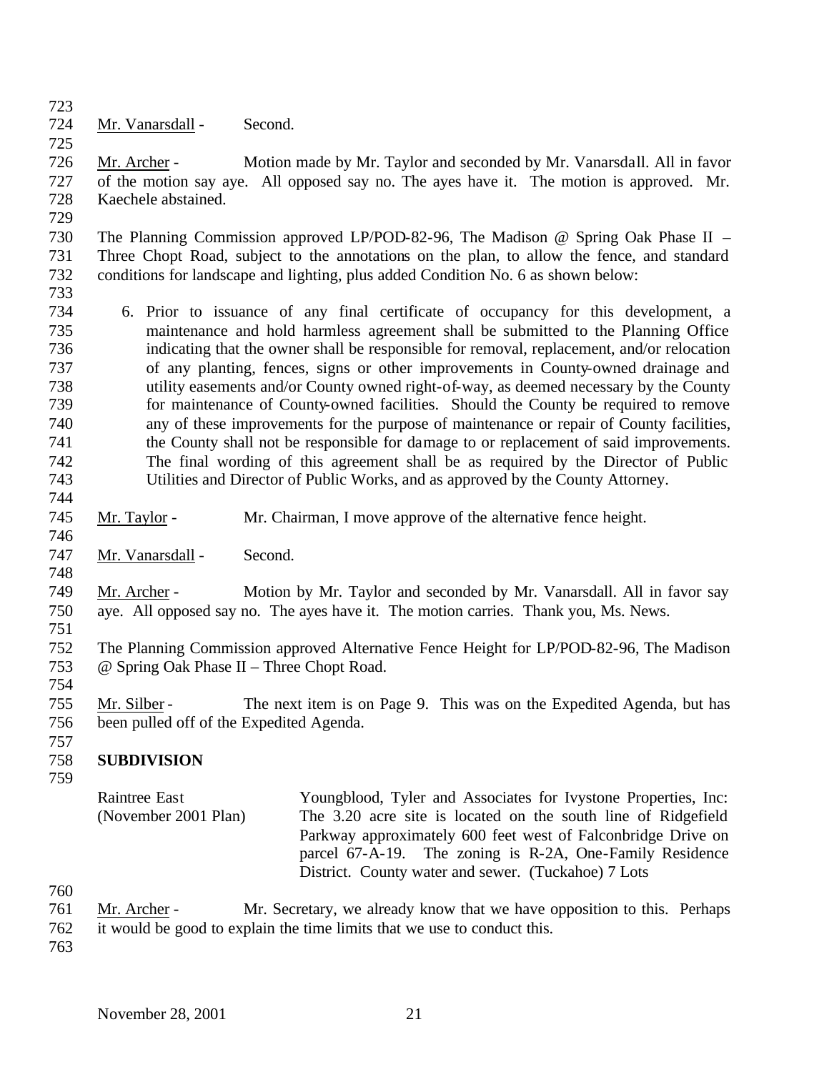Mr. Vanarsdall - Second.

Mr. Archer - Motion made by Mr. Taylor and seconded by Mr. Vanarsdall. All in favor of the motion say aye. All opposed say no. The ayes have it. The motion is approved. Mr. Kaechele abstained.

The Planning Commission approved LP/POD-82-96, The Madison @ Spring Oak Phase II – Three Chopt Road, subject to the annotations on the plan, to allow the fence, and standard conditions for landscape and lighting, plus added Condition No. 6 as shown below:

6. Prior to issuance of any final certificate of occupancy for this development, a maintenance and hold harmless agreement shall be submitted to the Planning Office indicating that the owner shall be responsible for removal, replacement, and/or relocation of any planting, fences, signs or other improvements in County-owned drainage and utility easements and/or County owned right-of-way, as deemed necessary by the County for maintenance of County-owned facilities. Should the County be required to remove any of these improvements for the purpose of maintenance or repair of County facilities, the County shall not be responsible for damage to or replacement of said improvements. The final wording of this agreement shall be as required by the Director of Public Utilities and Director of Public Works, and as approved by the County Attorney.

Mr. Taylor - Mr. Chairman, I move approve of the alternative fence height.

Mr. Vanarsdall - Second.

Mr. Archer - Motion by Mr. Taylor and seconded by Mr. Vanarsdall. All in favor say aye. All opposed say no. The ayes have it. The motion carries. Thank you, Ms. News.

The Planning Commission approved Alternative Fence Height for LP/POD-82-96, The Madison @ Spring Oak Phase II – Three Chopt Road.

Mr. Silber - The next item is on Page 9. This was on the Expedited Agenda, but has been pulled off of the Expedited Agenda.

**SUBDIVISION**

Raintree East (November 2001 Plan) — Youngblood, Tyler and Associates for Ivystone Properties, Inc: The 3.20 acre site is located on the south line of Ridgefield Parkway approximately 600 feet west of Falconbridge Drive on parcel 67-A-19. The zoning is R-2A, One-Family Residence District. County water and sewer. (Tuckahoe) 7 Lots

Mr. Archer - Mr. Secretary, we already know that we have opposition to this. Perhaps it would be good to explain the time limits that we use to conduct this.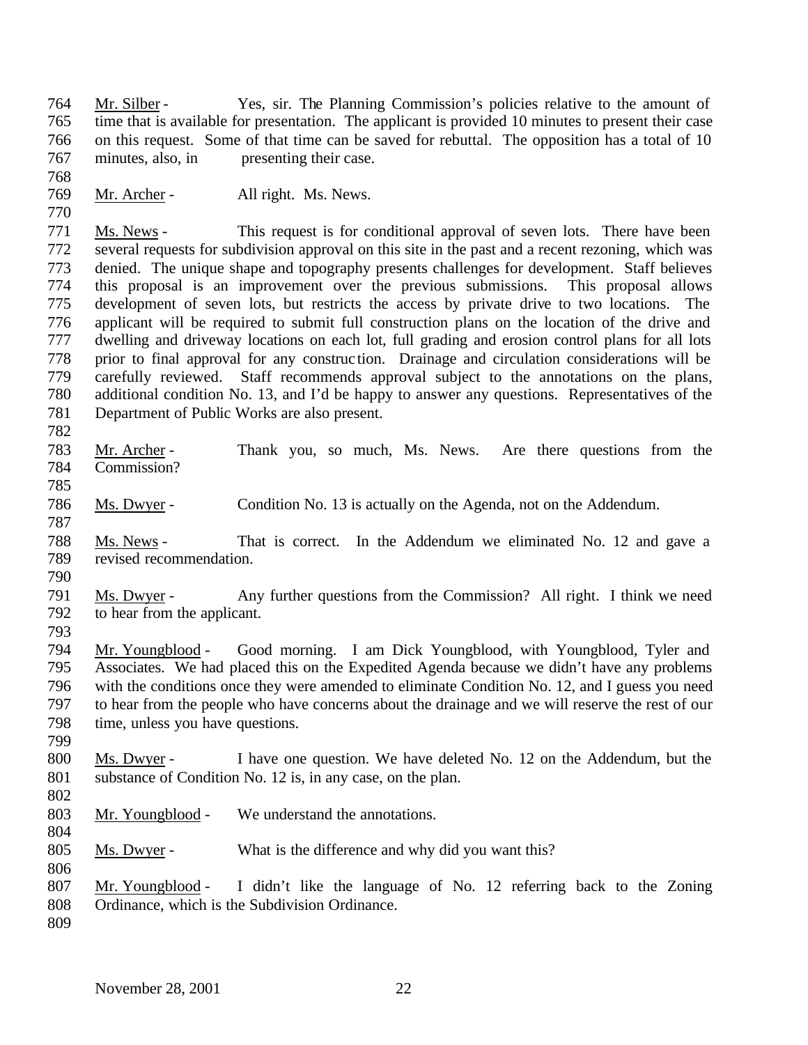Mr. Silber - Yes, sir. The Planning Commission's policies relative to the amount of time that is available for presentation. The applicant is provided 10 minutes to present their case on this request. Some of that time can be saved for rebuttal. The opposition has a total of 10 minutes, also, in presenting their case.

Mr. Archer - All right. Ms. News.

Ms. News - This request is for conditional approval of seven lots. There have been several requests for subdivision approval on this site in the past and a recent rezoning, which was denied. The unique shape and topography presents challenges for development. Staff believes this proposal is an improvement over the previous submissions. This proposal allows development of seven lots, but restricts the access by private drive to two locations. The applicant will be required to submit full construction plans on the location of the drive and dwelling and driveway locations on each lot, full grading and erosion control plans for all lots prior to final approval for any construction. Drainage and circulation considerations will be carefully reviewed. Staff recommends approval subject to the annotations on the plans, additional condition No. 13, and I'd be happy to answer any questions. Representatives of the Department of Public Works are also present.

Mr. Archer - Thank you, so much, Ms. News. Are there questions from the Commission?

Ms. Dwyer - Condition No. 13 is actually on the Agenda, not on the Addendum.

Ms. News - That is correct. In the Addendum we eliminated No. 12 and gave a revised recommendation.

Ms. Dwyer - Any further questions from the Commission? All right. I think we need to hear from the applicant.

Mr. Youngblood - Good morning. I am Dick Youngblood, with Youngblood, Tyler and Associates. We had placed this on the Expedited Agenda because we didn't have any problems with the conditions once they were amended to eliminate Condition No. 12, and I guess you need to hear from the people who have concerns about the drainage and we will reserve the rest of our time, unless you have questions.

Ms. Dwyer - I have one question. We have deleted No. 12 on the Addendum, but the substance of Condition No. 12 is, in any case, on the plan.

Mr. Youngblood - We understand the annotations.

Ms. Dwyer - What is the difference and why did you want this?

Mr. Youngblood - I didn't like the language of No. 12 referring back to the Zoning Ordinance, which is the Subdivision Ordinance.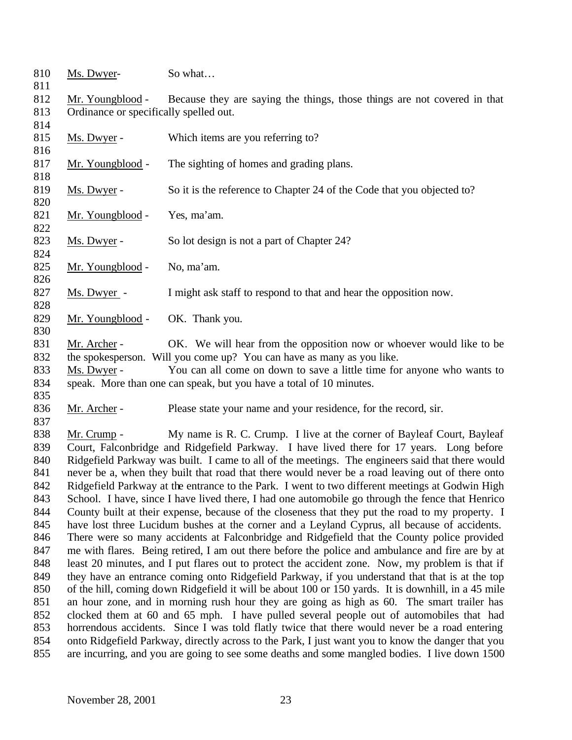Ms. Dwyer- So what…

Mr. Youngblood - Because they are saying the things, those things are not covered in that Ordinance or specifically spelled out.

Ms. Dwyer - Which items are you referring to?

Mr. Youngblood - The sighting of homes and grading plans.

Ms. Dwyer - So it is the reference to Chapter 24 of the Code that you objected to?

Mr. Youngblood - Yes, ma'am.

Ms. Dwyer - So lot design is not a part of Chapter 24?

Mr. Youngblood - No, ma'am.

Ms. Dwyer - I might ask staff to respond to that and hear the opposition now.

Mr. Youngblood - OK. Thank you.

Mr. Archer - OK. We will hear from the opposition now or whoever would like to be the spokesperson. Will you come up? You can have as many as you like.

Ms. Dwyer - You can all come on down to save a little time for anyone who wants to speak. More than one can speak, but you have a total of 10 minutes.

Mr. Archer - Please state your name and your residence, for the record, sir.

Mr. Crump - My name is R. C. Crump. I live at the corner of Bayleaf Court, Bayleaf Court, Falconbridge and Ridgefield Parkway. I have lived there for 17 years. Long before Ridgefield Parkway was built. I came to all of the meetings. The engineers said that there would never be a, when they built that road that there would never be a road leaving out of there onto Ridgefield Parkway at the entrance to the Park. I went to two different meetings at Godwin High School. I have, since I have lived there, I had one automobile go through the fence that Henrico County built at their expense, because of the closeness that they put the road to my property. I have lost three Lucidum bushes at the corner and a Leyland Cyprus, all because of accidents. There were so many accidents at Falconbridge and Ridgefield that the County police provided me with flares. Being retired, I am out there before the police and ambulance and fire are by at least 20 minutes, and I put flares out to protect the accident zone. Now, my problem is that if they have an entrance coming onto Ridgefield Parkway, if you understand that that is at the top of the hill, coming down Ridgefield it will be about 100 or 150 yards. It is downhill, in a 45 mile an hour zone, and in morning rush hour they are going as high as 60. The smart trailer has clocked them at 60 and 65 mph. I have pulled several people out of automobiles that had horrendous accidents. Since I was told flatly twice that there would never be a road entering onto Ridgefield Parkway, directly across to the Park, I just want you to know the danger that you are incurring, and you are going to see some deaths and some mangled bodies. I live down 1500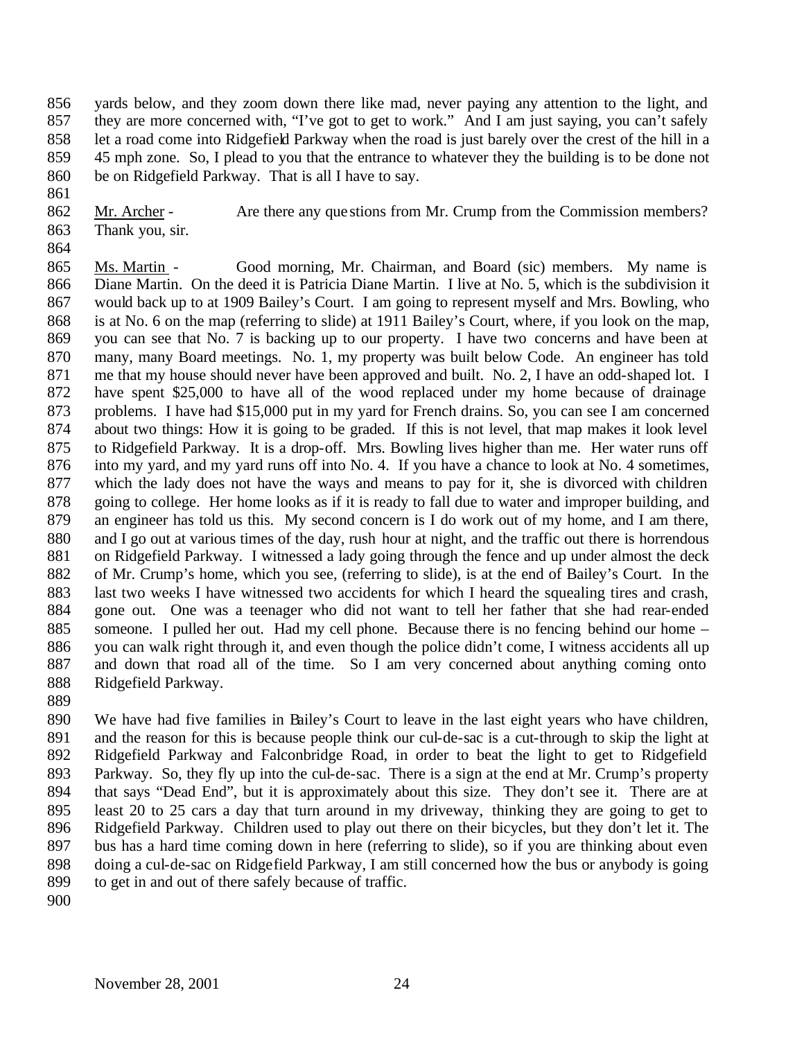yards below, and they zoom down there like mad, never paying any attention to the light, and they are more concerned with, "I've got to get to work." And I am just saying, you can't safely let a road come into Ridgefield Parkway when the road is just barely over the crest of the hill in a 45 mph zone. So, I plead to you that the entrance to whatever they the building is to be done not be on Ridgefield Parkway. That is all I have to say.

Mr. Archer - Are there any questions from Mr. Crump from the Commission members? Thank you, sir.

Ms. Martin - Good morning, Mr. Chairman, and Board (sic) members. My name is Diane Martin. On the deed it is Patricia Diane Martin. I live at No. 5, which is the subdivision it would back up to at 1909 Bailey's Court. I am going to represent myself and Mrs. Bowling, who is at No. 6 on the map (referring to slide) at 1911 Bailey's Court, where, if you look on the map, you can see that No. 7 is backing up to our property. I have two concerns and have been at many, many Board meetings. No. 1, my property was built below Code. An engineer has told me that my house should never have been approved and built. No. 2, I have an odd-shaped lot. I have spent $25,000 to have all of the wood replaced under my home because of drainage problems. I have had $15,000 put in my yard for French drains. So, you can see I am concerned about two things: How it is going to be graded. If this is not level, that map makes it look level to Ridgefield Parkway. It is a drop-off. Mrs. Bowling lives higher than me. Her water runs off into my yard, and my yard runs off into No. 4. If you have a chance to look at No. 4 sometimes, which the lady does not have the ways and means to pay for it, she is divorced with children going to college. Her home looks as if it is ready to fall due to water and improper building, and an engineer has told us this. My second concern is I do work out of my home, and I am there, and I go out at various times of the day, rush hour at night, and the traffic out there is horrendous on Ridgefield Parkway. I witnessed a lady going through the fence and up under almost the deck of Mr. Crump's home, which you see, (referring to slide), is at the end of Bailey's Court. In the last two weeks I have witnessed two accidents for which I heard the squealing tires and crash, gone out. One was a teenager who did not want to tell her father that she had rear-ended someone. I pulled her out. Had my cell phone. Because there is no fencing behind our home – you can walk right through it, and even though the police didn't come, I witness accidents all up and down that road all of the time. So I am very concerned about anything coming onto Ridgefield Parkway.

We have had five families in Bailey's Court to leave in the last eight years who have children, and the reason for this is because people think our cul-de-sac is a cut-through to skip the light at Ridgefield Parkway and Falconbridge Road, in order to beat the light to get to Ridgefield Parkway. So, they fly up into the cul-de-sac. There is a sign at the end at Mr. Crump's property that says "Dead End", but it is approximately about this size. They don't see it. There are at least 20 to 25 cars a day that turn around in my driveway, thinking they are going to get to Ridgefield Parkway. Children used to play out there on their bicycles, but they don't let it. The bus has a hard time coming down in here (referring to slide), so if you are thinking about even doing a cul-de-sac on Ridgefield Parkway, I am still concerned how the bus or anybody is going to get in and out of there safely because of traffic.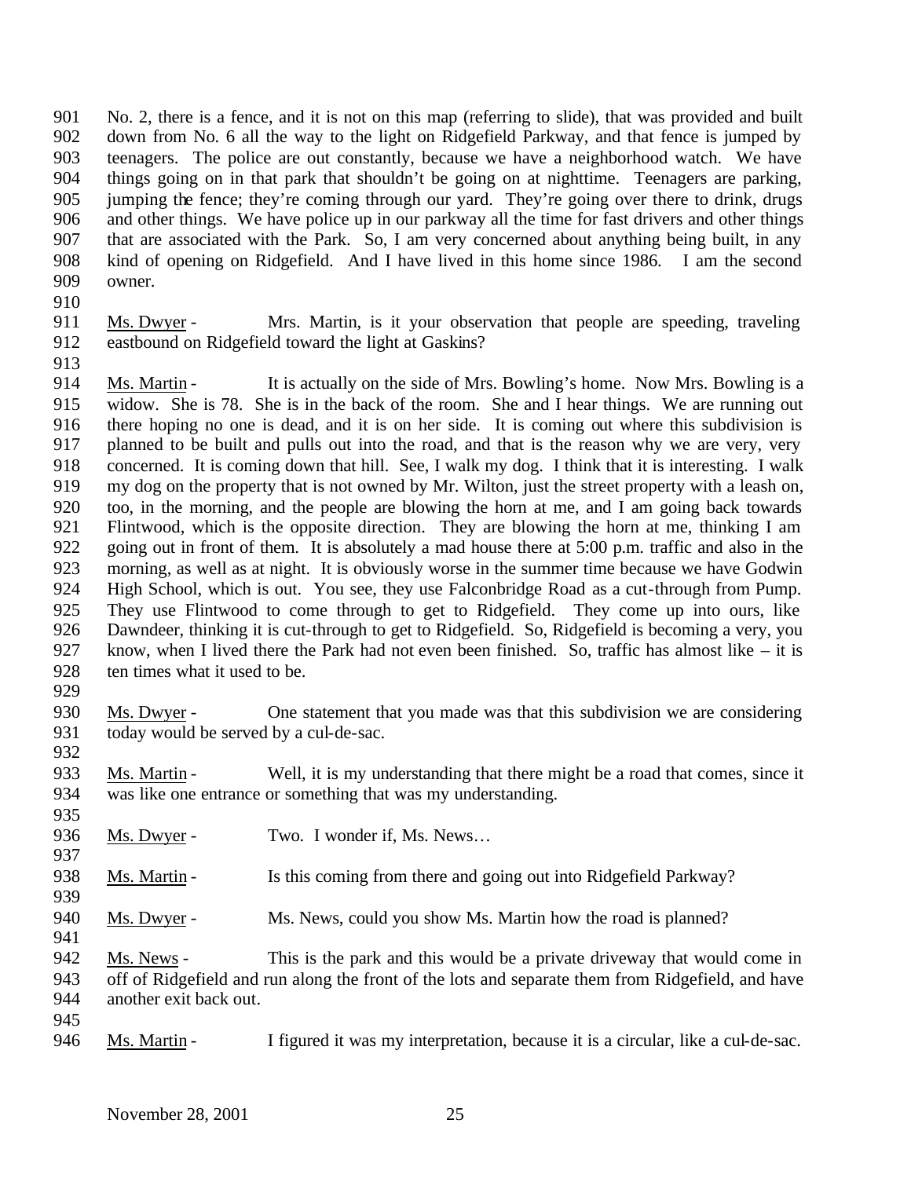No. 2, there is a fence, and it is not on this map (referring to slide), that was provided and built down from No. 6 all the way to the light on Ridgefield Parkway, and that fence is jumped by teenagers. The police are out constantly, because we have a neighborhood watch. We have things going on in that park that shouldn't be going on at nighttime. Teenagers are parking, jumping the fence; they're coming through our yard. They're going over there to drink, drugs and other things. We have police up in our parkway all the time for fast drivers and other things that are associated with the Park. So, I am very concerned about anything being built, in any kind of opening on Ridgefield. And I have lived in this home since 1986. I am the second owner.

Ms. Dwyer - Mrs. Martin, is it your observation that people are speeding, traveling eastbound on Ridgefield toward the light at Gaskins?

Ms. Martin - It is actually on the side of Mrs. Bowling's home. Now Mrs. Bowling is a widow. She is 78. She is in the back of the room. She and I hear things. We are running out there hoping no one is dead, and it is on her side. It is coming out where this subdivision is planned to be built and pulls out into the road, and that is the reason why we are very, very concerned. It is coming down that hill. See, I walk my dog. I think that it is interesting. I walk my dog on the property that is not owned by Mr. Wilton, just the street property with a leash on, too, in the morning, and the people are blowing the horn at me, and I am going back towards Flintwood, which is the opposite direction. They are blowing the horn at me, thinking I am going out in front of them. It is absolutely a mad house there at 5:00 p.m. traffic and also in the morning, as well as at night. It is obviously worse in the summer time because we have Godwin High School, which is out. You see, they use Falconbridge Road as a cut-through from Pump. They use Flintwood to come through to get to Ridgefield. They come up into ours, like Dawndeer, thinking it is cut-through to get to Ridgefield. So, Ridgefield is becoming a very, you know, when I lived there the Park had not even been finished. So, traffic has almost like – it is ten times what it used to be.

Ms. Dwyer - One statement that you made was that this subdivision we are considering today would be served by a cul-de-sac.

Ms. Martin - Well, it is my understanding that there might be a road that comes, since it was like one entrance or something that was my understanding.

Ms. Dwyer - Two. I wonder if, Ms. News…

Ms. Martin - Is this coming from there and going out into Ridgefield Parkway?

Ms. Dwyer - Ms. News, could you show Ms. Martin how the road is planned?

Ms. News - This is the park and this would be a private driveway that would come in off of Ridgefield and run along the front of the lots and separate them from Ridgefield, and have another exit back out.

Ms. Martin - I figured it was my interpretation, because it is a circular, like a cul-de-sac.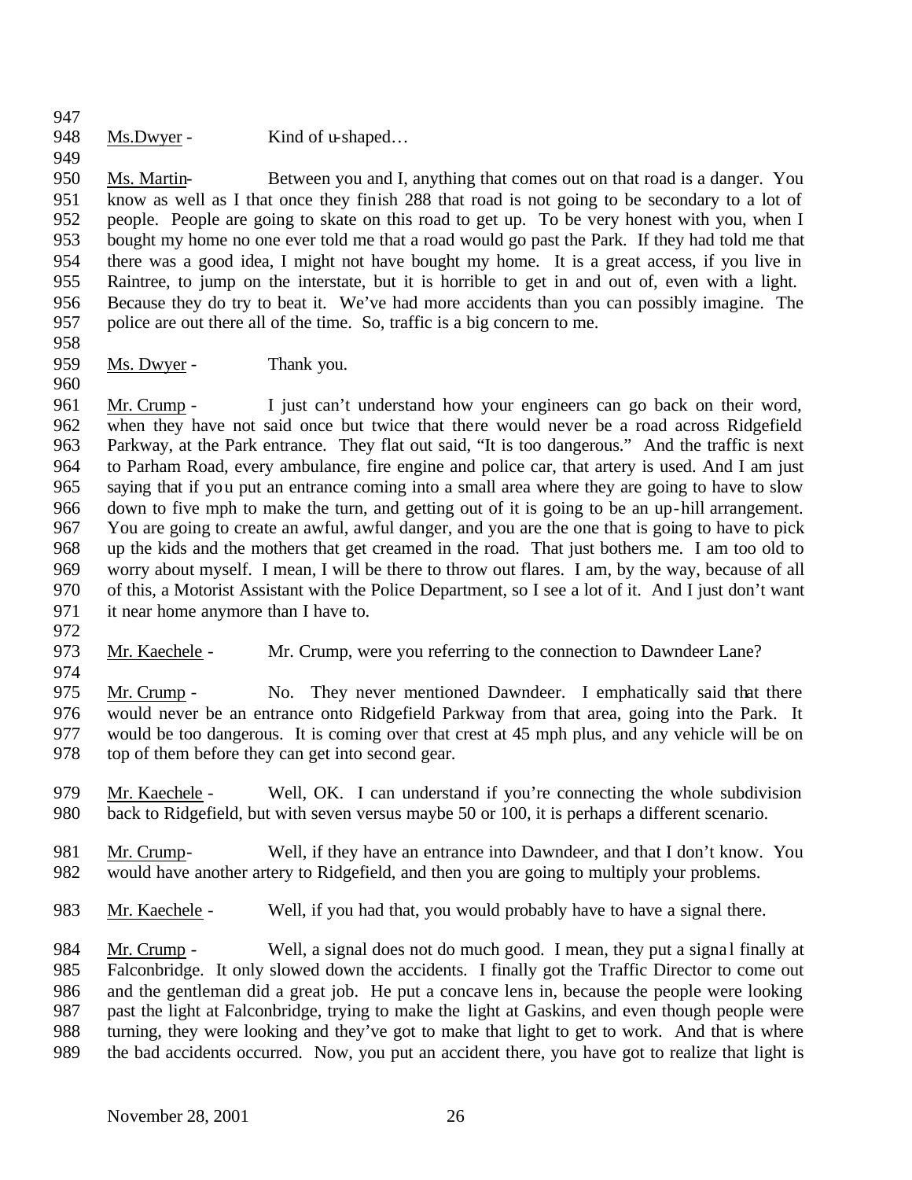Ms.Dwyer - Kind of u-shaped…

Ms. Martin- Between you and I, anything that comes out on that road is a danger. You know as well as I that once they finish 288 that road is not going to be secondary to a lot of people. People are going to skate on this road to get up. To be very honest with you, when I bought my home no one ever told me that a road would go past the Park. If they had told me that there was a good idea, I might not have bought my home. It is a great access, if you live in Raintree, to jump on the interstate, but it is horrible to get in and out of, even with a light. Because they do try to beat it. We've had more accidents than you can possibly imagine. The police are out there all of the time. So, traffic is a big concern to me.

Ms. Dwyer - Thank you.

Mr. Crump - I just can't understand how your engineers can go back on their word, when they have not said once but twice that there would never be a road across Ridgefield Parkway, at the Park entrance. They flat out said, "It is too dangerous." And the traffic is next to Parham Road, every ambulance, fire engine and police car, that artery is used. And I am just saying that if you put an entrance coming into a small area where they are going to have to slow down to five mph to make the turn, and getting out of it is going to be an up-hill arrangement. You are going to create an awful, awful danger, and you are the one that is going to have to pick up the kids and the mothers that get creamed in the road. That just bothers me. I am too old to worry about myself. I mean, I will be there to throw out flares. I am, by the way, because of all of this, a Motorist Assistant with the Police Department, so I see a lot of it. And I just don't want it near home anymore than I have to.

Mr. Kaechele - Mr. Crump, were you referring to the connection to Dawndeer Lane?

Mr. Crump - No. They never mentioned Dawndeer. I emphatically said that there would never be an entrance onto Ridgefield Parkway from that area, going into the Park. It would be too dangerous. It is coming over that crest at 45 mph plus, and any vehicle will be on top of them before they can get into second gear.

Mr. Kaechele - Well, OK. I can understand if you're connecting the whole subdivision back to Ridgefield, but with seven versus maybe 50 or 100, it is perhaps a different scenario.

Mr. Crump- Well, if they have an entrance into Dawndeer, and that I don't know. You would have another artery to Ridgefield, and then you are going to multiply your problems.

Mr. Kaechele - Well, if you had that, you would probably have to have a signal there.

Mr. Crump - Well, a signal does not do much good. I mean, they put a signal finally at Falconbridge. It only slowed down the accidents. I finally got the Traffic Director to come out and the gentleman did a great job. He put a concave lens in, because the people were looking past the light at Falconbridge, trying to make the light at Gaskins, and even though people were turning, they were looking and they've got to make that light to get to work. And that is where the bad accidents occurred. Now, you put an accident there, you have got to realize that light is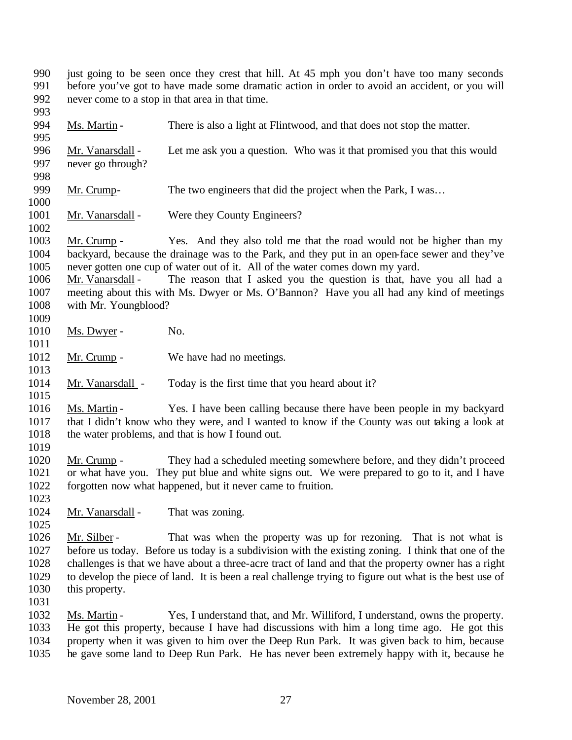just going to be seen once they crest that hill. At 45 mph you don't have too many seconds before you've got to have made some dramatic action in order to avoid an accident, or you will never come to a stop in that area in that time.

Ms. Martin - There is also a light at Flintwood, and that does not stop the matter.

Mr. Vanarsdall - Let me ask you a question. Who was it that promised you that this would never go through?

Mr. Crump- The two engineers that did the project when the Park, I was…

Mr. Vanarsdall - Were they County Engineers?

Mr. Crump - Yes. And they also told me that the road would not be higher than my backyard, because the drainage was to the Park, and they put in an open-face sewer and they've never gotten one cup of water out of it. All of the water comes down my yard.

Mr. Vanarsdall - The reason that I asked you the question is that, have you all had a meeting about this with Ms. Dwyer or Ms. O'Bannon? Have you all had any kind of meetings with Mr. Youngblood?

Ms. Dwyer - No.

Mr. Crump - We have had no meetings.

Mr. Vanarsdall - Today is the first time that you heard about it?

Ms. Martin - Yes. I have been calling because there have been people in my backyard that I didn't know who they were, and I wanted to know if the County was out taking a look at the water problems, and that is how I found out.

Mr. Crump - They had a scheduled meeting somewhere before, and they didn't proceed or what have you. They put blue and white signs out. We were prepared to go to it, and I have forgotten now what happened, but it never came to fruition.

Mr. Vanarsdall - That was zoning.

Mr. Silber - That was when the property was up for rezoning. That is not what is before us today. Before us today is a subdivision with the existing zoning. I think that one of the challenges is that we have about a three-acre tract of land and that the property owner has a right to develop the piece of land. It is been a real challenge trying to figure out what is the best use of this property.

Ms. Martin - Yes, I understand that, and Mr. Williford, I understand, owns the property. He got this property, because I have had discussions with him a long time ago. He got this property when it was given to him over the Deep Run Park. It was given back to him, because he gave some land to Deep Run Park. He has never been extremely happy with it, because he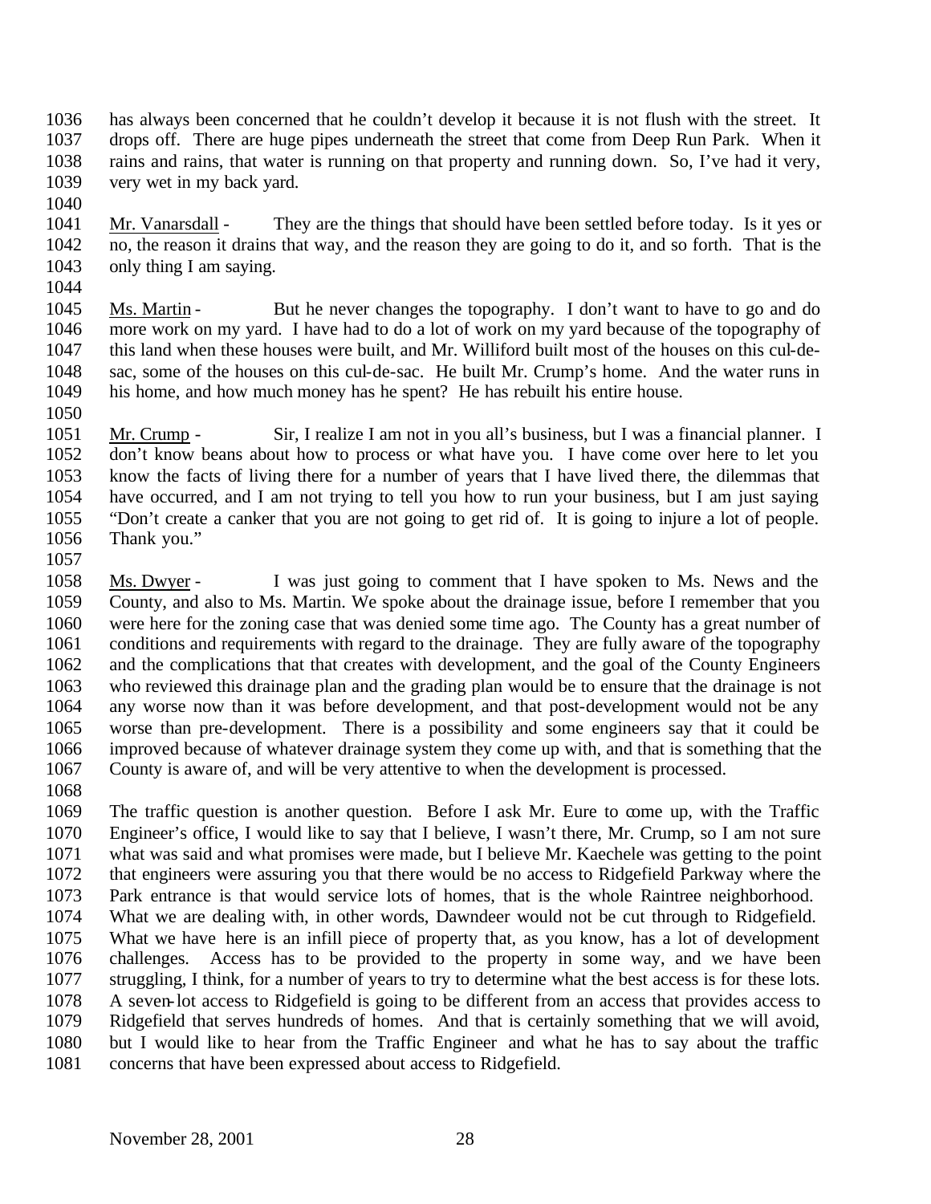has always been concerned that he couldn't develop it because it is not flush with the street. It drops off. There are huge pipes underneath the street that come from Deep Run Park. When it rains and rains, that water is running on that property and running down. So, I've had it very, very wet in my back yard.

Mr. Vanarsdall - They are the things that should have been settled before today. Is it yes or no, the reason it drains that way, and the reason they are going to do it, and so forth. That is the only thing I am saying.

Ms. Martin - But he never changes the topography. I don't want to have to go and do more work on my yard. I have had to do a lot of work on my yard because of the topography of this land when these houses were built, and Mr. Williford built most of the houses on this cul-de-sac, some of the houses on this cul-de-sac. He built Mr. Crump's home. And the water runs in his home, and how much money has he spent? He has rebuilt his entire house.

Mr. Crump - Sir, I realize I am not in you all's business, but I was a financial planner. I don't know beans about how to process or what have you. I have come over here to let you know the facts of living there for a number of years that I have lived there, the dilemmas that have occurred, and I am not trying to tell you how to run your business, but I am just saying "Don't create a canker that you are not going to get rid of. It is going to injure a lot of people. Thank you."

Ms. Dwyer - I was just going to comment that I have spoken to Ms. News and the County, and also to Ms. Martin. We spoke about the drainage issue, before I remember that you were here for the zoning case that was denied some time ago. The County has a great number of conditions and requirements with regard to the drainage. They are fully aware of the topography and the complications that that creates with development, and the goal of the County Engineers who reviewed this drainage plan and the grading plan would be to ensure that the drainage is not any worse now than it was before development, and that post-development would not be any worse than pre-development. There is a possibility and some engineers say that it could be improved because of whatever drainage system they come up with, and that is something that the County is aware of, and will be very attentive to when the development is processed.

The traffic question is another question. Before I ask Mr. Eure to come up, with the Traffic Engineer's office, I would like to say that I believe, I wasn't there, Mr. Crump, so I am not sure what was said and what promises were made, but I believe Mr. Kaechele was getting to the point that engineers were assuring you that there would be no access to Ridgefield Parkway where the Park entrance is that would service lots of homes, that is the whole Raintree neighborhood. What we are dealing with, in other words, Dawndeer would not be cut through to Ridgefield. What we have here is an infill piece of property that, as you know, has a lot of development challenges. Access has to be provided to the property in some way, and we have been struggling, I think, for a number of years to try to determine what the best access is for these lots. A seven-lot access to Ridgefield is going to be different from an access that provides access to Ridgefield that serves hundreds of homes. And that is certainly something that we will avoid, but I would like to hear from the Traffic Engineer and what he has to say about the traffic concerns that have been expressed about access to Ridgefield.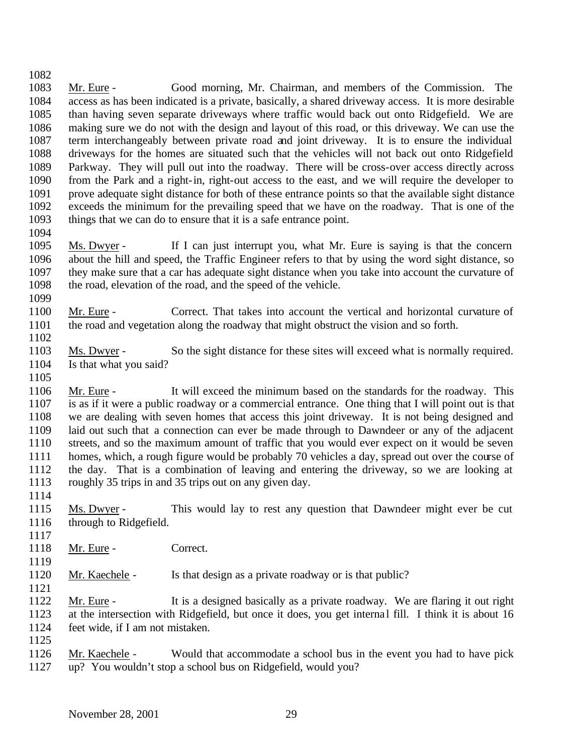Mr. Eure - Good morning, Mr. Chairman, and members of the Commission. The access as has been indicated is a private, basically, a shared driveway access. It is more desirable than having seven separate driveways where traffic would back out onto Ridgefield. We are making sure we do not with the design and layout of this road, or this driveway. We can use the term interchangeably between private road and joint driveway. It is to ensure the individual driveways for the homes are situated such that the vehicles will not back out onto Ridgefield Parkway. They will pull out into the roadway. There will be cross-over access directly across from the Park and a right-in, right-out access to the east, and we will require the developer to prove adequate sight distance for both of these entrance points so that the available sight distance exceeds the minimum for the prevailing speed that we have on the roadway. That is one of the things that we can do to ensure that it is a safe entrance point.

Ms. Dwyer - If I can just interrupt you, what Mr. Eure is saying is that the concern about the hill and speed, the Traffic Engineer refers to that by using the word sight distance, so they make sure that a car has adequate sight distance when you take into account the curvature of the road, elevation of the road, and the speed of the vehicle.

Mr. Eure - Correct. That takes into account the vertical and horizontal curvature of the road and vegetation along the roadway that might obstruct the vision and so forth.

Ms. Dwyer - So the sight distance for these sites will exceed what is normally required. Is that what you said?

Mr. Eure - It will exceed the minimum based on the standards for the roadway. This is as if it were a public roadway or a commercial entrance. One thing that I will point out is that we are dealing with seven homes that access this joint driveway. It is not being designed and laid out such that a connection can ever be made through to Dawndeer or any of the adjacent streets, and so the maximum amount of traffic that you would ever expect on it would be seven homes, which, a rough figure would be probably 70 vehicles a day, spread out over the course of the day. That is a combination of leaving and entering the driveway, so we are looking at roughly 35 trips in and 35 trips out on any given day.

Ms. Dwyer - This would lay to rest any question that Dawndeer might ever be cut through to Ridgefield.

Mr. Eure - Correct.

Mr. Kaechele - Is that design as a private roadway or is that public?

Mr. Eure - It is a designed basically as a private roadway. We are flaring it out right at the intersection with Ridgefield, but once it does, you get internal fill. I think it is about 16 feet wide, if I am not mistaken.

Mr. Kaechele - Would that accommodate a school bus in the event you had to have pick up? You wouldn't stop a school bus on Ridgefield, would you?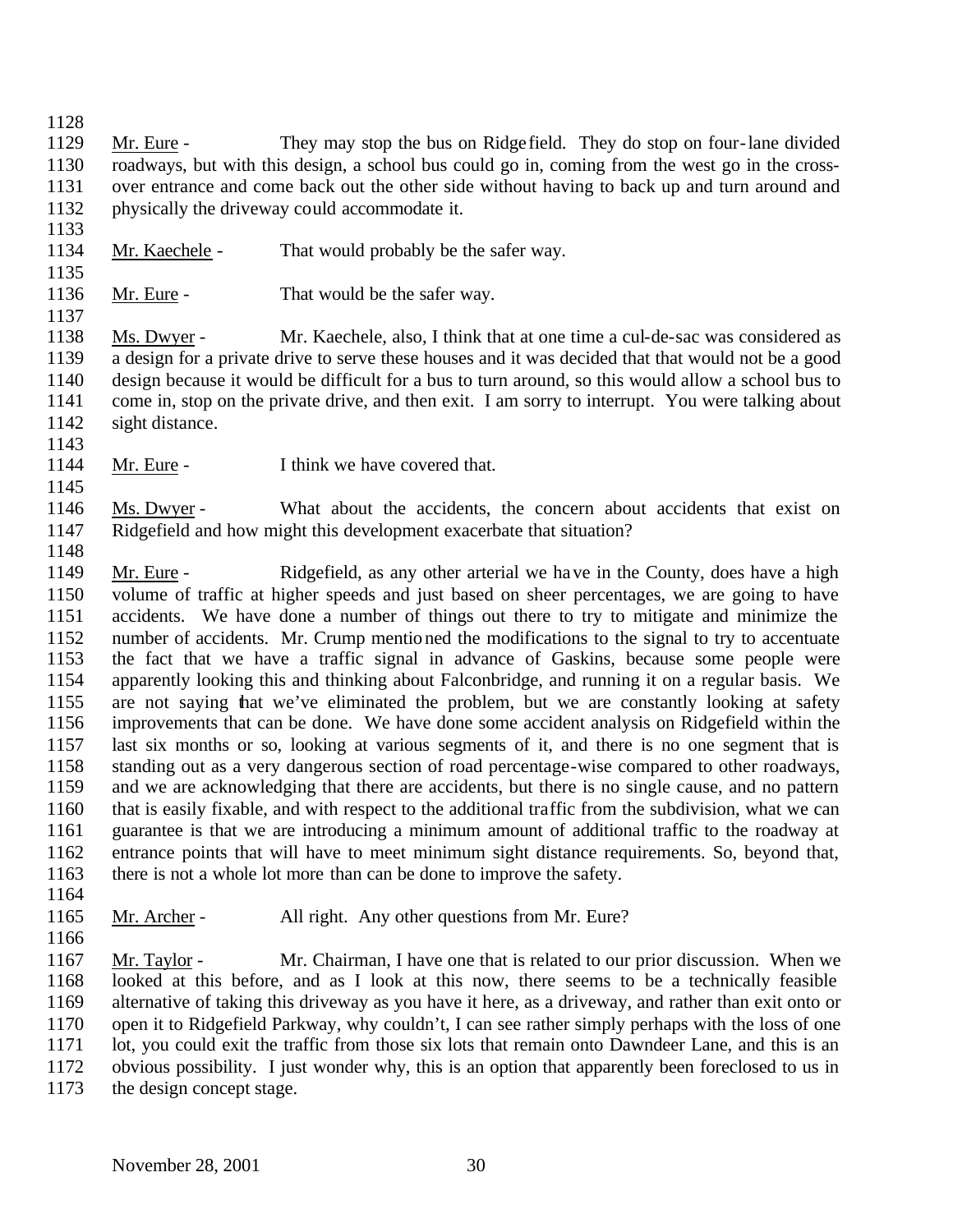Mr. Eure - They may stop the bus on Ridgefield. They do stop on four-lane divided roadways, but with this design, a school bus could go in, coming from the west go in the cross-over entrance and come back out the other side without having to back up and turn around and physically the driveway could accommodate it.

Mr. Kaechele - That would probably be the safer way.

Mr. Eure - That would be the safer way.

Ms. Dwyer - Mr. Kaechele, also, I think that at one time a cul-de-sac was considered as a design for a private drive to serve these houses and it was decided that that would not be a good design because it would be difficult for a bus to turn around, so this would allow a school bus to come in, stop on the private drive, and then exit. I am sorry to interrupt. You were talking about sight distance.

Mr. Eure - I think we have covered that.

Ms. Dwyer - What about the accidents, the concern about accidents that exist on Ridgefield and how might this development exacerbate that situation?

Mr. Eure - Ridgefield, as any other arterial we have in the County, does have a high volume of traffic at higher speeds and just based on sheer percentages, we are going to have accidents. We have done a number of things out there to try to mitigate and minimize the number of accidents. Mr. Crump mentioned the modifications to the signal to try to accentuate the fact that we have a traffic signal in advance of Gaskins, because some people were apparently looking this and thinking about Falconbridge, and running it on a regular basis. We are not saying that we've eliminated the problem, but we are constantly looking at safety improvements that can be done. We have done some accident analysis on Ridgefield within the last six months or so, looking at various segments of it, and there is no one segment that is standing out as a very dangerous section of road percentage-wise compared to other roadways, and we are acknowledging that there are accidents, but there is no single cause, and no pattern that is easily fixable, and with respect to the additional traffic from the subdivision, what we can guarantee is that we are introducing a minimum amount of additional traffic to the roadway at entrance points that will have to meet minimum sight distance requirements. So, beyond that, there is not a whole lot more than can be done to improve the safety.

Mr. Archer - All right. Any other questions from Mr. Eure?

Mr. Taylor - Mr. Chairman, I have one that is related to our prior discussion. When we looked at this before, and as I look at this now, there seems to be a technically feasible alternative of taking this driveway as you have it here, as a driveway, and rather than exit onto or open it to Ridgefield Parkway, why couldn't, I can see rather simply perhaps with the loss of one lot, you could exit the traffic from those six lots that remain onto Dawndeer Lane, and this is an obvious possibility. I just wonder why, this is an option that apparently been foreclosed to us in the design concept stage.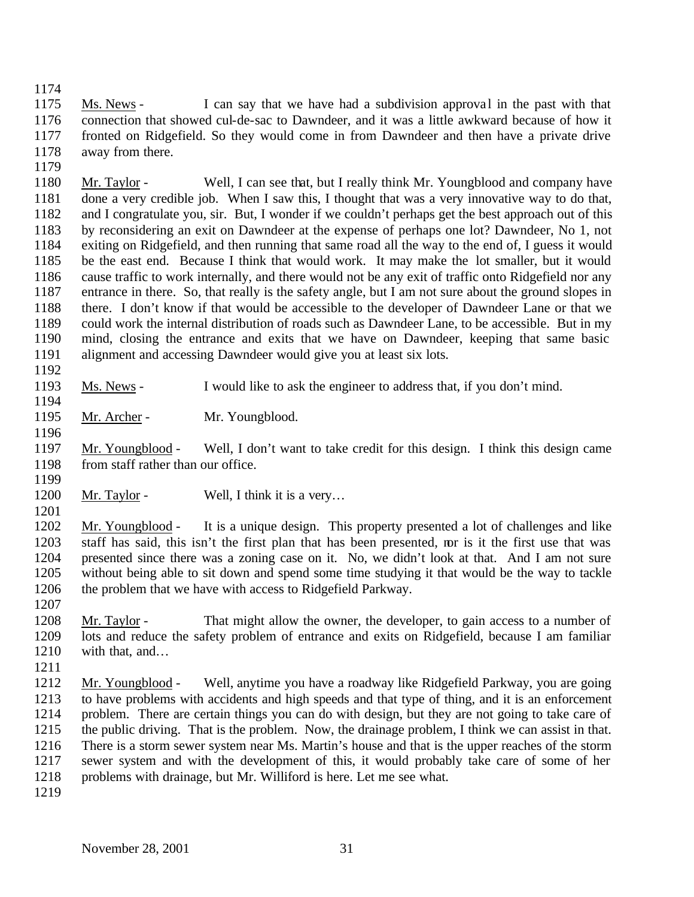Ms. News - I can say that we have had a subdivision approval in the past with that connection that showed cul-de-sac to Dawndeer, and it was a little awkward because of how it fronted on Ridgefield. So they would come in from Dawndeer and then have a private drive away from there.

Mr. Taylor - Well, I can see that, but I really think Mr. Youngblood and company have done a very credible job. When I saw this, I thought that was a very innovative way to do that, and I congratulate you, sir. But, I wonder if we couldn't perhaps get the best approach out of this by reconsidering an exit on Dawndeer at the expense of perhaps one lot? Dawndeer, No 1, not exiting on Ridgefield, and then running that same road all the way to the end of, I guess it would be the east end. Because I think that would work. It may make the lot smaller, but it would cause traffic to work internally, and there would not be any exit of traffic onto Ridgefield nor any entrance in there. So, that really is the safety angle, but I am not sure about the ground slopes in there. I don't know if that would be accessible to the developer of Dawndeer Lane or that we could work the internal distribution of roads such as Dawndeer Lane, to be accessible. But in my mind, closing the entrance and exits that we have on Dawndeer, keeping that same basic alignment and accessing Dawndeer would give you at least six lots.

Ms. News - I would like to ask the engineer to address that, if you don't mind.

Mr. Archer - Mr. Youngblood.

Mr. Youngblood - Well, I don't want to take credit for this design. I think this design came from staff rather than our office.

Mr. Taylor - Well, I think it is a very…

Mr. Youngblood - It is a unique design. This property presented a lot of challenges and like staff has said, this isn't the first plan that has been presented, nor is it the first use that was presented since there was a zoning case on it. No, we didn't look at that. And I am not sure without being able to sit down and spend some time studying it that would be the way to tackle the problem that we have with access to Ridgefield Parkway.

Mr. Taylor - That might allow the owner, the developer, to gain access to a number of lots and reduce the safety problem of entrance and exits on Ridgefield, because I am familiar with that, and…

Mr. Youngblood - Well, anytime you have a roadway like Ridgefield Parkway, you are going to have problems with accidents and high speeds and that type of thing, and it is an enforcement problem. There are certain things you can do with design, but they are not going to take care of the public driving. That is the problem. Now, the drainage problem, I think we can assist in that. There is a storm sewer system near Ms. Martin's house and that is the upper reaches of the storm sewer system and with the development of this, it would probably take care of some of her problems with drainage, but Mr. Williford is here. Let me see what.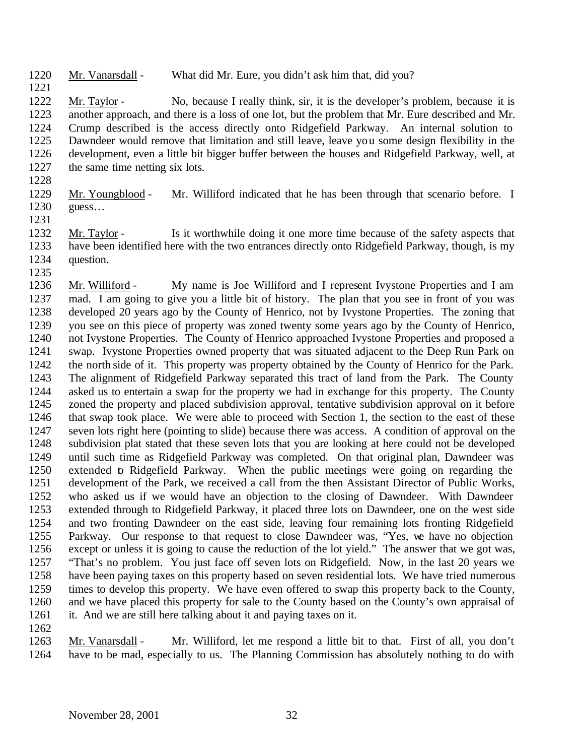Mr. Vanarsdall - What did Mr. Eure, you didn't ask him that, did you?

Mr. Taylor - No, because I really think, sir, it is the developer's problem, because it is another approach, and there is a loss of one lot, but the problem that Mr. Eure described and Mr. Crump described is the access directly onto Ridgefield Parkway. An internal solution to Dawndeer would remove that limitation and still leave, leave you some design flexibility in the development, even a little bit bigger buffer between the houses and Ridgefield Parkway, well, at the same time netting six lots.

Mr. Youngblood - Mr. Williford indicated that he has been through that scenario before. I guess…

Mr. Taylor - Is it worthwhile doing it one more time because of the safety aspects that have been identified here with the two entrances directly onto Ridgefield Parkway, though, is my question.

Mr. Williford - My name is Joe Williford and I represent Ivystone Properties and I am mad. I am going to give you a little bit of history. The plan that you see in front of you was developed 20 years ago by the County of Henrico, not by Ivystone Properties. The zoning that you see on this piece of property was zoned twenty some years ago by the County of Henrico, not Ivystone Properties. The County of Henrico approached Ivystone Properties and proposed a swap. Ivystone Properties owned property that was situated adjacent to the Deep Run Park on the north side of it. This property was property obtained by the County of Henrico for the Park. The alignment of Ridgefield Parkway separated this tract of land from the Park. The County asked us to entertain a swap for the property we had in exchange for this property. The County zoned the property and placed subdivision approval, tentative subdivision approval on it before that swap took place. We were able to proceed with Section 1, the section to the east of these seven lots right here (pointing to slide) because there was access. A condition of approval on the subdivision plat stated that these seven lots that you are looking at here could not be developed until such time as Ridgefield Parkway was completed. On that original plan, Dawndeer was extended to Ridgefield Parkway. When the public meetings were going on regarding the development of the Park, we received a call from the then Assistant Director of Public Works, who asked us if we would have an objection to the closing of Dawndeer. With Dawndeer extended through to Ridgefield Parkway, it placed three lots on Dawndeer, one on the west side and two fronting Dawndeer on the east side, leaving four remaining lots fronting Ridgefield Parkway. Our response to that request to close Dawndeer was, "Yes, we have no objection except or unless it is going to cause the reduction of the lot yield." The answer that we got was, "That's no problem. You just face off seven lots on Ridgefield. Now, in the last 20 years we have been paying taxes on this property based on seven residential lots. We have tried numerous times to develop this property. We have even offered to swap this property back to the County, and we have placed this property for sale to the County based on the County's own appraisal of it. And we are still here talking about it and paying taxes on it.

Mr. Vanarsdall - Mr. Williford, let me respond a little bit to that. First of all, you don't have to be mad, especially to us. The Planning Commission has absolutely nothing to do with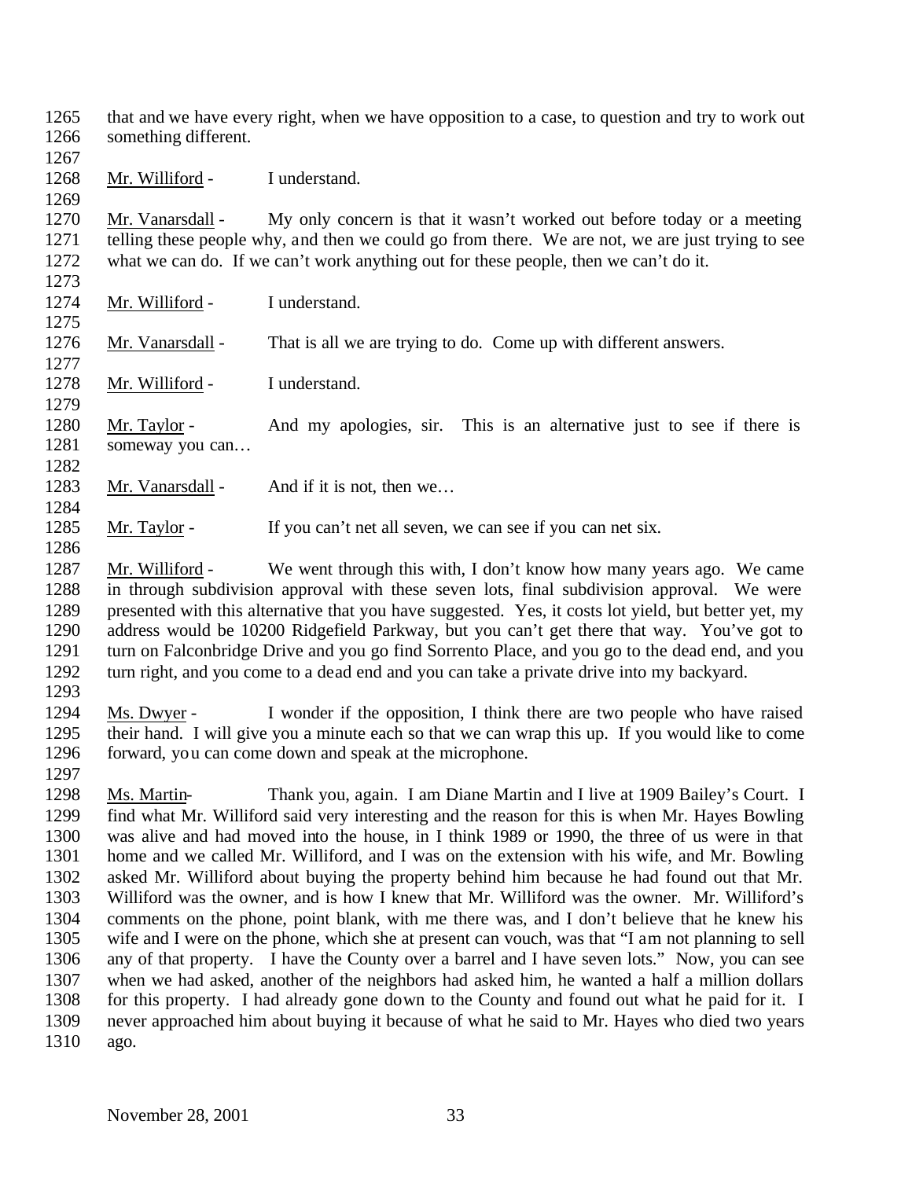that and we have every right, when we have opposition to a case, to question and try to work out something different.

Mr. Williford - I understand.

Mr. Vanarsdall - My only concern is that it wasn't worked out before today or a meeting telling these people why, and then we could go from there. We are not, we are just trying to see what we can do. If we can't work anything out for these people, then we can't do it.

Mr. Williford - I understand.

Mr. Vanarsdall - That is all we are trying to do. Come up with different answers.

Mr. Williford - I understand.

Mr. Taylor - And my apologies, sir. This is an alternative just to see if there is someway you can…

Mr. Vanarsdall - And if it is not, then we…

Mr. Taylor - If you can't net all seven, we can see if you can net six.

Mr. Williford - We went through this with, I don't know how many years ago. We came in through subdivision approval with these seven lots, final subdivision approval. We were presented with this alternative that you have suggested. Yes, it costs lot yield, but better yet, my address would be 10200 Ridgefield Parkway, but you can't get there that way. You've got to turn on Falconbridge Drive and you go find Sorrento Place, and you go to the dead end, and you turn right, and you come to a dead end and you can take a private drive into my backyard.

Ms. Dwyer - I wonder if the opposition, I think there are two people who have raised their hand. I will give you a minute each so that we can wrap this up. If you would like to come forward, you can come down and speak at the microphone.

Ms. Martin- Thank you, again. I am Diane Martin and I live at 1909 Bailey's Court. I find what Mr. Williford said very interesting and the reason for this is when Mr. Hayes Bowling was alive and had moved into the house, in I think 1989 or 1990, the three of us were in that home and we called Mr. Williford, and I was on the extension with his wife, and Mr. Bowling asked Mr. Williford about buying the property behind him because he had found out that Mr. Williford was the owner, and is how I knew that Mr. Williford was the owner. Mr. Williford's comments on the phone, point blank, with me there was, and I don't believe that he knew his wife and I were on the phone, which she at present can vouch, was that "I am not planning to sell any of that property. I have the County over a barrel and I have seven lots." Now, you can see when we had asked, another of the neighbors had asked him, he wanted a half a million dollars for this property. I had already gone down to the County and found out what he paid for it. I never approached him about buying it because of what he said to Mr. Hayes who died two years ago.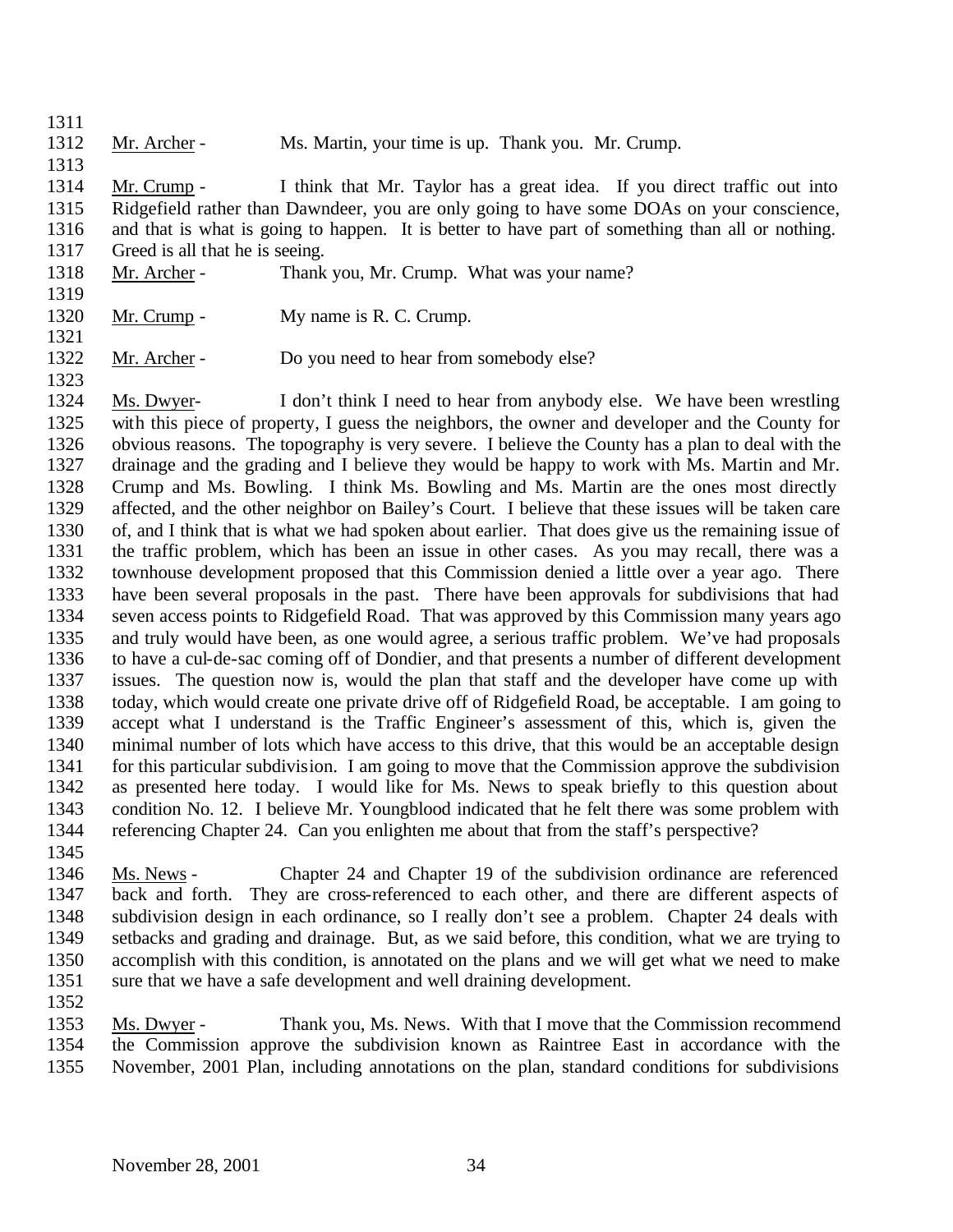Mr. Archer - Ms. Martin, your time is up. Thank you. Mr. Crump.

Mr. Crump - I think that Mr. Taylor has a great idea. If you direct traffic out into Ridgefield rather than Dawndeer, you are only going to have some DOAs on your conscience, and that is what is going to happen. It is better to have part of something than all or nothing. Greed is all that he is seeing.

Mr. Archer - Thank you, Mr. Crump. What was your name?

Mr. Crump - My name is R. C. Crump.

Mr. Archer - Do you need to hear from somebody else?

Ms. Dwyer- I don't think I need to hear from anybody else. We have been wrestling with this piece of property, I guess the neighbors, the owner and developer and the County for obvious reasons. The topography is very severe. I believe the County has a plan to deal with the drainage and the grading and I believe they would be happy to work with Ms. Martin and Mr. Crump and Ms. Bowling. I think Ms. Bowling and Ms. Martin are the ones most directly affected, and the other neighbor on Bailey's Court. I believe that these issues will be taken care of, and I think that is what we had spoken about earlier. That does give us the remaining issue of the traffic problem, which has been an issue in other cases. As you may recall, there was a townhouse development proposed that this Commission denied a little over a year ago. There have been several proposals in the past. There have been approvals for subdivisions that had seven access points to Ridgefield Road. That was approved by this Commission many years ago and truly would have been, as one would agree, a serious traffic problem. We've had proposals to have a cul-de-sac coming off of Dondier, and that presents a number of different development issues. The question now is, would the plan that staff and the developer have come up with today, which would create one private drive off of Ridgefield Road, be acceptable. I am going to accept what I understand is the Traffic Engineer's assessment of this, which is, given the minimal number of lots which have access to this drive, that this would be an acceptable design for this particular subdivision. I am going to move that the Commission approve the subdivision as presented here today. I would like for Ms. News to speak briefly to this question about condition No. 12. I believe Mr. Youngblood indicated that he felt there was some problem with referencing Chapter 24. Can you enlighten me about that from the staff's perspective?

Ms. News - Chapter 24 and Chapter 19 of the subdivision ordinance are referenced back and forth. They are cross-referenced to each other, and there are different aspects of subdivision design in each ordinance, so I really don't see a problem. Chapter 24 deals with setbacks and grading and drainage. But, as we said before, this condition, what we are trying to accomplish with this condition, is annotated on the plans and we will get what we need to make sure that we have a safe development and well draining development.

Ms. Dwyer - Thank you, Ms. News. With that I move that the Commission recommend the Commission approve the subdivision known as Raintree East in accordance with the November, 2001 Plan, including annotations on the plan, standard conditions for subdivisions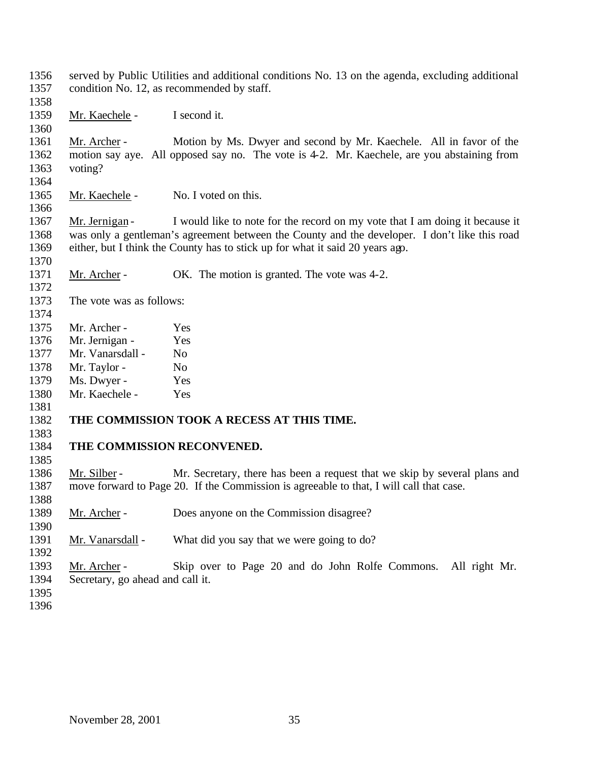served by Public Utilities and additional conditions No. 13 on the agenda, excluding additional condition No. 12, as recommended by staff.

Mr. Kaechele - I second it.

Mr. Archer - Motion by Ms. Dwyer and second by Mr. Kaechele. All in favor of the motion say aye. All opposed say no. The vote is 4-2. Mr. Kaechele, are you abstaining from voting?

Mr. Kaechele - No. I voted on this.

Mr. Jernigan - I would like to note for the record on my vote that I am doing it because it was only a gentleman's agreement between the County and the developer. I don't like this road either, but I think the County has to stick up for what it said 20 years ago.

Mr. Archer - OK. The motion is granted. The vote was 4-2.

The vote was as follows:

Mr. Archer - Yes
Mr. Jernigan - Yes
Mr. Vanarsdall - No
Mr. Taylor - No
Ms. Dwyer - Yes
Mr. Kaechele - Yes

**THE COMMISSION TOOK A RECESS AT THIS TIME.**

**THE COMMISSION RECONVENED.**

Mr. Silber - Mr. Secretary, there has been a request that we skip by several plans and move forward to Page 20. If the Commission is agreeable to that, I will call that case.

Mr. Archer - Does anyone on the Commission disagree?

Mr. Vanarsdall - What did you say that we were going to do?

Mr. Archer - Skip over to Page 20 and do John Rolfe Commons. All right Mr. Secretary, go ahead and call it.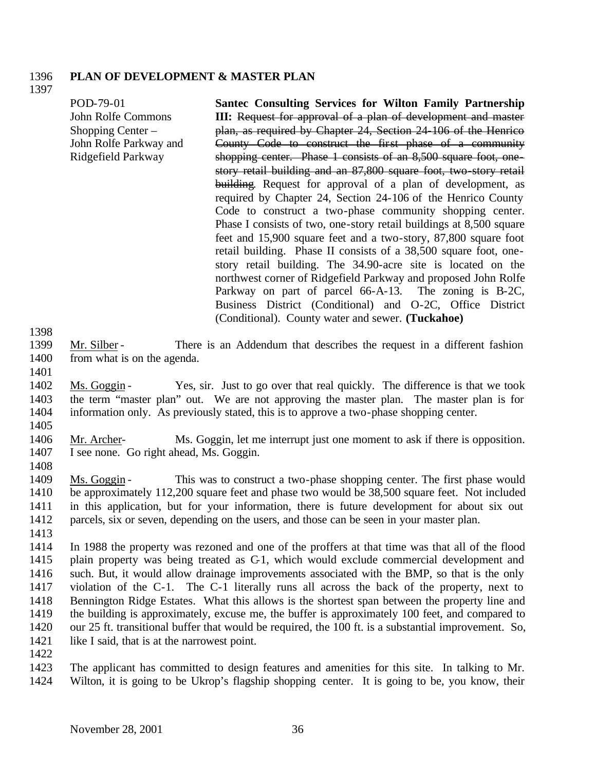**PLAN OF DEVELOPMENT & MASTER PLAN**

POD-79-01
John Rolfe Commons Shopping Center – John Rolfe Parkway and Ridgefield Parkway

**Santec Consulting Services for Wilton Family Partnership III:** ~~Request for approval of a plan of development and master plan, as required by Chapter 24, Section 24-106 of the Henrico County Code to construct the first phase of a community shopping center. Phase 1 consists of an 8,500 square foot, one-story retail building and an 87,800 square foot, two-story retail building~~. Request for approval of a plan of development, as required by Chapter 24, Section 24-106 of the Henrico County Code to construct a two-phase community shopping center. Phase I consists of two, one-story retail buildings at 8,500 square feet and 15,900 square feet and a two-story, 87,800 square foot retail building. Phase II consists of a 38,500 square foot, one-story retail building. The 34.90-acre site is located on the northwest corner of Ridgefield Parkway and proposed John Rolfe Parkway on part of parcel 66-A-13. The zoning is B-2C, Business District (Conditional) and O-2C, Office District (Conditional). County water and sewer. **(Tuckahoe)**

Mr. Silber - There is an Addendum that describes the request in a different fashion from what is on the agenda.

Ms. Goggin - Yes, sir. Just to go over that real quickly. The difference is that we took the term "master plan" out. We are not approving the master plan. The master plan is for information only. As previously stated, this is to approve a two-phase shopping center.

Mr. Archer- Ms. Goggin, let me interrupt just one moment to ask if there is opposition. I see none. Go right ahead, Ms. Goggin.

Ms. Goggin - This was to construct a two-phase shopping center. The first phase would be approximately 112,200 square feet and phase two would be 38,500 square feet. Not included in this application, but for your information, there is future development for about six out parcels, six or seven, depending on the users, and those can be seen in your master plan.

In 1988 the property was rezoned and one of the proffers at that time was that all of the flood plain property was being treated as C-1, which would exclude commercial development and such. But, it would allow drainage improvements associated with the BMP, so that is the only violation of the C-1. The C-1 literally runs all across the back of the property, next to Bennington Ridge Estates. What this allows is the shortest span between the property line and the building is approximately, excuse me, the buffer is approximately 100 feet, and compared to our 25 ft. transitional buffer that would be required, the 100 ft. is a substantial improvement. So, like I said, that is at the narrowest point.

The applicant has committed to design features and amenities for this site. In talking to Mr. Wilton, it is going to be Ukrop's flagship shopping center. It is going to be, you know, their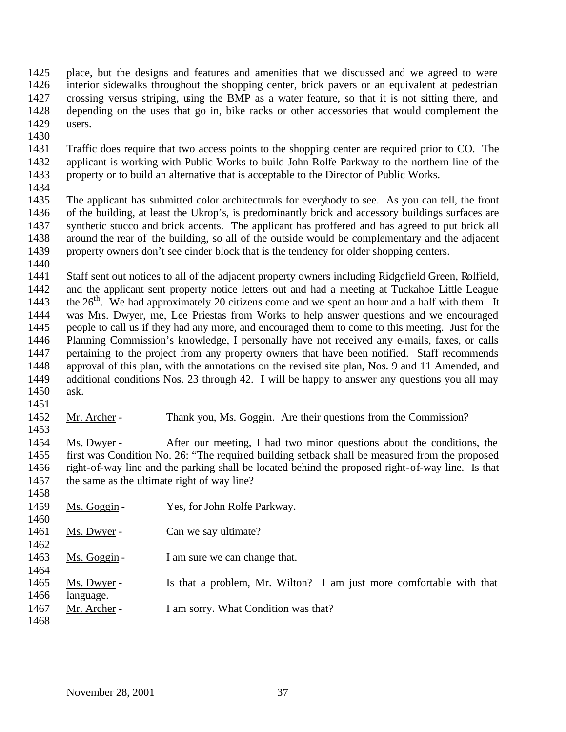place, but the designs and features and amenities that we discussed and we agreed to were interior sidewalks throughout the shopping center, brick pavers or an equivalent at pedestrian crossing versus striping, using the BMP as a water feature, so that it is not sitting there, and depending on the uses that go in, bike racks or other accessories that would complement the users.

Traffic does require that two access points to the shopping center are required prior to CO. The applicant is working with Public Works to build John Rolfe Parkway to the northern line of the property or to build an alternative that is acceptable to the Director of Public Works.

The applicant has submitted color architecturals for everybody to see. As you can tell, the front of the building, at least the Ukrop's, is predominantly brick and accessory buildings surfaces are synthetic stucco and brick accents. The applicant has proffered and has agreed to put brick all around the rear of the building, so all of the outside would be complementary and the adjacent property owners don't see cinder block that is the tendency for older shopping centers.

Staff sent out notices to all of the adjacent property owners including Ridgefield Green, Rolfield, and the applicant sent property notice letters out and had a meeting at Tuckahoe Little League the 26th. We had approximately 20 citizens come and we spent an hour and a half with them. It was Mrs. Dwyer, me, Lee Priestas from Works to help answer questions and we encouraged people to call us if they had any more, and encouraged them to come to this meeting. Just for the Planning Commission's knowledge, I personally have not received any e-mails, faxes, or calls pertaining to the project from any property owners that have been notified. Staff recommends approval of this plan, with the annotations on the revised site plan, Nos. 9 and 11 Amended, and additional conditions Nos. 23 through 42. I will be happy to answer any questions you all may ask.

Mr. Archer - Thank you, Ms. Goggin. Are their questions from the Commission?

Ms. Dwyer - After our meeting, I had two minor questions about the conditions, the first was Condition No. 26: "The required building setback shall be measured from the proposed right-of-way line and the parking shall be located behind the proposed right-of-way line. Is that the same as the ultimate right of way line?

Ms. Goggin - Yes, for John Rolfe Parkway.

Ms. Dwyer - Can we say ultimate?

Ms. Goggin - I am sure we can change that.

Ms. Dwyer - Is that a problem, Mr. Wilton? I am just more comfortable with that language.

Mr. Archer - I am sorry. What Condition was that?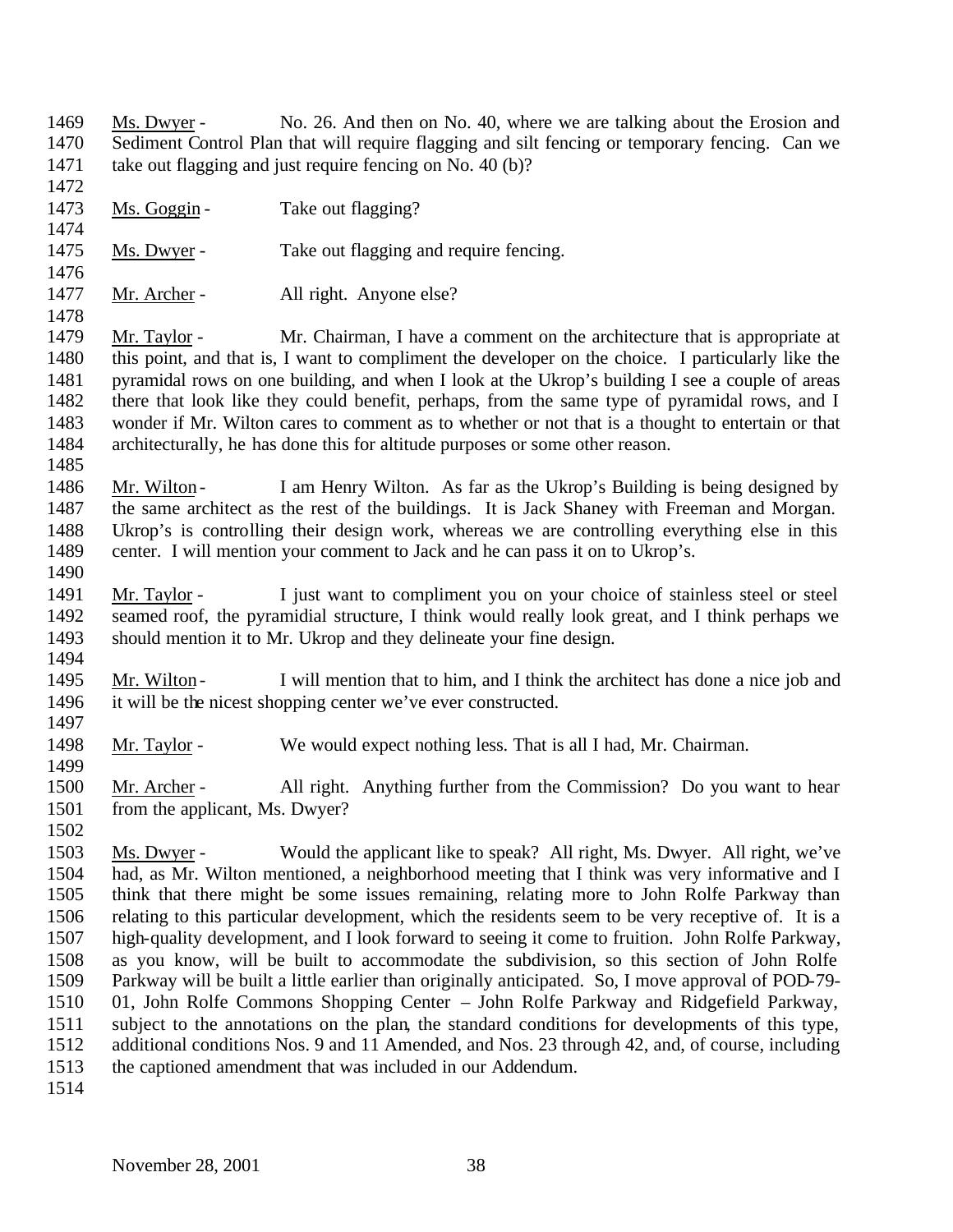Ms. Dwyer - No. 26. And then on No. 40, where we are talking about the Erosion and Sediment Control Plan that will require flagging and silt fencing or temporary fencing. Can we take out flagging and just require fencing on No. 40 (b)?

Ms. Goggin - Take out flagging?

Ms. Dwyer - Take out flagging and require fencing.

Mr. Archer - All right. Anyone else?

Mr. Taylor - Mr. Chairman, I have a comment on the architecture that is appropriate at this point, and that is, I want to compliment the developer on the choice. I particularly like the pyramidal rows on one building, and when I look at the Ukrop's building I see a couple of areas there that look like they could benefit, perhaps, from the same type of pyramidal rows, and I wonder if Mr. Wilton cares to comment as to whether or not that is a thought to entertain or that architecturally, he has done this for altitude purposes or some other reason.

Mr. Wilton - I am Henry Wilton. As far as the Ukrop's Building is being designed by the same architect as the rest of the buildings. It is Jack Shaney with Freeman and Morgan. Ukrop's is controlling their design work, whereas we are controlling everything else in this center. I will mention your comment to Jack and he can pass it on to Ukrop's.

Mr. Taylor - I just want to compliment you on your choice of stainless steel or steel seamed roof, the pyramidial structure, I think would really look great, and I think perhaps we should mention it to Mr. Ukrop and they delineate your fine design.

Mr. Wilton - I will mention that to him, and I think the architect has done a nice job and it will be the nicest shopping center we've ever constructed.

Mr. Taylor - We would expect nothing less. That is all I had, Mr. Chairman.

Mr. Archer - All right. Anything further from the Commission? Do you want to hear from the applicant, Ms. Dwyer?

Ms. Dwyer - Would the applicant like to speak? All right, Ms. Dwyer. All right, we've had, as Mr. Wilton mentioned, a neighborhood meeting that I think was very informative and I think that there might be some issues remaining, relating more to John Rolfe Parkway than relating to this particular development, which the residents seem to be very receptive of. It is a high-quality development, and I look forward to seeing it come to fruition. John Rolfe Parkway, as you know, will be built to accommodate the subdivision, so this section of John Rolfe Parkway will be built a little earlier than originally anticipated. So, I move approval of POD-79-01, John Rolfe Commons Shopping Center – John Rolfe Parkway and Ridgefield Parkway, subject to the annotations on the plan, the standard conditions for developments of this type, additional conditions Nos. 9 and 11 Amended, and Nos. 23 through 42, and, of course, including the captioned amendment that was included in our Addendum.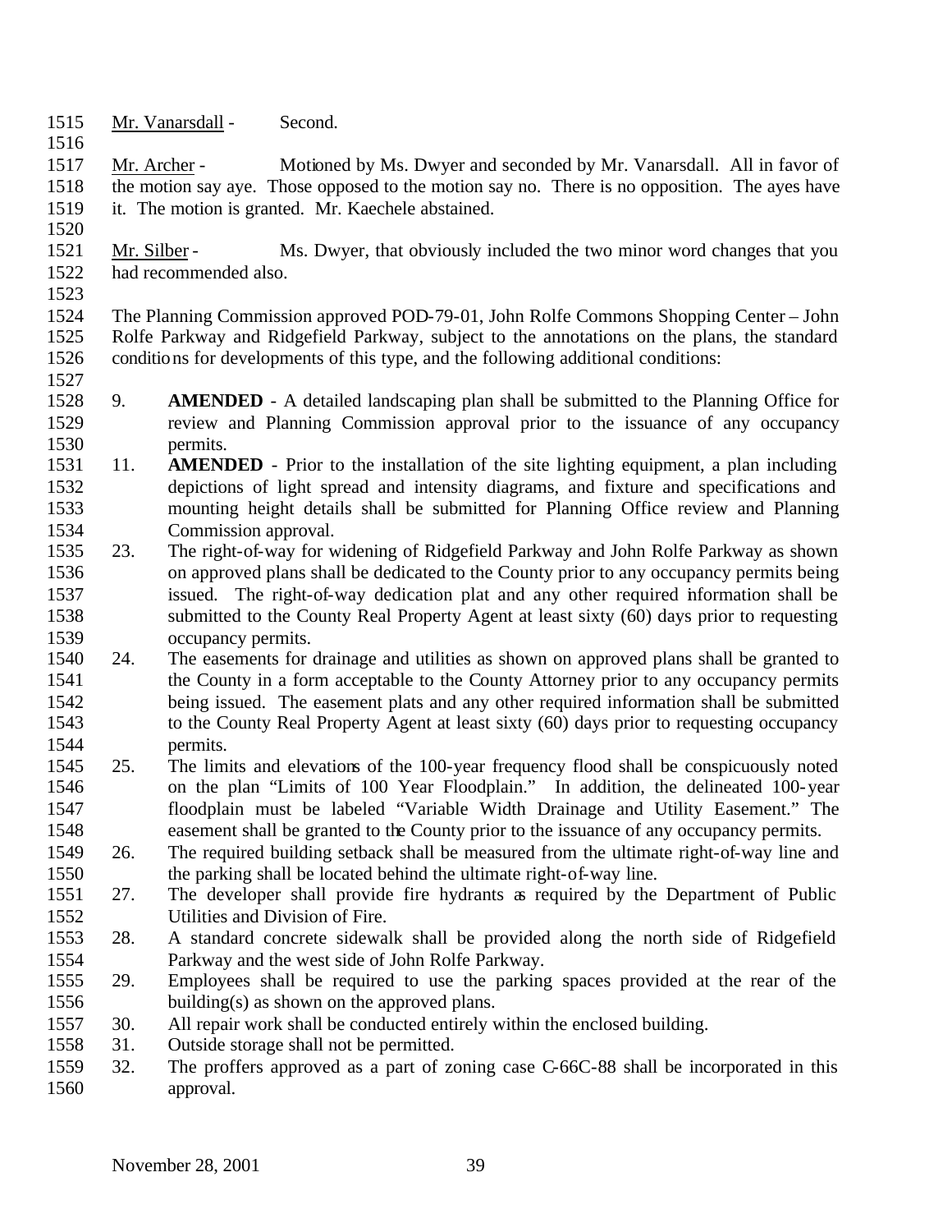Mr. Vanarsdall - Second.

Mr. Archer - Motioned by Ms. Dwyer and seconded by Mr. Vanarsdall. All in favor of the motion say aye. Those opposed to the motion say no. There is no opposition. The ayes have it. The motion is granted. Mr. Kaechele abstained.

Mr. Silber - Ms. Dwyer, that obviously included the two minor word changes that you had recommended also.

The Planning Commission approved POD-79-01, John Rolfe Commons Shopping Center – John Rolfe Parkway and Ridgefield Parkway, subject to the annotations on the plans, the standard conditions for developments of this type, and the following additional conditions:

9. **AMENDED** - A detailed landscaping plan shall be submitted to the Planning Office for review and Planning Commission approval prior to the issuance of any occupancy permits.
11. **AMENDED** - Prior to the installation of the site lighting equipment, a plan including depictions of light spread and intensity diagrams, and fixture and specifications and mounting height details shall be submitted for Planning Office review and Planning Commission approval.
23. The right-of-way for widening of Ridgefield Parkway and John Rolfe Parkway as shown on approved plans shall be dedicated to the County prior to any occupancy permits being issued. The right-of-way dedication plat and any other required information shall be submitted to the County Real Property Agent at least sixty (60) days prior to requesting occupancy permits.
24. The easements for drainage and utilities as shown on approved plans shall be granted to the County in a form acceptable to the County Attorney prior to any occupancy permits being issued. The easement plats and any other required information shall be submitted to the County Real Property Agent at least sixty (60) days prior to requesting occupancy permits.
25. The limits and elevations of the 100-year frequency flood shall be conspicuously noted on the plan "Limits of 100 Year Floodplain." In addition, the delineated 100-year floodplain must be labeled "Variable Width Drainage and Utility Easement." The easement shall be granted to the County prior to the issuance of any occupancy permits.
26. The required building setback shall be measured from the ultimate right-of-way line and the parking shall be located behind the ultimate right-of-way line.
27. The developer shall provide fire hydrants as required by the Department of Public Utilities and Division of Fire.
28. A standard concrete sidewalk shall be provided along the north side of Ridgefield Parkway and the west side of John Rolfe Parkway.
29. Employees shall be required to use the parking spaces provided at the rear of the building(s) as shown on the approved plans.
30. All repair work shall be conducted entirely within the enclosed building.
31. Outside storage shall not be permitted.
32. The proffers approved as a part of zoning case C-66C-88 shall be incorporated in this approval.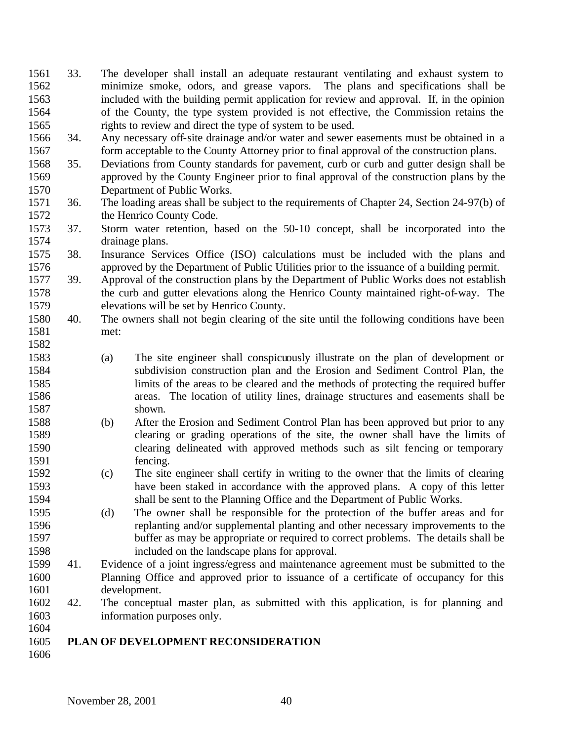33. The developer shall install an adequate restaurant ventilating and exhaust system to minimize smoke, odors, and grease vapors. The plans and specifications shall be included with the building permit application for review and approval. If, in the opinion of the County, the type system provided is not effective, the Commission retains the rights to review and direct the type of system to be used.
34. Any necessary off-site drainage and/or water and sewer easements must be obtained in a form acceptable to the County Attorney prior to final approval of the construction plans.
35. Deviations from County standards for pavement, curb or curb and gutter design shall be approved by the County Engineer prior to final approval of the construction plans by the Department of Public Works.
36. The loading areas shall be subject to the requirements of Chapter 24, Section 24-97(b) of the Henrico County Code.
37. Storm water retention, based on the 50-10 concept, shall be incorporated into the drainage plans.
38. Insurance Services Office (ISO) calculations must be included with the plans and approved by the Department of Public Utilities prior to the issuance of a building permit.
39. Approval of the construction plans by the Department of Public Works does not establish the curb and gutter elevations along the Henrico County maintained right-of-way. The elevations will be set by Henrico County.
40. The owners shall not begin clearing of the site until the following conditions have been met:

    (a) The site engineer shall conspicuously illustrate on the plan of development or subdivision construction plan and the Erosion and Sediment Control Plan, the limits of the areas to be cleared and the methods of protecting the required buffer areas. The location of utility lines, drainage structures and easements shall be shown.
    (b) After the Erosion and Sediment Control Plan has been approved but prior to any clearing or grading operations of the site, the owner shall have the limits of clearing delineated with approved methods such as silt fencing or temporary fencing.
    (c) The site engineer shall certify in writing to the owner that the limits of clearing have been staked in accordance with the approved plans. A copy of this letter shall be sent to the Planning Office and the Department of Public Works.
    (d) The owner shall be responsible for the protection of the buffer areas and for replanting and/or supplemental planting and other necessary improvements to the buffer as may be appropriate or required to correct problems. The details shall be included on the landscape plans for approval.
41. Evidence of a joint ingress/egress and maintenance agreement must be submitted to the Planning Office and approved prior to issuance of a certificate of occupancy for this development.
42. The conceptual master plan, as submitted with this application, is for planning and information purposes only.

**PLAN OF DEVELOPMENT RECONSIDERATION**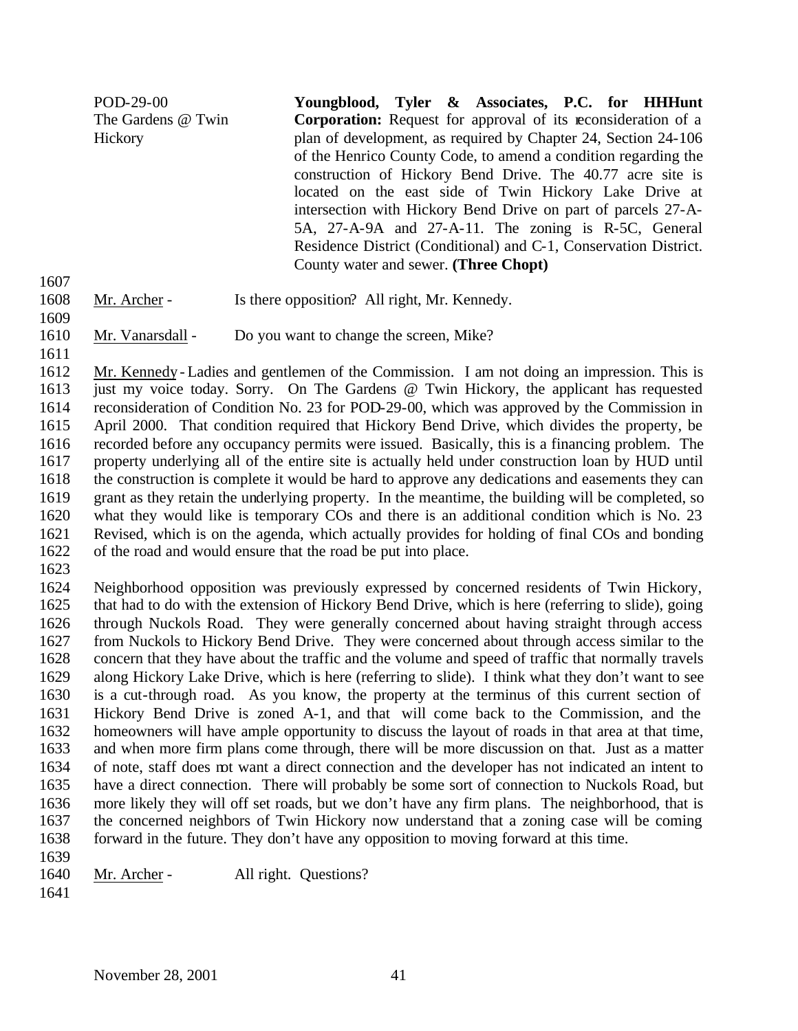POD-29-00
The Gardens @ Twin Hickory

**Youngblood, Tyler & Associates, P.C. for HHHunt Corporation:** Request for approval of its reconsideration of a plan of development, as required by Chapter 24, Section 24-106 of the Henrico County Code, to amend a condition regarding the construction of Hickory Bend Drive. The 40.77 acre site is located on the east side of Twin Hickory Lake Drive at intersection with Hickory Bend Drive on part of parcels 27-A-5A, 27-A-9A and 27-A-11. The zoning is R-5C, General Residence District (Conditional) and C-1, Conservation District. County water and sewer. **(Three Chopt)**

1607

1608 Mr. Archer - Is there opposition? All right, Mr. Kennedy.

1609

1610 Mr. Vanarsdall - Do you want to change the screen, Mike?

1611

1612 Mr. Kennedy - Ladies and gentlemen of the Commission. I am not doing an impression. This is
1613 just my voice today. Sorry. On The Gardens @ Twin Hickory, the applicant has requested
1614 reconsideration of Condition No. 23 for POD-29-00, which was approved by the Commission in
1615 April 2000. That condition required that Hickory Bend Drive, which divides the property, be
1616 recorded before any occupancy permits were issued. Basically, this is a financing problem. The
1617 property underlying all of the entire site is actually held under construction loan by HUD until
1618 the construction is complete it would be hard to approve any dedications and easements they can
1619 grant as they retain the underlying property. In the meantime, the building will be completed, so
1620 what they would like is temporary COs and there is an additional condition which is No. 23
1621 Revised, which is on the agenda, which actually provides for holding of final COs and bonding
1622 of the road and would ensure that the road be put into place.

1623

1624 Neighborhood opposition was previously expressed by concerned residents of Twin Hickory,
1625 that had to do with the extension of Hickory Bend Drive, which is here (referring to slide), going
1626 through Nuckols Road. They were generally concerned about having straight through access
1627 from Nuckols to Hickory Bend Drive. They were concerned about through access similar to the
1628 concern that they have about the traffic and the volume and speed of traffic that normally travels
1629 along Hickory Lake Drive, which is here (referring to slide). I think what they don't want to see
1630 is a cut-through road. As you know, the property at the terminus of this current section of
1631 Hickory Bend Drive is zoned A-1, and that will come back to the Commission, and the
1632 homeowners will have ample opportunity to discuss the layout of roads in that area at that time,
1633 and when more firm plans come through, there will be more discussion on that. Just as a matter
1634 of note, staff does not want a direct connection and the developer has not indicated an intent to
1635 have a direct connection. There will probably be some sort of connection to Nuckols Road, but
1636 more likely they will off set roads, but we don't have any firm plans. The neighborhood, that is
1637 the concerned neighbors of Twin Hickory now understand that a zoning case will be coming
1638 forward in the future. They don't have any opposition to moving forward at this time.

1639

1640 Mr. Archer - All right. Questions?

1641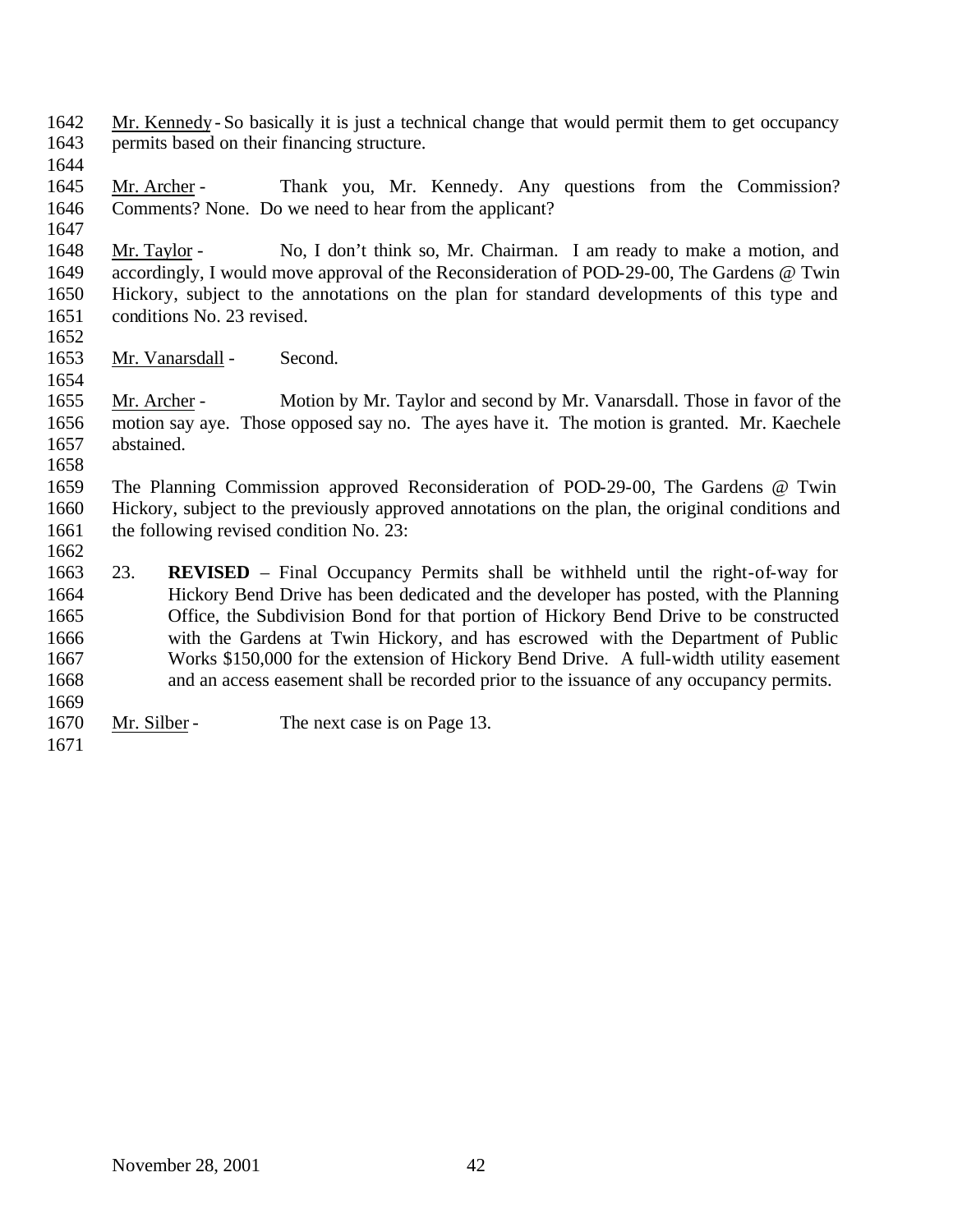Mr. Kennedy - So basically it is just a technical change that would permit them to get occupancy permits based on their financing structure.

Mr. Archer - Thank you, Mr. Kennedy. Any questions from the Commission? Comments? None. Do we need to hear from the applicant?

Mr. Taylor - No, I don't think so, Mr. Chairman. I am ready to make a motion, and accordingly, I would move approval of the Reconsideration of POD-29-00, The Gardens @ Twin Hickory, subject to the annotations on the plan for standard developments of this type and conditions No. 23 revised.

Mr. Vanarsdall - Second.

Mr. Archer - Motion by Mr. Taylor and second by Mr. Vanarsdall. Those in favor of the motion say aye. Those opposed say no. The ayes have it. The motion is granted. Mr. Kaechele abstained.

The Planning Commission approved Reconsideration of POD-29-00, The Gardens @ Twin Hickory, subject to the previously approved annotations on the plan, the original conditions and the following revised condition No. 23:

23. **REVISED** – Final Occupancy Permits shall be withheld until the right-of-way for Hickory Bend Drive has been dedicated and the developer has posted, with the Planning Office, the Subdivision Bond for that portion of Hickory Bend Drive to be constructed with the Gardens at Twin Hickory, and has escrowed with the Department of Public Works $150,000 for the extension of Hickory Bend Drive. A full-width utility easement and an access easement shall be recorded prior to the issuance of any occupancy permits.

Mr. Silber - The next case is on Page 13.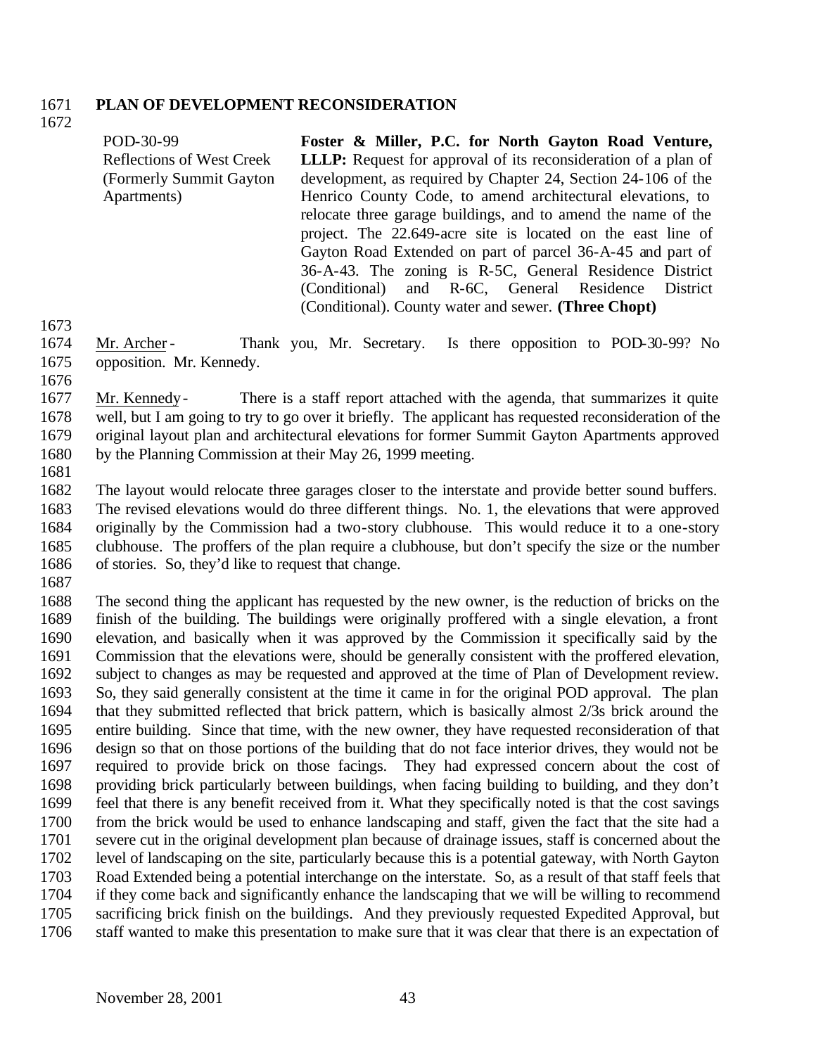**PLAN OF DEVELOPMENT RECONSIDERATION**

| | |
|---|---|
| POD-30-99<br>Reflections of West Creek<br>(Formerly Summit Gayton Apartments) | **Foster & Miller, P.C. for North Gayton Road Venture, LLLP:** Request for approval of its reconsideration of a plan of development, as required by Chapter 24, Section 24-106 of the Henrico County Code, to amend architectural elevations, to relocate three garage buildings, and to amend the name of the project. The 22.649-acre site is located on the east line of Gayton Road Extended on part of parcel 36-A-45 and part of 36-A-43. The zoning is R-5C, General Residence District (Conditional) and R-6C, General Residence District (Conditional). County water and sewer. **(Three Chopt)** |

Mr. Archer - Thank you, Mr. Secretary. Is there opposition to POD-30-99? No opposition. Mr. Kennedy.

Mr. Kennedy - There is a staff report attached with the agenda, that summarizes it quite well, but I am going to try to go over it briefly. The applicant has requested reconsideration of the original layout plan and architectural elevations for former Summit Gayton Apartments approved by the Planning Commission at their May 26, 1999 meeting.

The layout would relocate three garages closer to the interstate and provide better sound buffers. The revised elevations would do three different things. No. 1, the elevations that were approved originally by the Commission had a two-story clubhouse. This would reduce it to a one-story clubhouse. The proffers of the plan require a clubhouse, but don't specify the size or the number of stories. So, they'd like to request that change.

The second thing the applicant has requested by the new owner, is the reduction of bricks on the finish of the building. The buildings were originally proffered with a single elevation, a front elevation, and basically when it was approved by the Commission it specifically said by the Commission that the elevations were, should be generally consistent with the proffered elevation, subject to changes as may be requested and approved at the time of Plan of Development review. So, they said generally consistent at the time it came in for the original POD approval. The plan that they submitted reflected that brick pattern, which is basically almost 2/3s brick around the entire building. Since that time, with the new owner, they have requested reconsideration of that design so that on those portions of the building that do not face interior drives, they would not be required to provide brick on those facings. They had expressed concern about the cost of providing brick particularly between buildings, when facing building to building, and they don't feel that there is any benefit received from it. What they specifically noted is that the cost savings from the brick would be used to enhance landscaping and staff, given the fact that the site had a severe cut in the original development plan because of drainage issues, staff is concerned about the level of landscaping on the site, particularly because this is a potential gateway, with North Gayton Road Extended being a potential interchange on the interstate. So, as a result of that staff feels that if they come back and significantly enhance the landscaping that we will be willing to recommend sacrificing brick finish on the buildings. And they previously requested Expedited Approval, but staff wanted to make this presentation to make sure that it was clear that there is an expectation of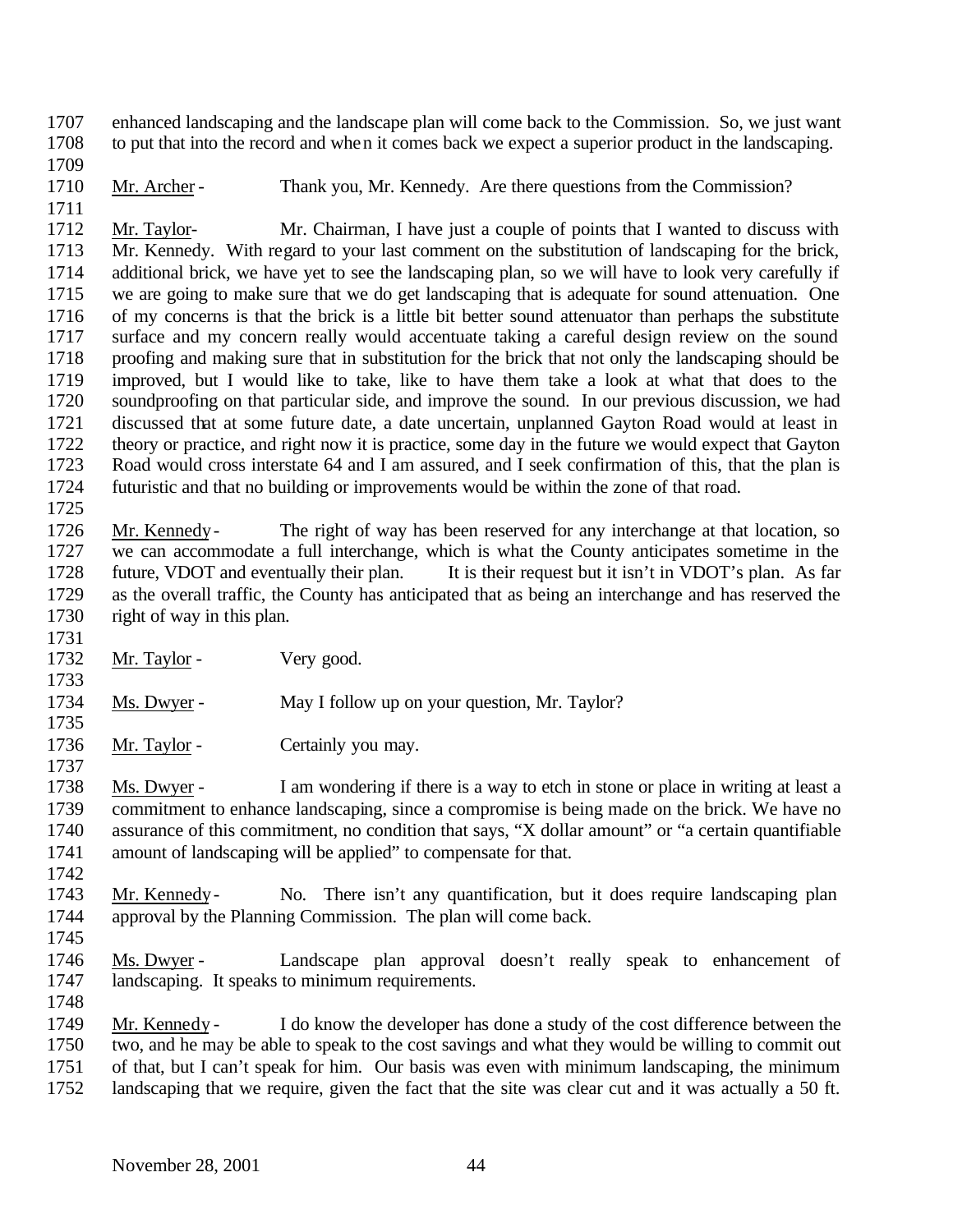enhanced landscaping and the landscape plan will come back to the Commission. So, we just want to put that into the record and when it comes back we expect a superior product in the landscaping.

Mr. Archer - Thank you, Mr. Kennedy. Are there questions from the Commission?

Mr. Taylor- Mr. Chairman, I have just a couple of points that I wanted to discuss with Mr. Kennedy. With regard to your last comment on the substitution of landscaping for the brick, additional brick, we have yet to see the landscaping plan, so we will have to look very carefully if we are going to make sure that we do get landscaping that is adequate for sound attenuation. One of my concerns is that the brick is a little bit better sound attenuator than perhaps the substitute surface and my concern really would accentuate taking a careful design review on the sound proofing and making sure that in substitution for the brick that not only the landscaping should be improved, but I would like to take, like to have them take a look at what that does to the soundproofing on that particular side, and improve the sound. In our previous discussion, we had discussed that at some future date, a date uncertain, unplanned Gayton Road would at least in theory or practice, and right now it is practice, some day in the future we would expect that Gayton Road would cross interstate 64 and I am assured, and I seek confirmation of this, that the plan is futuristic and that no building or improvements would be within the zone of that road.

Mr. Kennedy - The right of way has been reserved for any interchange at that location, so we can accommodate a full interchange, which is what the County anticipates sometime in the future, VDOT and eventually their plan. It is their request but it isn't in VDOT's plan. As far as the overall traffic, the County has anticipated that as being an interchange and has reserved the right of way in this plan.

Mr. Taylor - Very good.

Ms. Dwyer - May I follow up on your question, Mr. Taylor?

Mr. Taylor - Certainly you may.

Ms. Dwyer - I am wondering if there is a way to etch in stone or place in writing at least a commitment to enhance landscaping, since a compromise is being made on the brick. We have no assurance of this commitment, no condition that says, "X dollar amount" or "a certain quantifiable amount of landscaping will be applied" to compensate for that.

Mr. Kennedy - No. There isn't any quantification, but it does require landscaping plan approval by the Planning Commission. The plan will come back.

Ms. Dwyer - Landscape plan approval doesn't really speak to enhancement of landscaping. It speaks to minimum requirements.

Mr. Kennedy - I do know the developer has done a study of the cost difference between the two, and he may be able to speak to the cost savings and what they would be willing to commit out of that, but I can't speak for him. Our basis was even with minimum landscaping, the minimum landscaping that we require, given the fact that the site was clear cut and it was actually a 50 ft.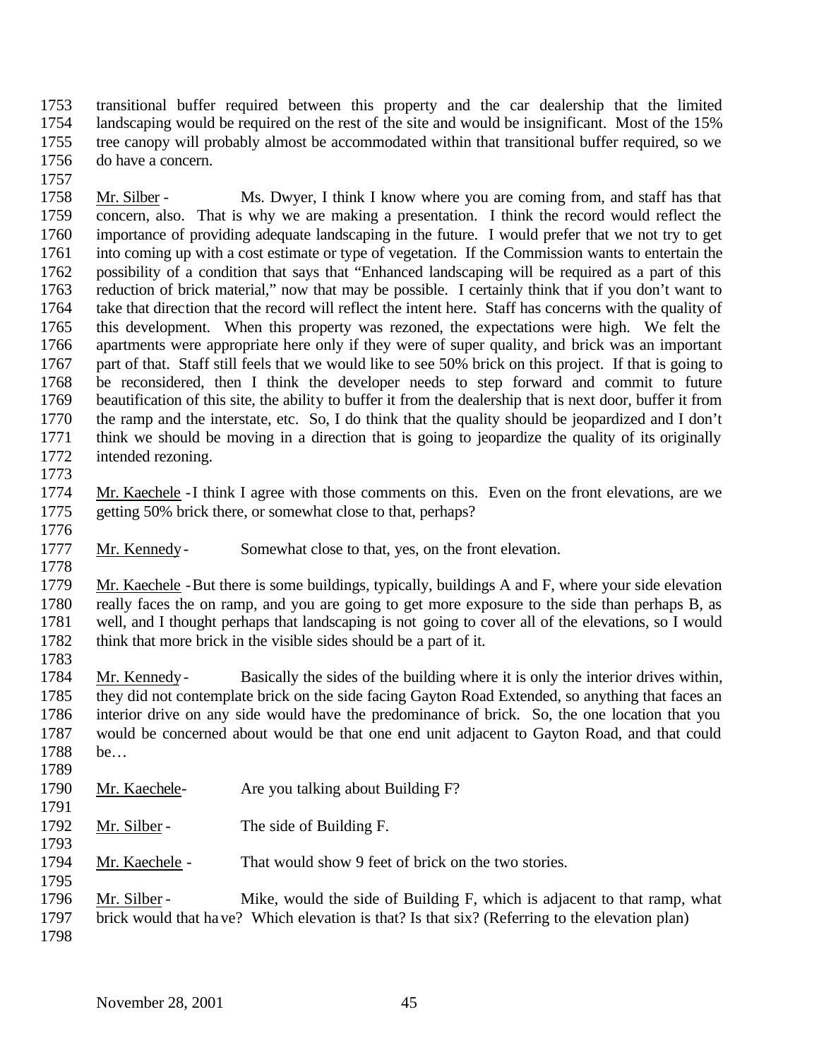transitional buffer required between this property and the car dealership that the limited landscaping would be required on the rest of the site and would be insignificant. Most of the 15% tree canopy will probably almost be accommodated within that transitional buffer required, so we do have a concern.

Mr. Silber - Ms. Dwyer, I think I know where you are coming from, and staff has that concern, also. That is why we are making a presentation. I think the record would reflect the importance of providing adequate landscaping in the future. I would prefer that we not try to get into coming up with a cost estimate or type of vegetation. If the Commission wants to entertain the possibility of a condition that says that "Enhanced landscaping will be required as a part of this reduction of brick material," now that may be possible. I certainly think that if you don't want to take that direction that the record will reflect the intent here. Staff has concerns with the quality of this development. When this property was rezoned, the expectations were high. We felt the apartments were appropriate here only if they were of super quality, and brick was an important part of that. Staff still feels that we would like to see 50% brick on this project. If that is going to be reconsidered, then I think the developer needs to step forward and commit to future beautification of this site, the ability to buffer it from the dealership that is next door, buffer it from the ramp and the interstate, etc. So, I do think that the quality should be jeopardized and I don't think we should be moving in a direction that is going to jeopardize the quality of its originally intended rezoning.

Mr. Kaechele - I think I agree with those comments on this. Even on the front elevations, are we getting 50% brick there, or somewhat close to that, perhaps?

Mr. Kennedy - Somewhat close to that, yes, on the front elevation.

Mr. Kaechele - But there is some buildings, typically, buildings A and F, where your side elevation really faces the on ramp, and you are going to get more exposure to the side than perhaps B, as well, and I thought perhaps that landscaping is not going to cover all of the elevations, so I would think that more brick in the visible sides should be a part of it.

Mr. Kennedy - Basically the sides of the building where it is only the interior drives within, they did not contemplate brick on the side facing Gayton Road Extended, so anything that faces an interior drive on any side would have the predominance of brick. So, the one location that you would be concerned about would be that one end unit adjacent to Gayton Road, and that could be…

Mr. Kaechele- Are you talking about Building F?

Mr. Silber - The side of Building F.

Mr. Kaechele - That would show 9 feet of brick on the two stories.

Mr. Silber - Mike, would the side of Building F, which is adjacent to that ramp, what brick would that have? Which elevation is that? Is that six? (Referring to the elevation plan)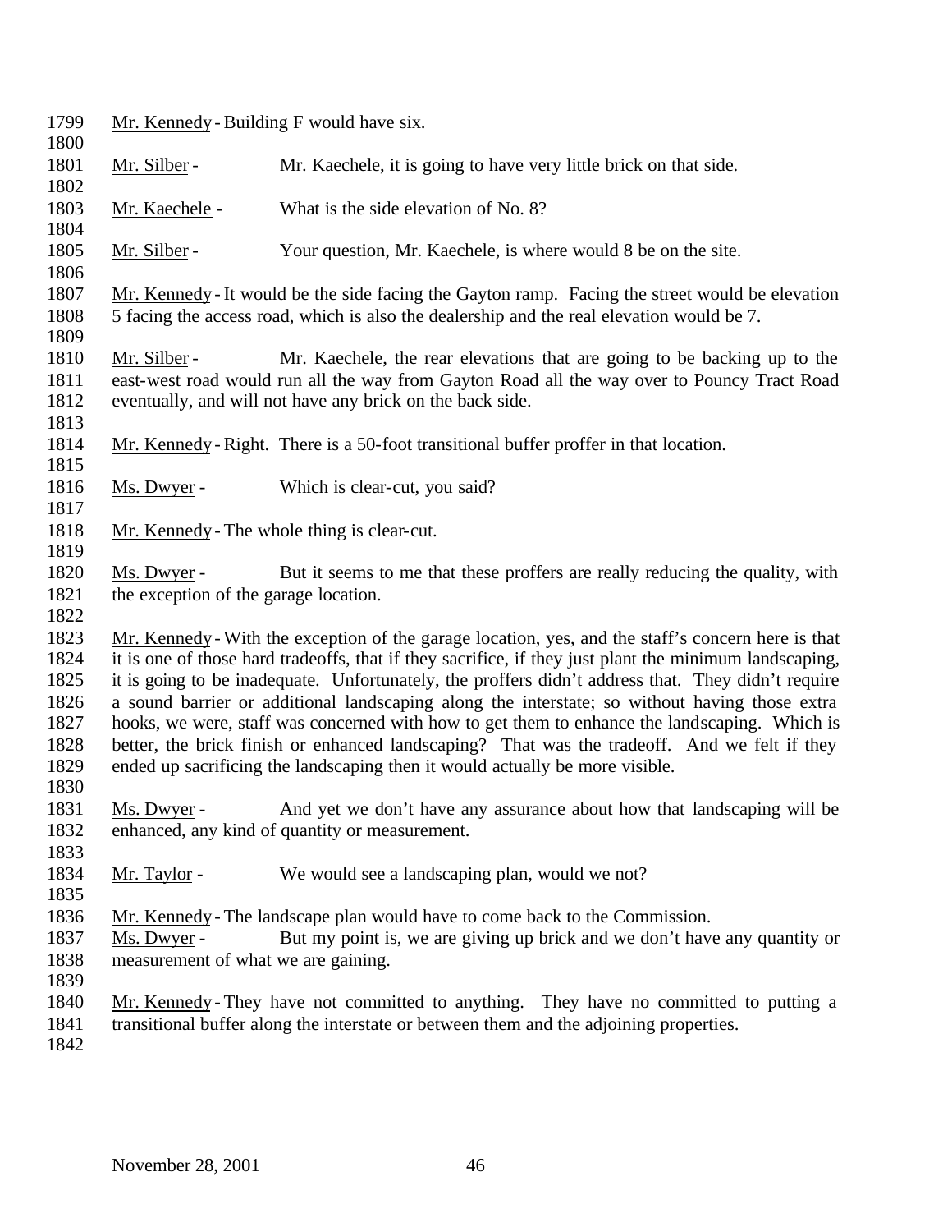Mr. Kennedy - Building F would have six.

Mr. Silber - Mr. Kaechele, it is going to have very little brick on that side.

Mr. Kaechele - What is the side elevation of No. 8?

Mr. Silber - Your question, Mr. Kaechele, is where would 8 be on the site.

Mr. Kennedy - It would be the side facing the Gayton ramp. Facing the street would be elevation 5 facing the access road, which is also the dealership and the real elevation would be 7.

Mr. Silber - Mr. Kaechele, the rear elevations that are going to be backing up to the east-west road would run all the way from Gayton Road all the way over to Pouncy Tract Road eventually, and will not have any brick on the back side.

Mr. Kennedy - Right. There is a 50-foot transitional buffer proffer in that location.

Ms. Dwyer - Which is clear-cut, you said?

Mr. Kennedy - The whole thing is clear-cut.

Ms. Dwyer - But it seems to me that these proffers are really reducing the quality, with the exception of the garage location.

Mr. Kennedy - With the exception of the garage location, yes, and the staff's concern here is that it is one of those hard tradeoffs, that if they sacrifice, if they just plant the minimum landscaping, it is going to be inadequate. Unfortunately, the proffers didn't address that. They didn't require a sound barrier or additional landscaping along the interstate; so without having those extra hooks, we were, staff was concerned with how to get them to enhance the landscaping. Which is better, the brick finish or enhanced landscaping? That was the tradeoff. And we felt if they ended up sacrificing the landscaping then it would actually be more visible.

Ms. Dwyer - And yet we don't have any assurance about how that landscaping will be enhanced, any kind of quantity or measurement.

Mr. Taylor - We would see a landscaping plan, would we not?

Mr. Kennedy - The landscape plan would have to come back to the Commission.

Ms. Dwyer - But my point is, we are giving up brick and we don't have any quantity or measurement of what we are gaining.

Mr. Kennedy - They have not committed to anything. They have no committed to putting a transitional buffer along the interstate or between them and the adjoining properties.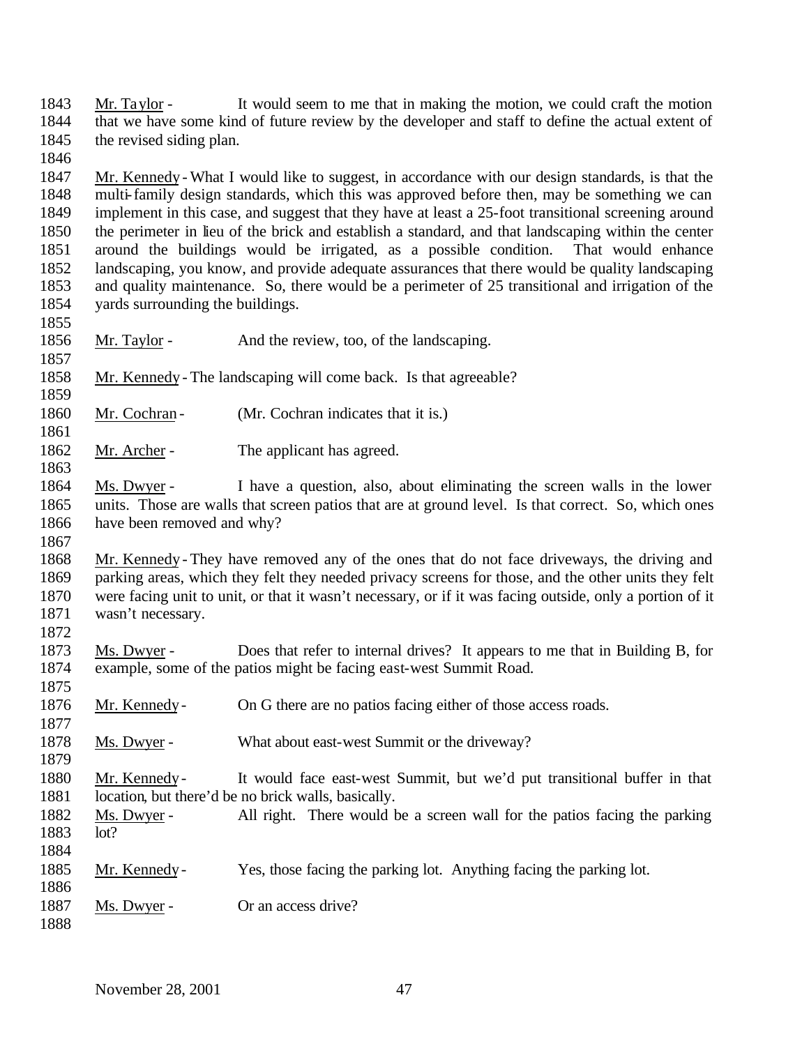Mr. Taylor - It would seem to me that in making the motion, we could craft the motion that we have some kind of future review by the developer and staff to define the actual extent of the revised siding plan.

Mr. Kennedy - What I would like to suggest, in accordance with our design standards, is that the multi-family design standards, which this was approved before then, may be something we can implement in this case, and suggest that they have at least a 25-foot transitional screening around the perimeter in lieu of the brick and establish a standard, and that landscaping within the center around the buildings would be irrigated, as a possible condition. That would enhance landscaping, you know, and provide adequate assurances that there would be quality landscaping and quality maintenance. So, there would be a perimeter of 25 transitional and irrigation of the yards surrounding the buildings.

Mr. Taylor - And the review, too, of the landscaping.

Mr. Kennedy - The landscaping will come back. Is that agreeable?

Mr. Cochran - (Mr. Cochran indicates that it is.)

Mr. Archer - The applicant has agreed.

Ms. Dwyer - I have a question, also, about eliminating the screen walls in the lower units. Those are walls that screen patios that are at ground level. Is that correct. So, which ones have been removed and why?

Mr. Kennedy - They have removed any of the ones that do not face driveways, the driving and parking areas, which they felt they needed privacy screens for those, and the other units they felt were facing unit to unit, or that it wasn't necessary, or if it was facing outside, only a portion of it wasn't necessary.

Ms. Dwyer - Does that refer to internal drives? It appears to me that in Building B, for example, some of the patios might be facing east-west Summit Road.

Mr. Kennedy - On G there are no patios facing either of those access roads.

Ms. Dwyer - What about east-west Summit or the driveway?

Mr. Kennedy - It would face east-west Summit, but we'd put transitional buffer in that location, but there'd be no brick walls, basically.

Ms. Dwyer - All right. There would be a screen wall for the patios facing the parking lot?

Mr. Kennedy - Yes, those facing the parking lot. Anything facing the parking lot.

Ms. Dwyer - Or an access drive?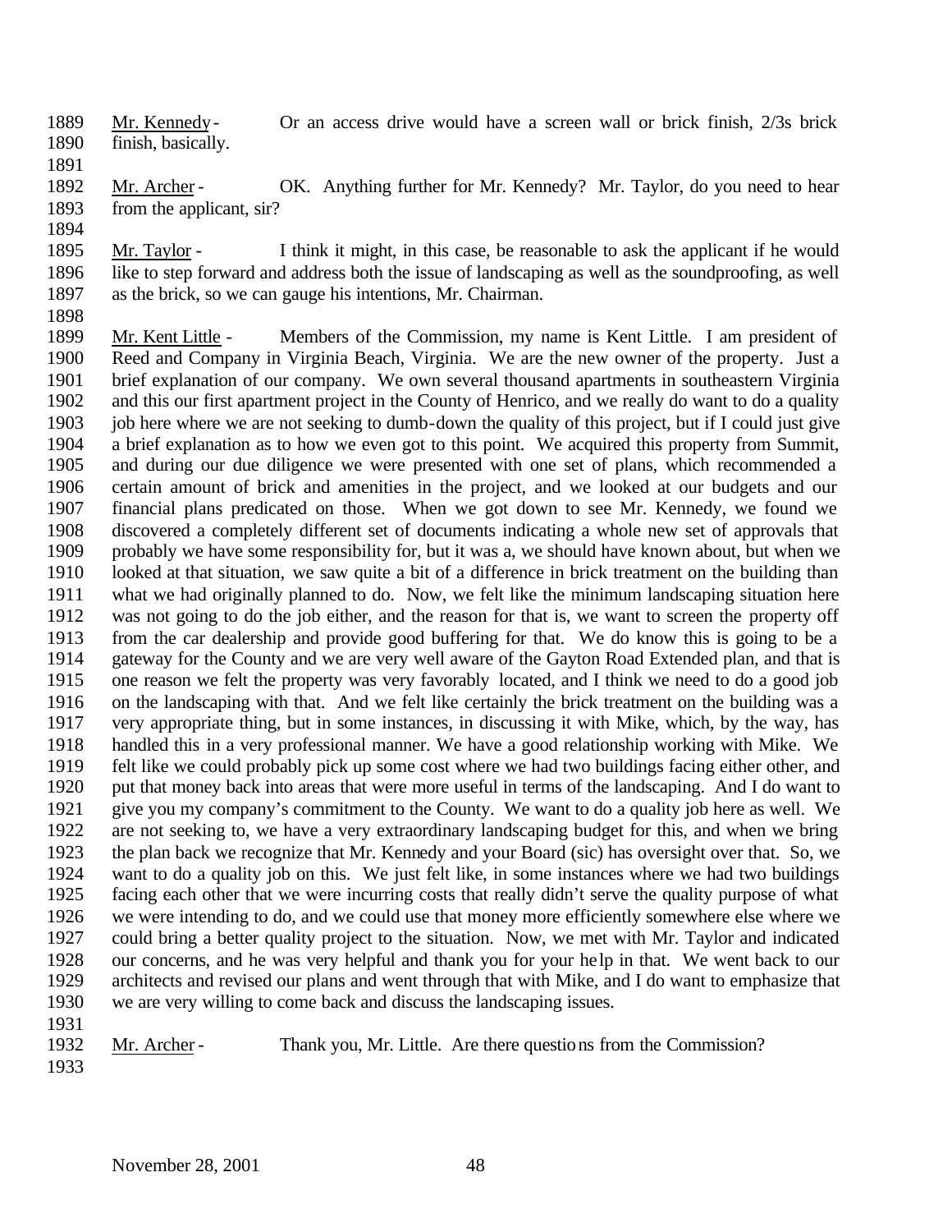Mr. Kennedy - Or an access drive would have a screen wall or brick finish, 2/3s brick finish, basically.

Mr. Archer - OK. Anything further for Mr. Kennedy? Mr. Taylor, do you need to hear from the applicant, sir?

Mr. Taylor - I think it might, in this case, be reasonable to ask the applicant if he would like to step forward and address both the issue of landscaping as well as the soundproofing, as well as the brick, so we can gauge his intentions, Mr. Chairman.

Mr. Kent Little - Members of the Commission, my name is Kent Little. I am president of Reed and Company in Virginia Beach, Virginia. We are the new owner of the property. Just a brief explanation of our company. We own several thousand apartments in southeastern Virginia and this our first apartment project in the County of Henrico, and we really do want to do a quality job here where we are not seeking to dumb-down the quality of this project, but if I could just give a brief explanation as to how we even got to this point. We acquired this property from Summit, and during our due diligence we were presented with one set of plans, which recommended a certain amount of brick and amenities in the project, and we looked at our budgets and our financial plans predicated on those. When we got down to see Mr. Kennedy, we found we discovered a completely different set of documents indicating a whole new set of approvals that probably we have some responsibility for, but it was a, we should have known about, but when we looked at that situation, we saw quite a bit of a difference in brick treatment on the building than what we had originally planned to do. Now, we felt like the minimum landscaping situation here was not going to do the job either, and the reason for that is, we want to screen the property off from the car dealership and provide good buffering for that. We do know this is going to be a gateway for the County and we are very well aware of the Gayton Road Extended plan, and that is one reason we felt the property was very favorably located, and I think we need to do a good job on the landscaping with that. And we felt like certainly the brick treatment on the building was a very appropriate thing, but in some instances, in discussing it with Mike, which, by the way, has handled this in a very professional manner. We have a good relationship working with Mike. We felt like we could probably pick up some cost where we had two buildings facing either other, and put that money back into areas that were more useful in terms of the landscaping. And I do want to give you my company's commitment to the County. We want to do a quality job here as well. We are not seeking to, we have a very extraordinary landscaping budget for this, and when we bring the plan back we recognize that Mr. Kennedy and your Board (sic) has oversight over that. So, we want to do a quality job on this. We just felt like, in some instances where we had two buildings facing each other that we were incurring costs that really didn't serve the quality purpose of what we were intending to do, and we could use that money more efficiently somewhere else where we could bring a better quality project to the situation. Now, we met with Mr. Taylor and indicated our concerns, and he was very helpful and thank you for your help in that. We went back to our architects and revised our plans and went through that with Mike, and I do want to emphasize that we are very willing to come back and discuss the landscaping issues.

Mr. Archer - Thank you, Mr. Little. Are there questions from the Commission?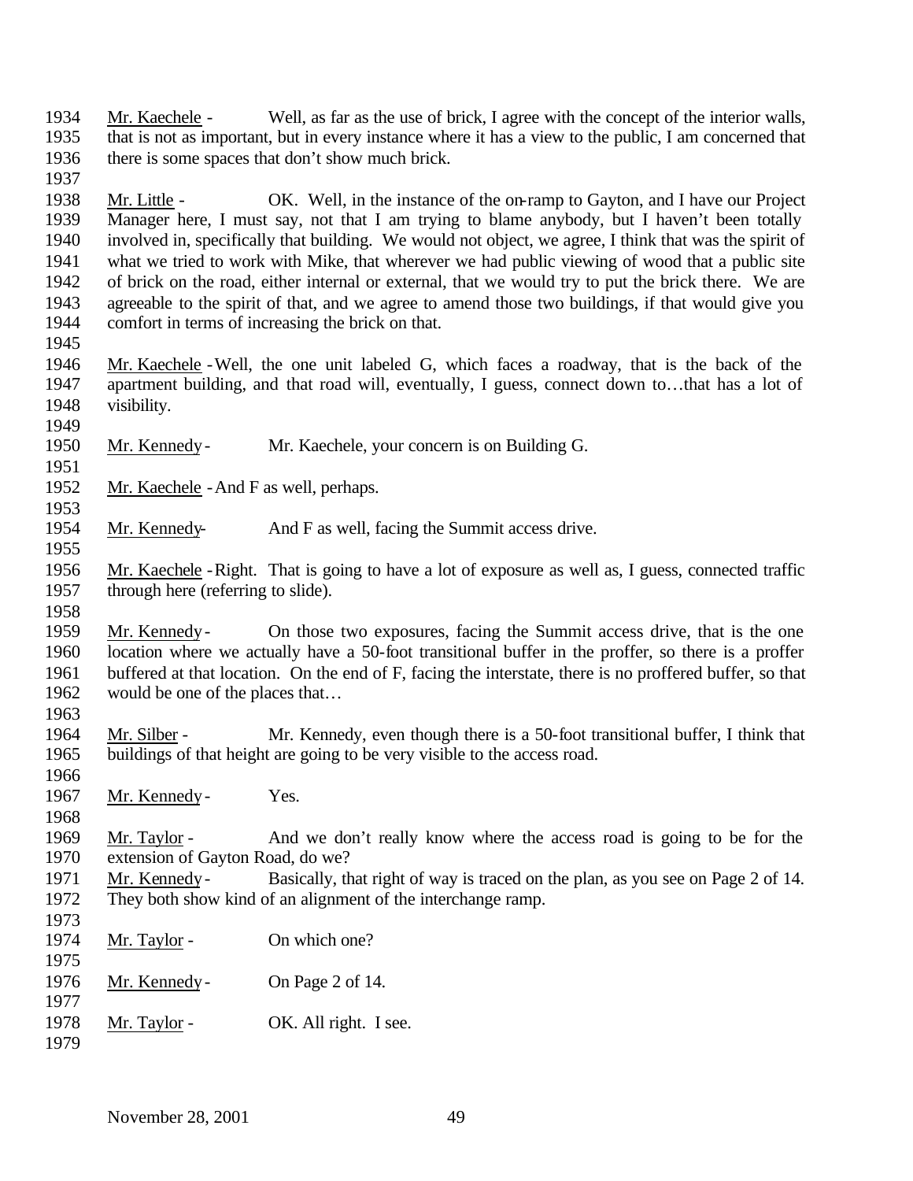Mr. Kaechele - Well, as far as the use of brick, I agree with the concept of the interior walls, that is not as important, but in every instance where it has a view to the public, I am concerned that there is some spaces that don't show much brick.

Mr. Little - OK. Well, in the instance of the on-ramp to Gayton, and I have our Project Manager here, I must say, not that I am trying to blame anybody, but I haven't been totally involved in, specifically that building. We would not object, we agree, I think that was the spirit of what we tried to work with Mike, that wherever we had public viewing of wood that a public site of brick on the road, either internal or external, that we would try to put the brick there. We are agreeable to the spirit of that, and we agree to amend those two buildings, if that would give you comfort in terms of increasing the brick on that.

Mr. Kaechele - Well, the one unit labeled G, which faces a roadway, that is the back of the apartment building, and that road will, eventually, I guess, connect down to…that has a lot of visibility.

Mr. Kennedy - Mr. Kaechele, your concern is on Building G.

Mr. Kaechele - And F as well, perhaps.

Mr. Kennedy - And F as well, facing the Summit access drive.

Mr. Kaechele - Right. That is going to have a lot of exposure as well as, I guess, connected traffic through here (referring to slide).

Mr. Kennedy - On those two exposures, facing the Summit access drive, that is the one location where we actually have a 50-foot transitional buffer in the proffer, so there is a proffer buffered at that location. On the end of F, facing the interstate, there is no proffered buffer, so that would be one of the places that…

Mr. Silber - Mr. Kennedy, even though there is a 50-foot transitional buffer, I think that buildings of that height are going to be very visible to the access road.

Mr. Kennedy - Yes.

Mr. Taylor - And we don't really know where the access road is going to be for the extension of Gayton Road, do we?

Mr. Kennedy - Basically, that right of way is traced on the plan, as you see on Page 2 of 14. They both show kind of an alignment of the interchange ramp.

Mr. Taylor - On which one?

Mr. Kennedy - On Page 2 of 14.

Mr. Taylor - OK. All right. I see.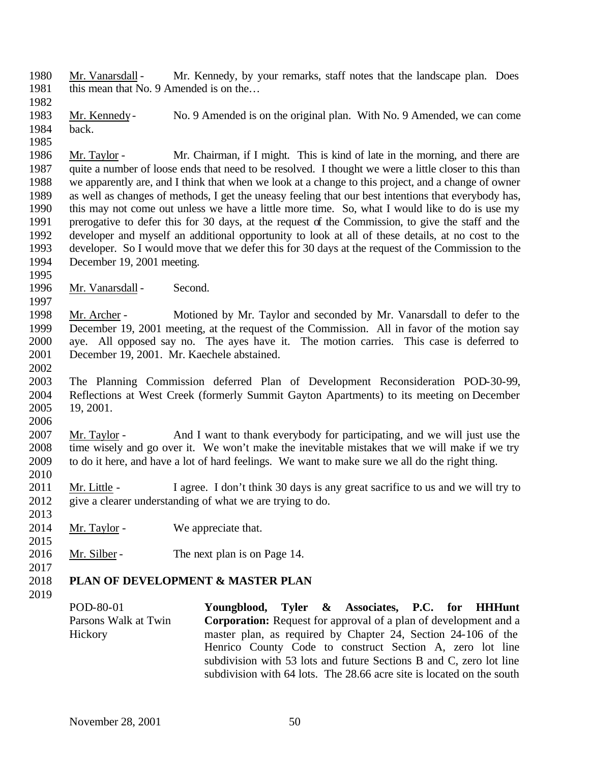Mr. Vanarsdall - Mr. Kennedy, by your remarks, staff notes that the landscape plan. Does this mean that No. 9 Amended is on the…

Mr. Kennedy - No. 9 Amended is on the original plan. With No. 9 Amended, we can come back.

Mr. Taylor - Mr. Chairman, if I might. This is kind of late in the morning, and there are quite a number of loose ends that need to be resolved. I thought we were a little closer to this than we apparently are, and I think that when we look at a change to this project, and a change of owner as well as changes of methods, I get the uneasy feeling that our best intentions that everybody has, this may not come out unless we have a little more time. So, what I would like to do is use my prerogative to defer this for 30 days, at the request of the Commission, to give the staff and the developer and myself an additional opportunity to look at all of these details, at no cost to the developer. So I would move that we defer this for 30 days at the request of the Commission to the December 19, 2001 meeting.

Mr. Vanarsdall - Second.

Mr. Archer - Motioned by Mr. Taylor and seconded by Mr. Vanarsdall to defer to the December 19, 2001 meeting, at the request of the Commission. All in favor of the motion say aye. All opposed say no. The ayes have it. The motion carries. This case is deferred to December 19, 2001. Mr. Kaechele abstained.

The Planning Commission deferred Plan of Development Reconsideration POD-30-99, Reflections at West Creek (formerly Summit Gayton Apartments) to its meeting on December 19, 2001.

Mr. Taylor - And I want to thank everybody for participating, and we will just use the time wisely and go over it. We won't make the inevitable mistakes that we will make if we try to do it here, and have a lot of hard feelings. We want to make sure we all do the right thing.

Mr. Little - I agree. I don't think 30 days is any great sacrifice to us and we will try to give a clearer understanding of what we are trying to do.

Mr. Taylor - We appreciate that.

Mr. Silber - The next plan is on Page 14.

**PLAN OF DEVELOPMENT & MASTER PLAN**

POD-80-01
Parsons Walk at Twin Hickory

**Youngblood, Tyler & Associates, P.C. for HHHunt Corporation:** Request for approval of a plan of development and a master plan, as required by Chapter 24, Section 24-106 of the Henrico County Code to construct Section A, zero lot line subdivision with 53 lots and future Sections B and C, zero lot line subdivision with 64 lots. The 28.66 acre site is located on the south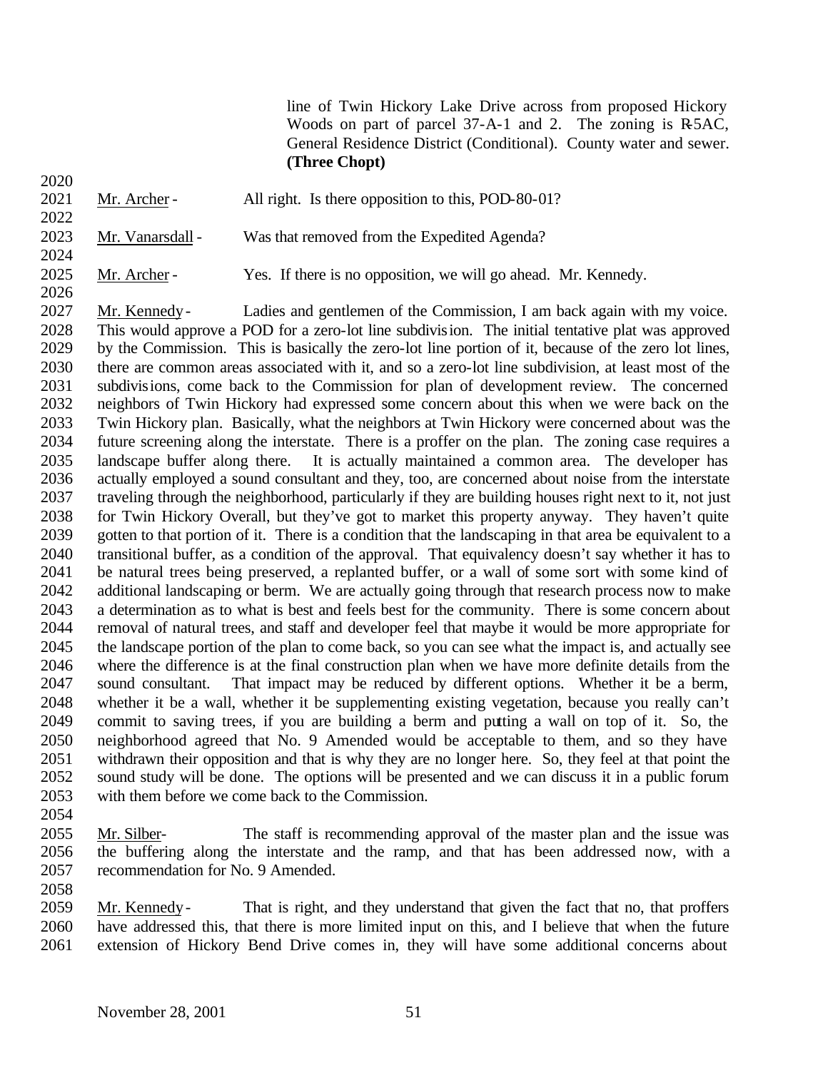line of Twin Hickory Lake Drive across from proposed Hickory Woods on part of parcel 37-A-1 and 2. The zoning is R-5AC, General Residence District (Conditional). County water and sewer. **(Three Chopt)**

Mr. Archer - All right. Is there opposition to this, POD-80-01?

Mr. Vanarsdall - Was that removed from the Expedited Agenda?

Mr. Archer - Yes. If there is no opposition, we will go ahead. Mr. Kennedy.

Mr. Kennedy - Ladies and gentlemen of the Commission, I am back again with my voice. This would approve a POD for a zero-lot line subdivision. The initial tentative plat was approved by the Commission. This is basically the zero-lot line portion of it, because of the zero lot lines, there are common areas associated with it, and so a zero-lot line subdivision, at least most of the subdivisions, come back to the Commission for plan of development review. The concerned neighbors of Twin Hickory had expressed some concern about this when we were back on the Twin Hickory plan. Basically, what the neighbors at Twin Hickory were concerned about was the future screening along the interstate. There is a proffer on the plan. The zoning case requires a landscape buffer along there. It is actually maintained a common area. The developer has actually employed a sound consultant and they, too, are concerned about noise from the interstate traveling through the neighborhood, particularly if they are building houses right next to it, not just for Twin Hickory Overall, but they've got to market this property anyway. They haven't quite gotten to that portion of it. There is a condition that the landscaping in that area be equivalent to a transitional buffer, as a condition of the approval. That equivalency doesn't say whether it has to be natural trees being preserved, a replanted buffer, or a wall of some sort with some kind of additional landscaping or berm. We are actually going through that research process now to make a determination as to what is best and feels best for the community. There is some concern about removal of natural trees, and staff and developer feel that maybe it would be more appropriate for the landscape portion of the plan to come back, so you can see what the impact is, and actually see where the difference is at the final construction plan when we have more definite details from the sound consultant. That impact may be reduced by different options. Whether it be a berm, whether it be a wall, whether it be supplementing existing vegetation, because you really can't commit to saving trees, if you are building a berm and putting a wall on top of it. So, the neighborhood agreed that No. 9 Amended would be acceptable to them, and so they have withdrawn their opposition and that is why they are no longer here. So, they feel at that point the sound study will be done. The options will be presented and we can discuss it in a public forum with them before we come back to the Commission.

Mr. Silber- The staff is recommending approval of the master plan and the issue was the buffering along the interstate and the ramp, and that has been addressed now, with a recommendation for No. 9 Amended.

Mr. Kennedy - That is right, and they understand that given the fact that no, that proffers have addressed this, that there is more limited input on this, and I believe that when the future extension of Hickory Bend Drive comes in, they will have some additional concerns about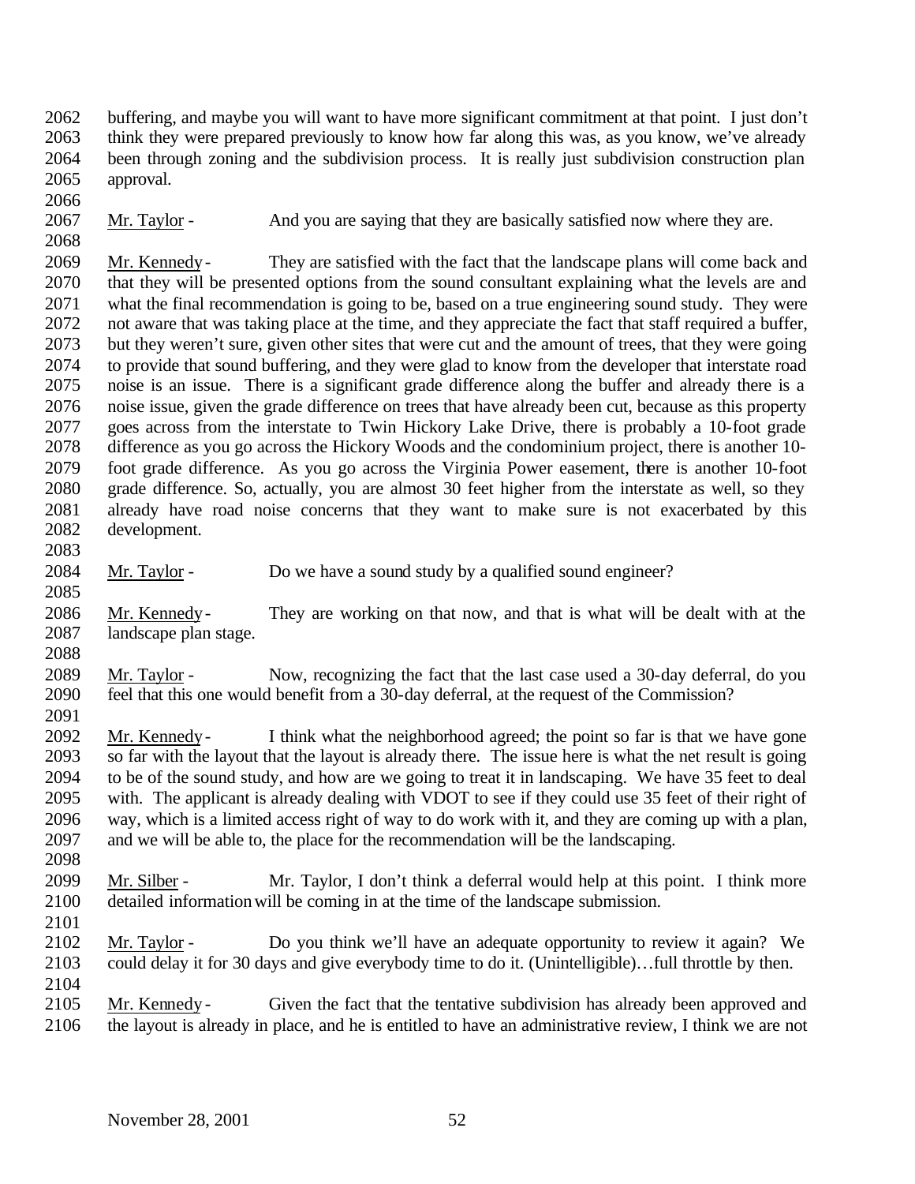buffering, and maybe you will want to have more significant commitment at that point. I just don't think they were prepared previously to know how far along this was, as you know, we've already been through zoning and the subdivision process. It is really just subdivision construction plan approval.

Mr. Taylor - And you are saying that they are basically satisfied now where they are.

Mr. Kennedy - They are satisfied with the fact that the landscape plans will come back and that they will be presented options from the sound consultant explaining what the levels are and what the final recommendation is going to be, based on a true engineering sound study. They were not aware that was taking place at the time, and they appreciate the fact that staff required a buffer, but they weren't sure, given other sites that were cut and the amount of trees, that they were going to provide that sound buffering, and they were glad to know from the developer that interstate road noise is an issue. There is a significant grade difference along the buffer and already there is a noise issue, given the grade difference on trees that have already been cut, because as this property goes across from the interstate to Twin Hickory Lake Drive, there is probably a 10-foot grade difference as you go across the Hickory Woods and the condominium project, there is another 10-foot grade difference. As you go across the Virginia Power easement, there is another 10-foot grade difference. So, actually, you are almost 30 feet higher from the interstate as well, so they already have road noise concerns that they want to make sure is not exacerbated by this development.

Mr. Taylor - Do we have a sound study by a qualified sound engineer?

Mr. Kennedy - They are working on that now, and that is what will be dealt with at the landscape plan stage.

Mr. Taylor - Now, recognizing the fact that the last case used a 30-day deferral, do you feel that this one would benefit from a 30-day deferral, at the request of the Commission?

Mr. Kennedy - I think what the neighborhood agreed; the point so far is that we have gone so far with the layout that the layout is already there. The issue here is what the net result is going to be of the sound study, and how are we going to treat it in landscaping. We have 35 feet to deal with. The applicant is already dealing with VDOT to see if they could use 35 feet of their right of way, which is a limited access right of way to do work with it, and they are coming up with a plan, and we will be able to, the place for the recommendation will be the landscaping.

Mr. Silber - Mr. Taylor, I don't think a deferral would help at this point. I think more detailed information will be coming in at the time of the landscape submission.

Mr. Taylor - Do you think we'll have an adequate opportunity to review it again? We could delay it for 30 days and give everybody time to do it. (Unintelligible)…full throttle by then.

Mr. Kennedy - Given the fact that the tentative subdivision has already been approved and the layout is already in place, and he is entitled to have an administrative review, I think we are not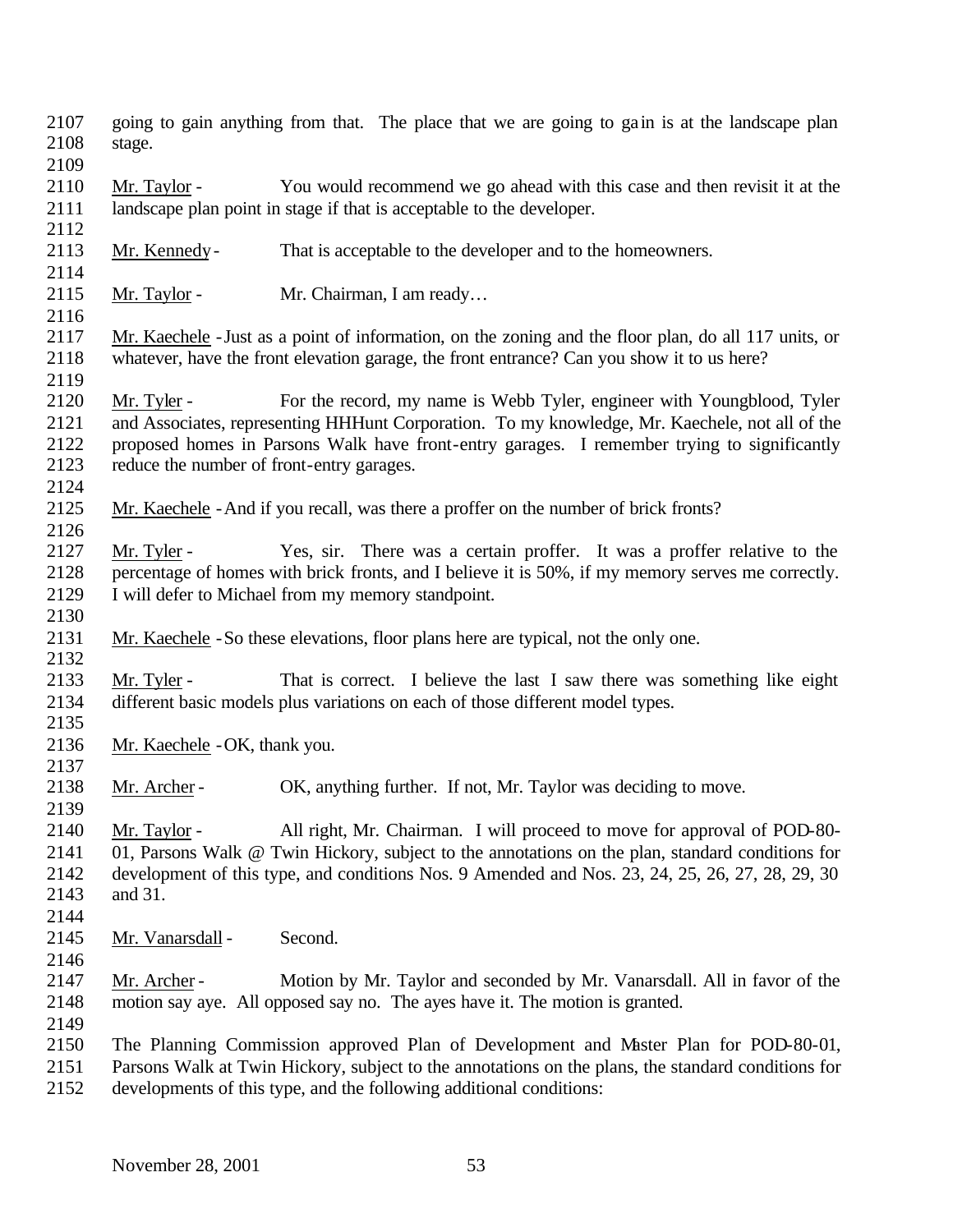going to gain anything from that. The place that we are going to gain is at the landscape plan stage.

Mr. Taylor - You would recommend we go ahead with this case and then revisit it at the landscape plan point in stage if that is acceptable to the developer.

Mr. Kennedy - That is acceptable to the developer and to the homeowners.

Mr. Taylor - Mr. Chairman, I am ready…

Mr. Kaechele - Just as a point of information, on the zoning and the floor plan, do all 117 units, or whatever, have the front elevation garage, the front entrance? Can you show it to us here?

Mr. Tyler - For the record, my name is Webb Tyler, engineer with Youngblood, Tyler and Associates, representing HHHunt Corporation. To my knowledge, Mr. Kaechele, not all of the proposed homes in Parsons Walk have front-entry garages. I remember trying to significantly reduce the number of front-entry garages.

Mr. Kaechele - And if you recall, was there a proffer on the number of brick fronts?

Mr. Tyler - Yes, sir. There was a certain proffer. It was a proffer relative to the percentage of homes with brick fronts, and I believe it is 50%, if my memory serves me correctly. I will defer to Michael from my memory standpoint.

Mr. Kaechele - So these elevations, floor plans here are typical, not the only one.

Mr. Tyler - That is correct. I believe the last I saw there was something like eight different basic models plus variations on each of those different model types.

Mr. Kaechele - OK, thank you.

Mr. Archer - OK, anything further. If not, Mr. Taylor was deciding to move.

Mr. Taylor - All right, Mr. Chairman. I will proceed to move for approval of POD-80-01, Parsons Walk @ Twin Hickory, subject to the annotations on the plan, standard conditions for development of this type, and conditions Nos. 9 Amended and Nos. 23, 24, 25, 26, 27, 28, 29, 30 and 31.

Mr. Vanarsdall - Second.

Mr. Archer - Motion by Mr. Taylor and seconded by Mr. Vanarsdall. All in favor of the motion say aye. All opposed say no. The ayes have it. The motion is granted.

The Planning Commission approved Plan of Development and Master Plan for POD-80-01, Parsons Walk at Twin Hickory, subject to the annotations on the plans, the standard conditions for developments of this type, and the following additional conditions: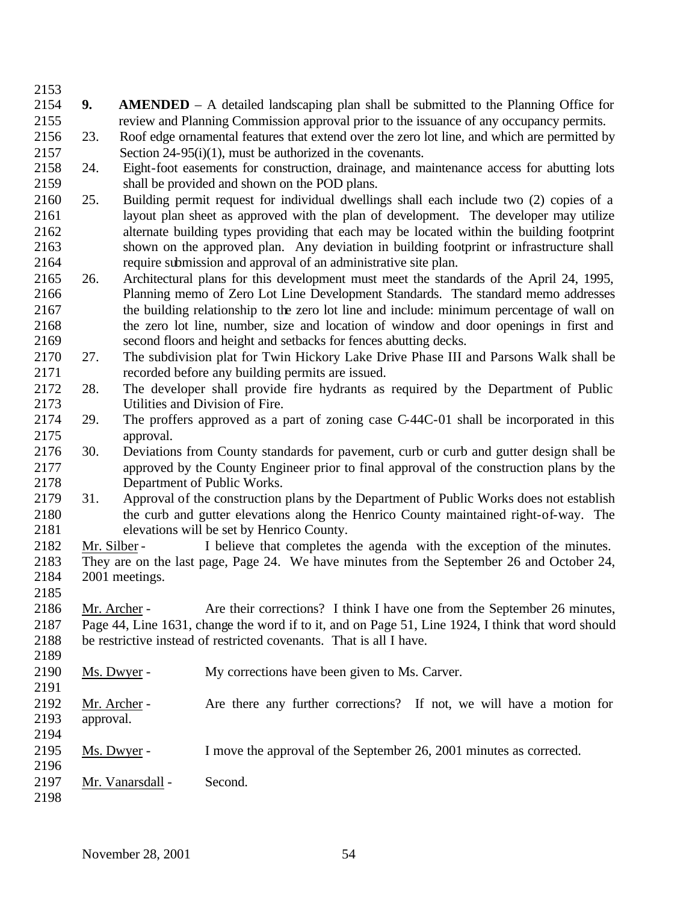**9. AMENDED** – A detailed landscaping plan shall be submitted to the Planning Office for review and Planning Commission approval prior to the issuance of any occupancy permits.

23. Roof edge ornamental features that extend over the zero lot line, and which are permitted by Section 24-95(i)(1), must be authorized in the covenants.

24. Eight-foot easements for construction, drainage, and maintenance access for abutting lots shall be provided and shown on the POD plans.

25. Building permit request for individual dwellings shall each include two (2) copies of a layout plan sheet as approved with the plan of development. The developer may utilize alternate building types providing that each may be located within the building footprint shown on the approved plan. Any deviation in building footprint or infrastructure shall require submission and approval of an administrative site plan.

26. Architectural plans for this development must meet the standards of the April 24, 1995, Planning memo of Zero Lot Line Development Standards. The standard memo addresses the building relationship to the zero lot line and include: minimum percentage of wall on the zero lot line, number, size and location of window and door openings in first and second floors and height and setbacks for fences abutting decks.

27. The subdivision plat for Twin Hickory Lake Drive Phase III and Parsons Walk shall be recorded before any building permits are issued.

28. The developer shall provide fire hydrants as required by the Department of Public Utilities and Division of Fire.

29. The proffers approved as a part of zoning case C-44C-01 shall be incorporated in this approval.

30. Deviations from County standards for pavement, curb or curb and gutter design shall be approved by the County Engineer prior to final approval of the construction plans by the Department of Public Works.

31. Approval of the construction plans by the Department of Public Works does not establish the curb and gutter elevations along the Henrico County maintained right-of-way. The elevations will be set by Henrico County.

Mr. Silber - I believe that completes the agenda with the exception of the minutes. They are on the last page, Page 24. We have minutes from the September 26 and October 24, 2001 meetings.

Mr. Archer - Are their corrections? I think I have one from the September 26 minutes, Page 44, Line 1631, change the word if to it, and on Page 51, Line 1924, I think that word should be restrictive instead of restricted covenants. That is all I have.

Ms. Dwyer - My corrections have been given to Ms. Carver.

Mr. Archer - Are there any further corrections? If not, we will have a motion for approval.

Ms. Dwyer - I move the approval of the September 26, 2001 minutes as corrected.

Mr. Vanarsdall - Second.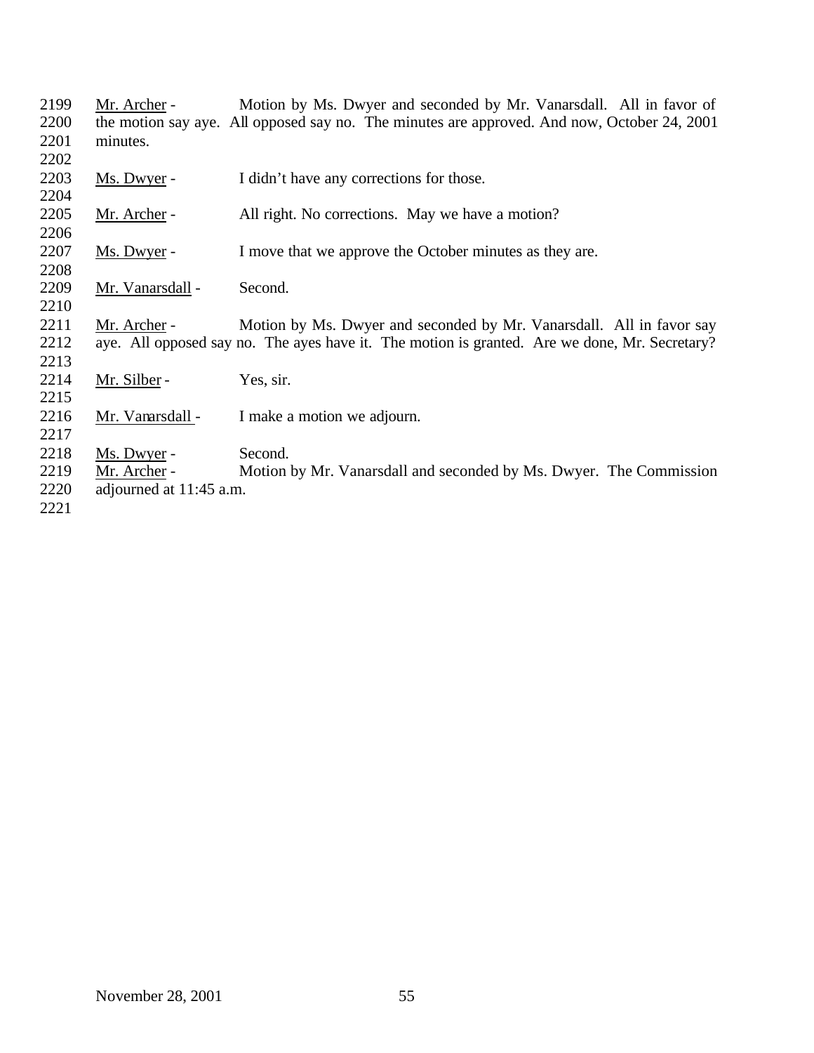Mr. Archer - Motion by Ms. Dwyer and seconded by Mr. Vanarsdall. All in favor of the motion say aye. All opposed say no. The minutes are approved. And now, October 24, 2001 minutes.

Ms. Dwyer - I didn't have any corrections for those.

Mr. Archer - All right. No corrections. May we have a motion?

Ms. Dwyer - I move that we approve the October minutes as they are.

Mr. Vanarsdall - Second.

Mr. Archer - Motion by Ms. Dwyer and seconded by Mr. Vanarsdall. All in favor say aye. All opposed say no. The ayes have it. The motion is granted. Are we done, Mr. Secretary?

Mr. Silber - Yes, sir.

Mr. Vanarsdall - I make a motion we adjourn.

Ms. Dwyer - Second.

Mr. Archer - Motion by Mr. Vanarsdall and seconded by Ms. Dwyer. The Commission adjourned at 11:45 a.m.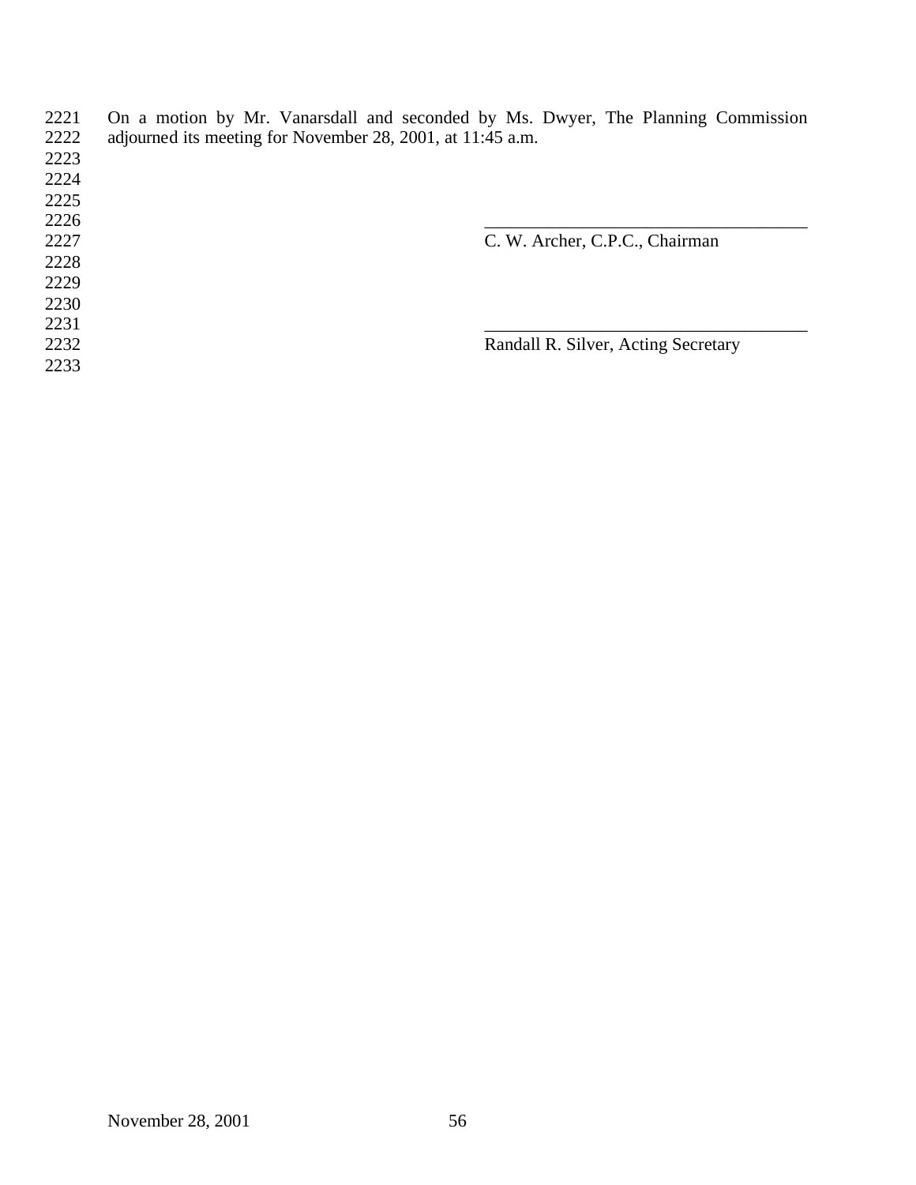On a motion by Mr. Vanarsdall and seconded by Ms. Dwyer, The Planning Commission adjourned its meeting for November 28, 2001, at 11:45 a.m.

\_\_\_\_\_\_\_\_\_\_\_\_\_\_\_\_\_\_\_\_\_\_\_\_\_\_\_\_\_\_\_\_\_\_\_\_

C. W. Archer, C.P.C., Chairman

\_\_\_\_\_\_\_\_\_\_\_\_\_\_\_\_\_\_\_\_\_\_\_\_\_\_\_\_\_\_\_\_\_\_\_\_

Randall R. Silver, Acting Secretary